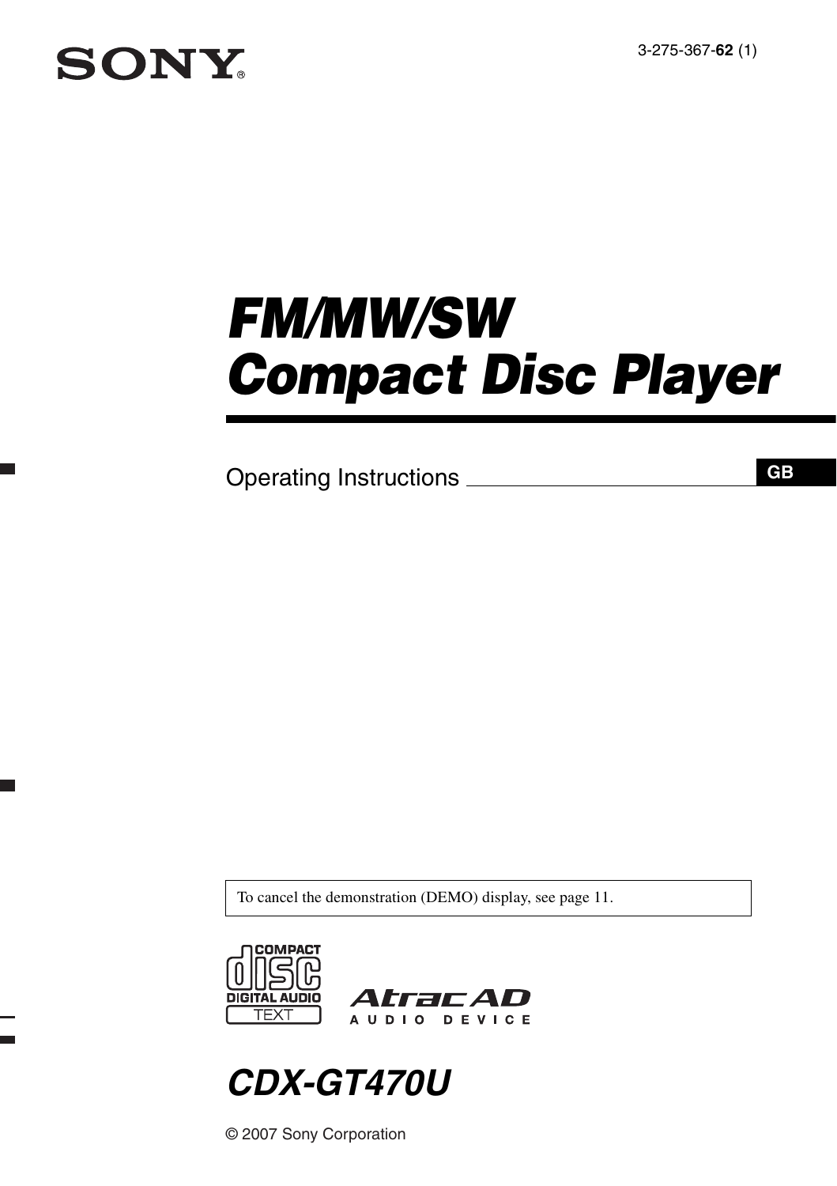SONY

3-275-367-**62** (1)

# FM/MW/SW
# Compact Disc Player

Operating Instructions **GB**

To cancel the demonstration (DEMO) display, see page 11.

COMPACT disc DIGITAL AUDIO TEXT

Atrac AD AUDIO DEVICE

## CDX-GT470U

© 2007 Sony Corporation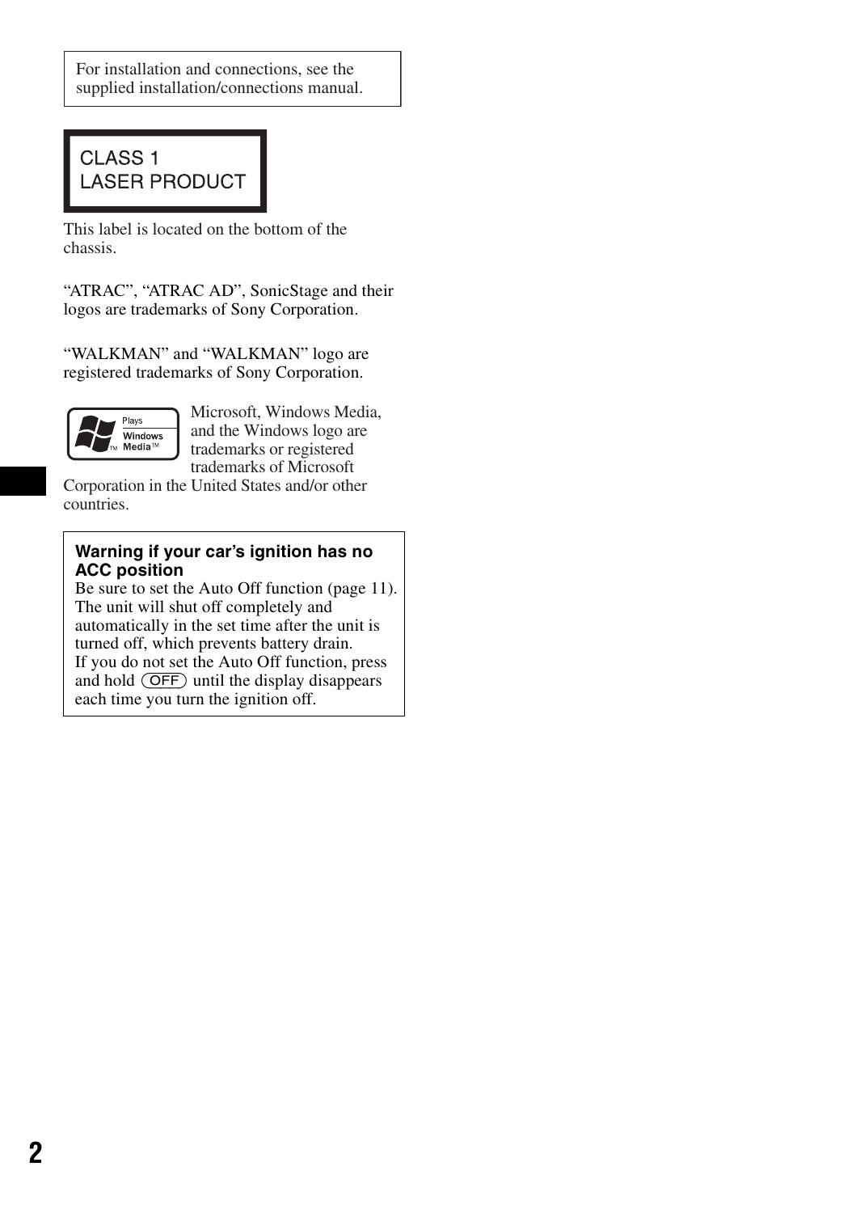For installation and connections, see the supplied installation/connections manual.

CLASS 1
LASER PRODUCT

This label is located on the bottom of the chassis.

"ATRAC", "ATRAC AD", SonicStage and their logos are trademarks of Sony Corporation.

"WALKMAN" and "WALKMAN" logo are registered trademarks of Sony Corporation.

Microsoft, Windows Media, and the Windows logo are trademarks or registered trademarks of Microsoft Corporation in the United States and/or other countries.

**Warning if your car's ignition has no ACC position**

Be sure to set the Auto Off function (page 11). The unit will shut off completely and automatically in the set time after the unit is turned off, which prevents battery drain.
If you do not set the Auto Off function, press and hold (OFF) until the display disappears each time you turn the ignition off.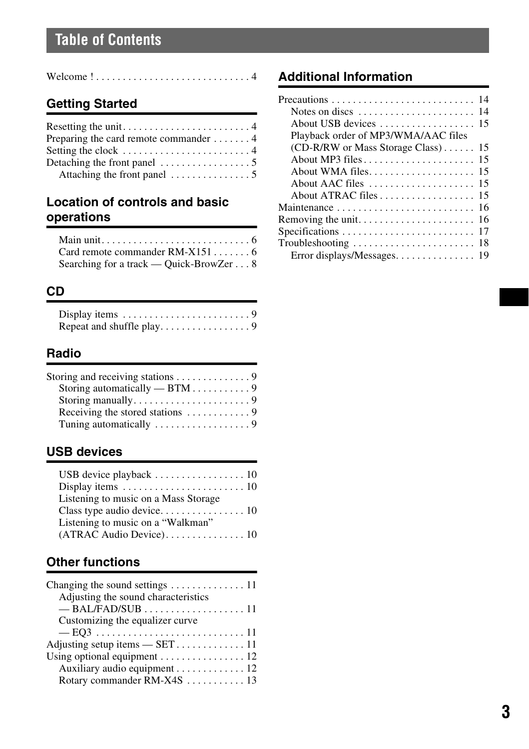# Table of Contents

Welcome ! . . . . . . . . . . . . . . . . . . . . . . . . . . . . . 4

## Getting Started

Resetting the unit . . . . . . . . . . . . . . . . . . . . . . . . 4
Preparing the card remote commander . . . . . . . 4
Setting the clock . . . . . . . . . . . . . . . . . . . . . . . . 4
Detaching the front panel . . . . . . . . . . . . . . . . . 5
- Attaching the front panel . . . . . . . . . . . . . . . 5

## Location of controls and basic operations

- Main unit . . . . . . . . . . . . . . . . . . . . . . . . . . . . 6
- Card remote commander RM-X151 . . . . . . . 6
- Searching for a track — Quick-BrowZer . . . 8

## CD

- Display items . . . . . . . . . . . . . . . . . . . . . . . . 9
- Repeat and shuffle play. . . . . . . . . . . . . . . . . 9

## Radio

Storing and receiving stations . . . . . . . . . . . . . . 9
- Storing automatically — BTM . . . . . . . . . . . 9
- Storing manually. . . . . . . . . . . . . . . . . . . . . . 9
- Receiving the stored stations . . . . . . . . . . . . 9
- Tuning automatically . . . . . . . . . . . . . . . . . . 9

## USB devices

- USB device playback . . . . . . . . . . . . . . . . . 10
- Display items . . . . . . . . . . . . . . . . . . . . . . . 10
- Listening to music on a Mass Storage Class type audio device. . . . . . . . . . . . . . . . 10
- Listening to music on a “Walkman” (ATRAC Audio Device) . . . . . . . . . . . . . . . 10

## Other functions

Changing the sound settings . . . . . . . . . . . . . . 11
- Adjusting the sound characteristics — BAL/FAD/SUB . . . . . . . . . . . . . . . . . . . 11
- Customizing the equalizer curve — EQ3 . . . . . . . . . . . . . . . . . . . . . . . . . . . . 11

Adjusting setup items — SET . . . . . . . . . . . . . 11
Using optional equipment . . . . . . . . . . . . . . . . 12
- Auxiliary audio equipment . . . . . . . . . . . . . 12
- Rotary commander RM-X4S . . . . . . . . . . . 13

## Additional Information

Precautions . . . . . . . . . . . . . . . . . . . . . . . . . . . 14
- Notes on discs . . . . . . . . . . . . . . . . . . . . . . 14
- About USB devices . . . . . . . . . . . . . . . . . . 15
- Playback order of MP3/WMA/AAC files (CD-R/RW or Mass Storage Class) . . . . . . 15
- About MP3 files . . . . . . . . . . . . . . . . . . . . . 15
- About WMA files. . . . . . . . . . . . . . . . . . . . 15
- About AAC files . . . . . . . . . . . . . . . . . . . . 15
- About ATRAC files . . . . . . . . . . . . . . . . . . 15

Maintenance . . . . . . . . . . . . . . . . . . . . . . . . . . 16
Removing the unit. . . . . . . . . . . . . . . . . . . . . . 16
Specifications . . . . . . . . . . . . . . . . . . . . . . . . . 17
Troubleshooting . . . . . . . . . . . . . . . . . . . . . . . 18
- Error displays/Messages. . . . . . . . . . . . . . . 19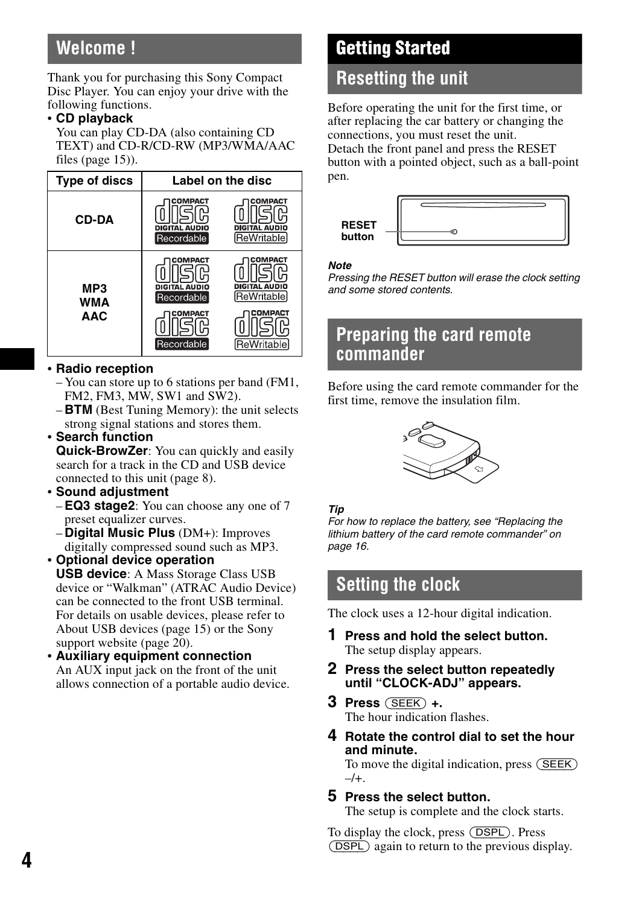# Welcome !

Thank you for purchasing this Sony Compact Disc Player. You can enjoy your drive with the following functions.

- **CD playback**
  You can play CD-DA (also containing CD TEXT) and CD-R/CD-RW (MP3/WMA/AAC files (page 15)).

| Type of discs | Label on the disc |
|---|---|
| CD-DA | COMPACT disc DIGITAL AUDIO Recordable / COMPACT disc DIGITAL AUDIO ReWritable |
| MP3 WMA AAC | COMPACT disc DIGITAL AUDIO Recordable / COMPACT disc DIGITAL AUDIO ReWritable / COMPACT disc Recordable / COMPACT disc ReWritable |

- **Radio reception**
  - You can store up to 6 stations per band (FM1, FM2, FM3, MW, SW1 and SW2).
  - **BTM** (Best Tuning Memory): the unit selects strong signal stations and stores them.
- **Search function**
  **Quick-BrowZer**: You can quickly and easily search for a track in the CD and USB device connected to this unit (page 8).
- **Sound adjustment**
  - **EQ3 stage2**: You can choose any one of 7 preset equalizer curves.
  - **Digital Music Plus** (DM+): Improves digitally compressed sound such as MP3.
- **Optional device operation**
  **USB device**: A Mass Storage Class USB device or "Walkman" (ATRAC Audio Device) can be connected to the front USB terminal. For details on usable devices, please refer to About USB devices (page 15) or the Sony support website (page 20).
- **Auxiliary equipment connection**
  An AUX input jack on the front of the unit allows connection of a portable audio device.

# Getting Started

## Resetting the unit

Before operating the unit for the first time, or after replacing the car battery or changing the connections, you must reset the unit.
Detach the front panel and press the RESET button with a pointed object, such as a ball-point pen.

RESET button

***Note***
*Pressing the RESET button will erase the clock setting and some stored contents.*

## Preparing the card remote commander

Before using the card remote commander for the first time, remove the insulation film.

***Tip***
*For how to replace the battery, see "Replacing the lithium battery of the card remote commander" on page 16.*

## Setting the clock

The clock uses a 12-hour digital indication.

1. **Press and hold the select button.**
   The setup display appears.
2. **Press the select button repeatedly until "CLOCK-ADJ" appears.**
3. **Press (SEEK) +.**
   The hour indication flashes.
4. **Rotate the control dial to set the hour and minute.**
   To move the digital indication, press (SEEK) –/+.
5. **Press the select button.**
   The setup is complete and the clock starts.

To display the clock, press (DSPL). Press (DSPL) again to return to the previous display.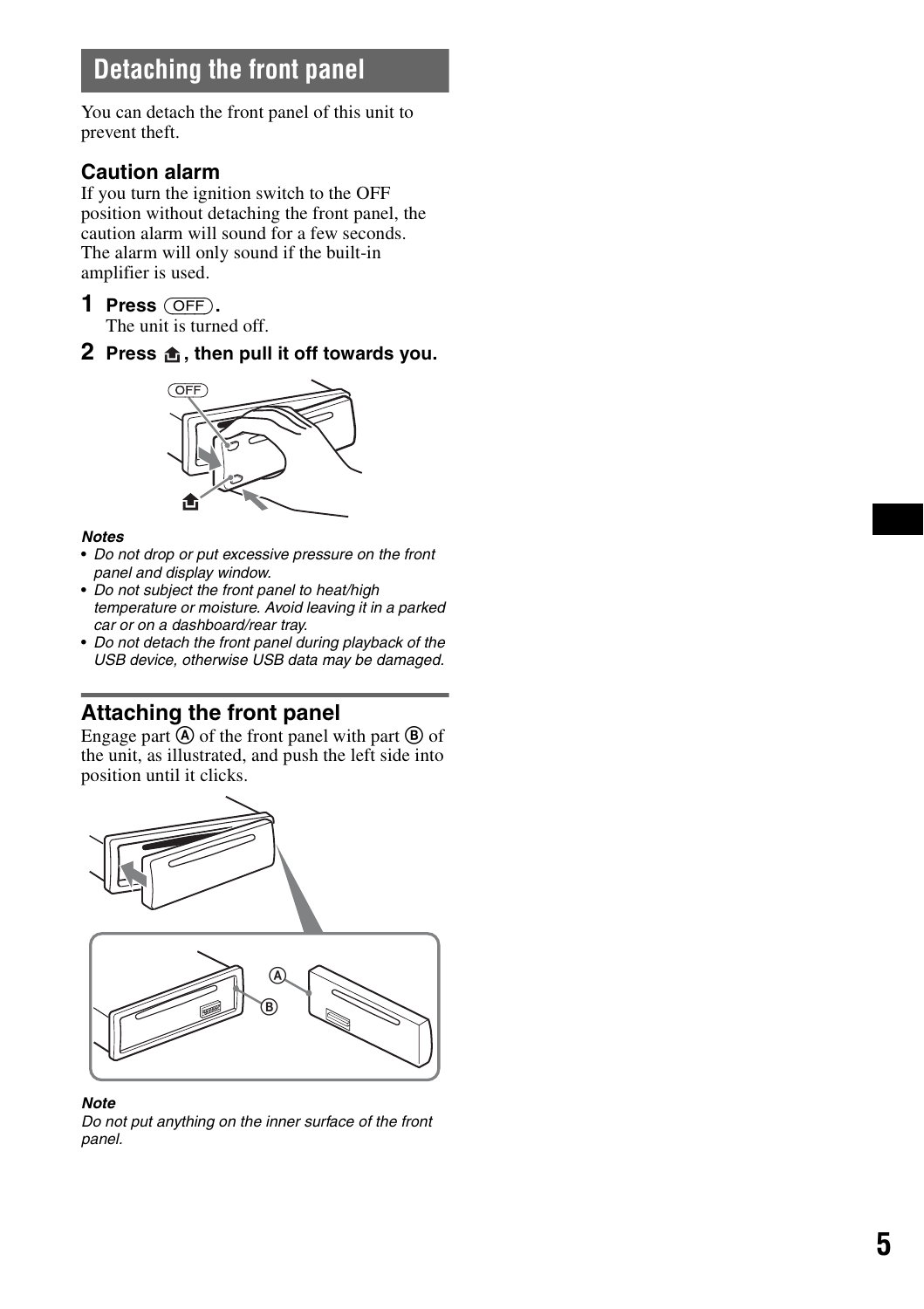## Detaching the front panel

You can detach the front panel of this unit to prevent theft.

### Caution alarm

If you turn the ignition switch to the OFF position without detaching the front panel, the caution alarm will sound for a few seconds.
The alarm will only sound if the built-in amplifier is used.

**1** **Press (OFF).**
The unit is turned off.

**2** **Press ⏏, then pull it off towards you.**

***Notes***

- *Do not drop or put excessive pressure on the front panel and display window.*
- *Do not subject the front panel to heat/high temperature or moisture. Avoid leaving it in a parked car or on a dashboard/rear tray.*
- *Do not detach the front panel during playback of the USB device, otherwise USB data may be damaged.*

### Attaching the front panel

Engage part Ⓐ of the front panel with part Ⓑ of the unit, as illustrated, and push the left side into position until it clicks.

***Note***

*Do not put anything on the inner surface of the front panel.*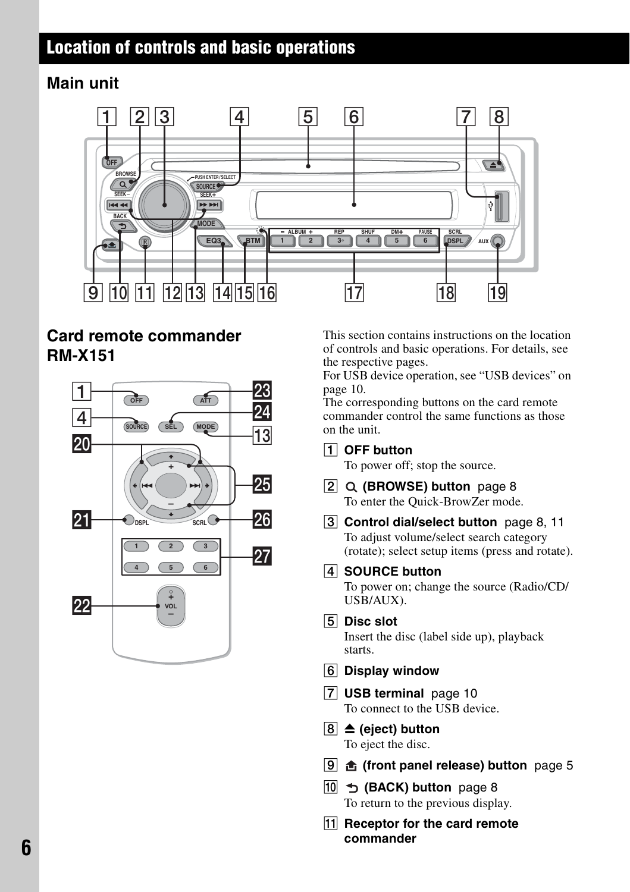## Location of controls and basic operations

### Main unit

### Card remote commander RM-X151

This section contains instructions on the location of controls and basic operations. For details, see the respective pages.
For USB device operation, see "USB devices" on page 10.
The corresponding buttons on the card remote commander control the same functions as those on the unit.

1. **OFF button**
   To power off; stop the source.
2. **(BROWSE) button** page 8
   To enter the Quick-BrowZer mode.
3. **Control dial/select button** page 8, 11
   To adjust volume/select search category (rotate); select setup items (press and rotate).
4. **SOURCE button**
   To power on; change the source (Radio/CD/USB/AUX).
5. **Disc slot**
   Insert the disc (label side up), playback starts.
6. **Display window**
7. **USB terminal** page 10
   To connect to the USB device.
8. **(eject) button**
   To eject the disc.
9. **(front panel release) button** page 5
10. **(BACK) button** page 8
    To return to the previous display.
11. **Receptor for the card remote commander**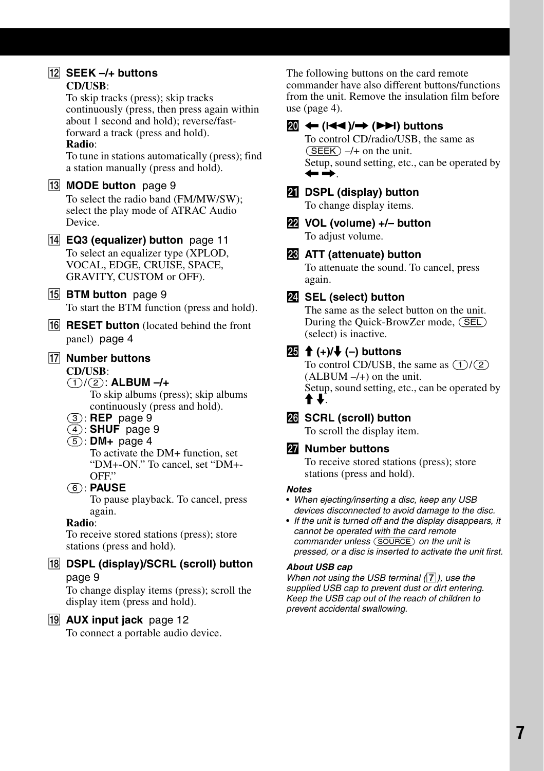**12 SEEK –/+ buttons**

**CD/USB**:
To skip tracks (press); skip tracks continuously (press, then press again within about 1 second and hold); reverse/fast-forward a track (press and hold).
**Radio**:
To tune in stations automatically (press); find a station manually (press and hold).

**13 MODE button** page 9

To select the radio band (FM/MW/SW); select the play mode of ATRAC Audio Device.

**14 EQ3 (equalizer) button** page 11

To select an equalizer type (XPLOD, VOCAL, EDGE, CRUISE, SPACE, GRAVITY, CUSTOM or OFF).

**15 BTM button** page 9

To start the BTM function (press and hold).

**16 RESET button** (located behind the front panel) page 4

**17 Number buttons**

**CD/USB**:
(1)/(2): **ALBUM –/+**
To skip albums (press); skip albums continuously (press and hold).
(3): **REP** page 9
(4): **SHUF** page 9
(5): **DM+** page 4
To activate the DM+ function, set "DM+-ON." To cancel, set "DM+-OFF."
(6): **PAUSE**
To pause playback. To cancel, press again.
**Radio**:
To receive stored stations (press); store stations (press and hold).

**18 DSPL (display)/SCRL (scroll) button** page 9

To change display items (press); scroll the display item (press and hold).

**19 AUX input jack** page 12

To connect a portable audio device.

The following buttons on the card remote commander have also different buttons/functions from the unit. Remove the insulation film before use (page 4).

**20 ← (|◀◀)/→ (▶▶|) buttons**

To control CD/radio/USB, the same as (SEEK) –/+ on the unit.
Setup, sound setting, etc., can be operated by ← →.

**21 DSPL (display) button**

To change display items.

**22 VOL (volume) +/– button**

To adjust volume.

**23 ATT (attenuate) button**

To attenuate the sound. To cancel, press again.

**24 SEL (select) button**

The same as the select button on the unit.
During the Quick-BrowZer mode, (SEL) (select) is inactive.

**25 ↑ (+)/↓ (–) buttons**

To control CD/USB, the same as (1)/(2) (ALBUM –/+) on the unit.
Setup, sound setting, etc., can be operated by ↑ ↓.

**26 SCRL (scroll) button**

To scroll the display item.

**27 Number buttons**

To receive stored stations (press); store stations (press and hold).

***Notes***

- *When ejecting/inserting a disc, keep any USB devices disconnected to avoid damage to the disc.*
- *If the unit is turned off and the display disappears, it cannot be operated with the card remote commander unless (SOURCE) on the unit is pressed, or a disc is inserted to activate the unit first.*

***About USB cap***

*When not using the USB terminal (7), use the supplied USB cap to prevent dust or dirt entering. Keep the USB cap out of the reach of children to prevent accidental swallowing.*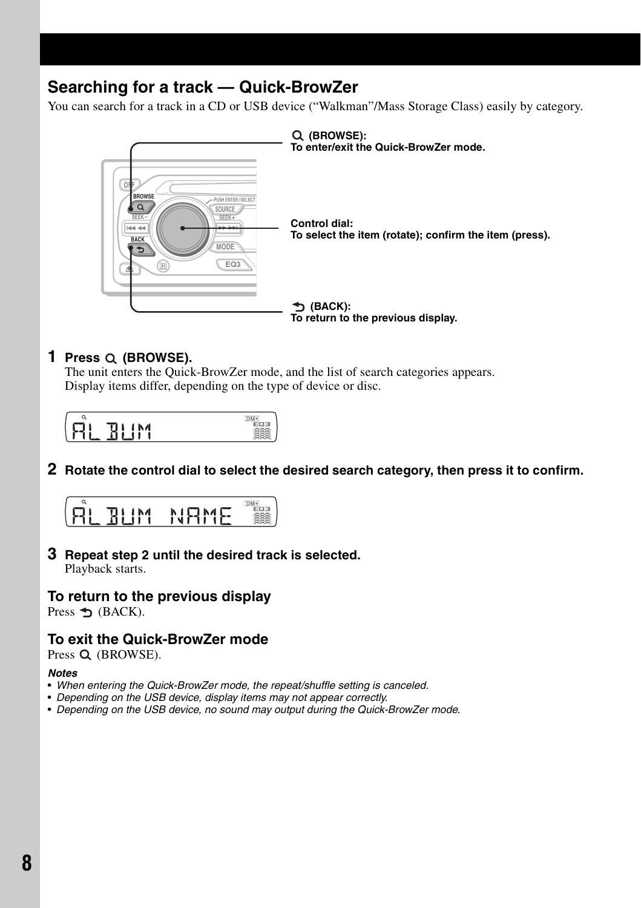## Searching for a track — Quick-BrowZer

You can search for a track in a CD or USB device (“Walkman”/Mass Storage Class) easily by category.

**(BROWSE):**
**To enter/exit the Quick-BrowZer mode.**

**Control dial:**
**To select the item (rotate); confirm the item (press).**

**(BACK):**
**To return to the previous display.**

**1 Press (BROWSE).**
The unit enters the Quick-BrowZer mode, and the list of search categories appears.
Display items differ, depending on the type of device or disc.

**2 Rotate the control dial to select the desired search category, then press it to confirm.**

**3 Repeat step 2 until the desired track is selected.**
Playback starts.

### To return to the previous display

Press (BACK).

### To exit the Quick-BrowZer mode

Press (BROWSE).

***Notes***

- *When entering the Quick-BrowZer mode, the repeat/shuffle setting is canceled.*
- *Depending on the USB device, display items may not appear correctly.*
- *Depending on the USB device, no sound may output during the Quick-BrowZer mode.*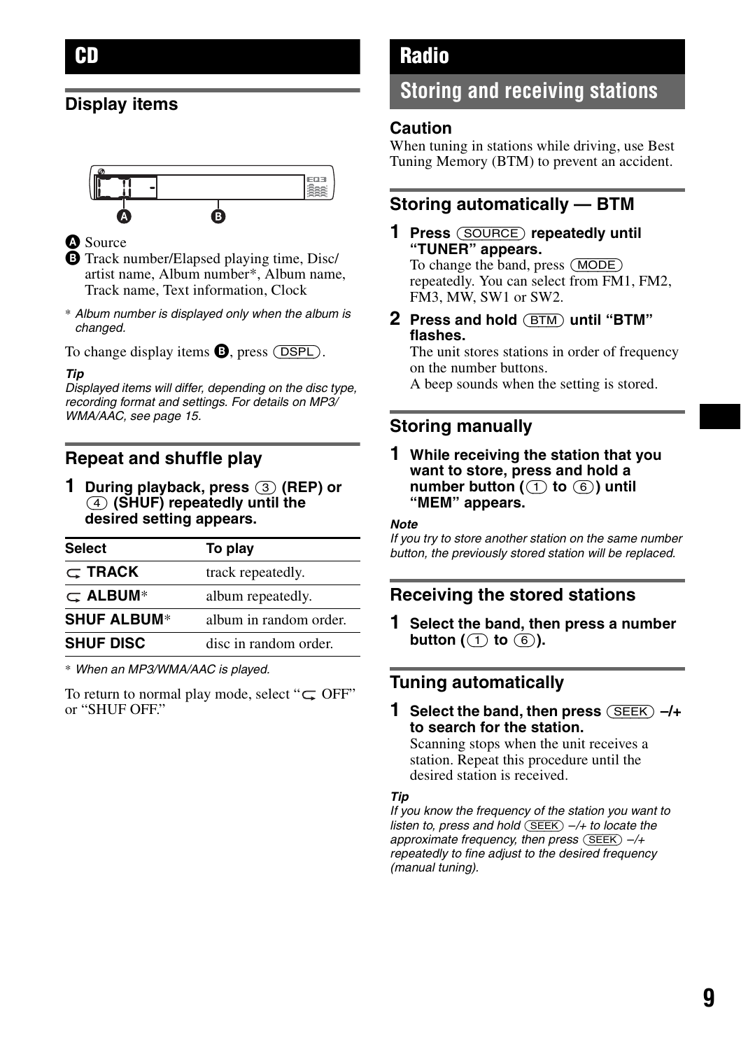# CD

## Display items

Ⓐ Source
Ⓑ Track number/Elapsed playing time, Disc/artist name, Album number*, Album name, Track name, Text information, Clock

\* *Album number is displayed only when the album is changed.*

To change display items Ⓑ, press (DSPL).

***Tip***
*Displayed items will differ, depending on the disc type, recording format and settings. For details on MP3/WMA/AAC, see page 15.*

## Repeat and shuffle play

**1 During playback, press (3) (REP) or (4) (SHUF) repeatedly until the desired setting appears.**

| Select | To play |
|---|---|
| **TRACK** | track repeatedly. |
| **ALBUM*** | album repeatedly. |
| **SHUF ALBUM*** | album in random order. |
| **SHUF DISC** | disc in random order. |

\* *When an MP3/WMA/AAC is played.*

To return to normal play mode, select " OFF" or "SHUF OFF."

# Radio

## Storing and receiving stations

### Caution

When tuning in stations while driving, use Best Tuning Memory (BTM) to prevent an accident.

## Storing automatically — BTM

**1 Press (SOURCE) repeatedly until "TUNER" appears.**
To change the band, press (MODE) repeatedly. You can select from FM1, FM2, FM3, MW, SW1 or SW2.

**2 Press and hold (BTM) until "BTM" flashes.**
The unit stores stations in order of frequency on the number buttons.
A beep sounds when the setting is stored.

## Storing manually

**1 While receiving the station that you want to store, press and hold a number button ((1) to (6)) until "MEM" appears.**

***Note***
*If you try to store another station on the same number button, the previously stored station will be replaced.*

## Receiving the stored stations

**1 Select the band, then press a number button ((1) to (6)).**

## Tuning automatically

**1 Select the band, then press (SEEK) –/+ to search for the station.**
Scanning stops when the unit receives a station. Repeat this procedure until the desired station is received.

***Tip***
*If you know the frequency of the station you want to listen to, press and hold (SEEK) –/+ to locate the approximate frequency, then press (SEEK) –/+ repeatedly to fine adjust to the desired frequency (manual tuning).*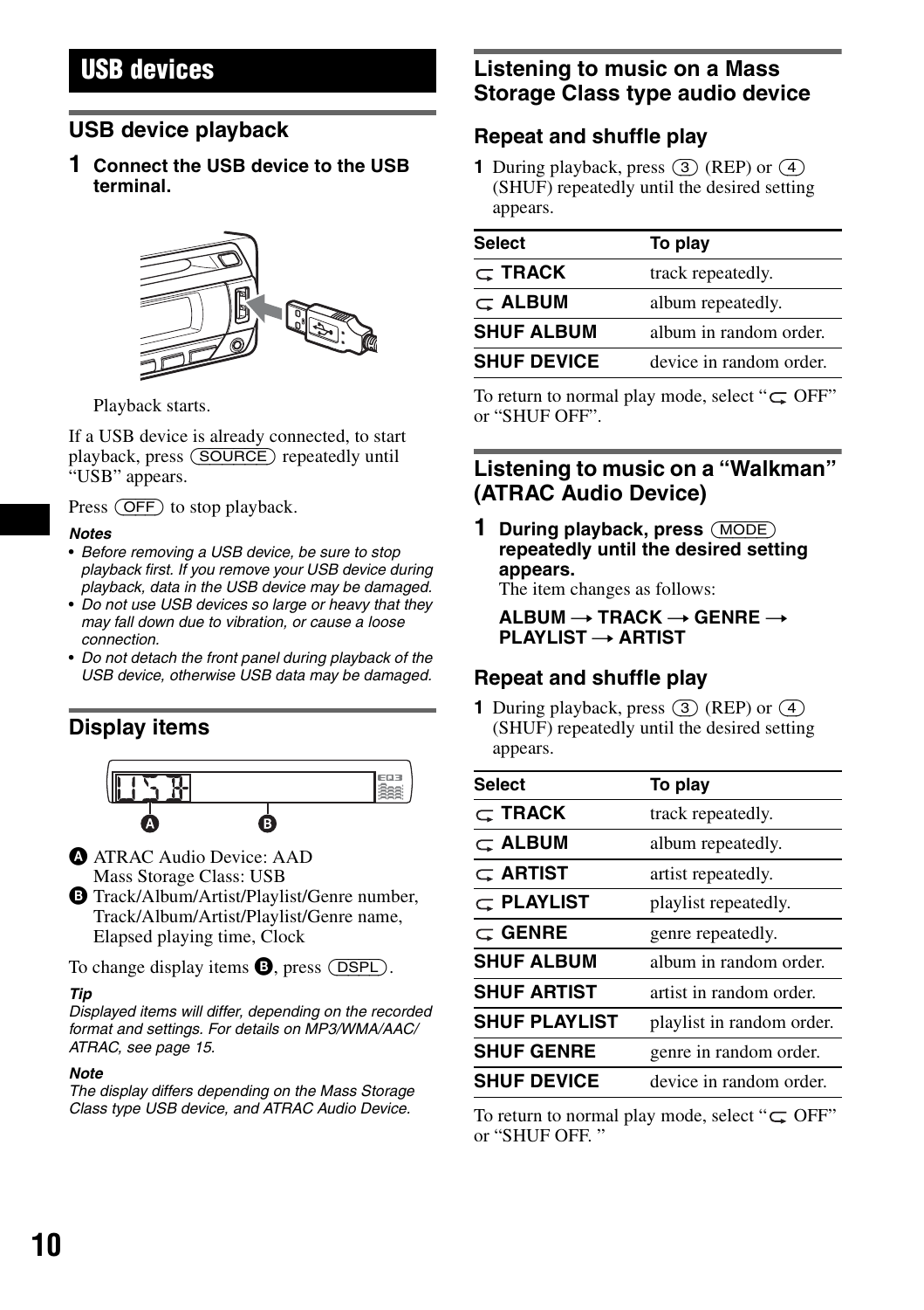# USB devices

## USB device playback

**1 Connect the USB device to the USB terminal.**

Playback starts.

If a USB device is already connected, to start playback, press (SOURCE) repeatedly until "USB" appears.

Press (OFF) to stop playback.

***Notes***

- *Before removing a USB device, be sure to stop playback first. If you remove your USB device during playback, data in the USB device may be damaged.*
- *Do not use USB devices so large or heavy that they may fall down due to vibration, or cause a loose connection.*
- *Do not detach the front panel during playback of the USB device, otherwise USB data may be damaged.*

## Display items

**A** ATRAC Audio Device: AAD
Mass Storage Class: USB

**B** Track/Album/Artist/Playlist/Genre number, Track/Album/Artist/Playlist/Genre name, Elapsed playing time, Clock

To change display items **B**, press (DSPL).

***Tip***

*Displayed items will differ, depending on the recorded format and settings. For details on MP3/WMA/AAC/ATRAC, see page 15.*

***Note***

*The display differs depending on the Mass Storage Class type USB device, and ATRAC Audio Device.*

## Listening to music on a Mass Storage Class type audio device

### Repeat and shuffle play

**1** During playback, press (3) (REP) or (4) (SHUF) repeatedly until the desired setting appears.

| Select | To play |
|---|---|
| **TRACK** (repeat) | track repeatedly. |
| **ALBUM** (repeat) | album repeatedly. |
| **SHUF ALBUM** | album in random order. |
| **SHUF DEVICE** | device in random order. |

To return to normal play mode, select "(repeat) OFF" or "SHUF OFF".

## Listening to music on a "Walkman" (ATRAC Audio Device)

**1 During playback, press (MODE) repeatedly until the desired setting appears.**

The item changes as follows:

**ALBUM → TRACK → GENRE → PLAYLIST → ARTIST**

### Repeat and shuffle play

**1** During playback, press (3) (REP) or (4) (SHUF) repeatedly until the desired setting appears.

| Select | To play |
|---|---|
| **TRACK** (repeat) | track repeatedly. |
| **ALBUM** (repeat) | album repeatedly. |
| **ARTIST** (repeat) | artist repeatedly. |
| **PLAYLIST** (repeat) | playlist repeatedly. |
| **GENRE** (repeat) | genre repeatedly. |
| **SHUF ALBUM** | album in random order. |
| **SHUF ARTIST** | artist in random order. |
| **SHUF PLAYLIST** | playlist in random order. |
| **SHUF GENRE** | genre in random order. |
| **SHUF DEVICE** | device in random order. |

To return to normal play mode, select "(repeat) OFF" or "SHUF OFF. "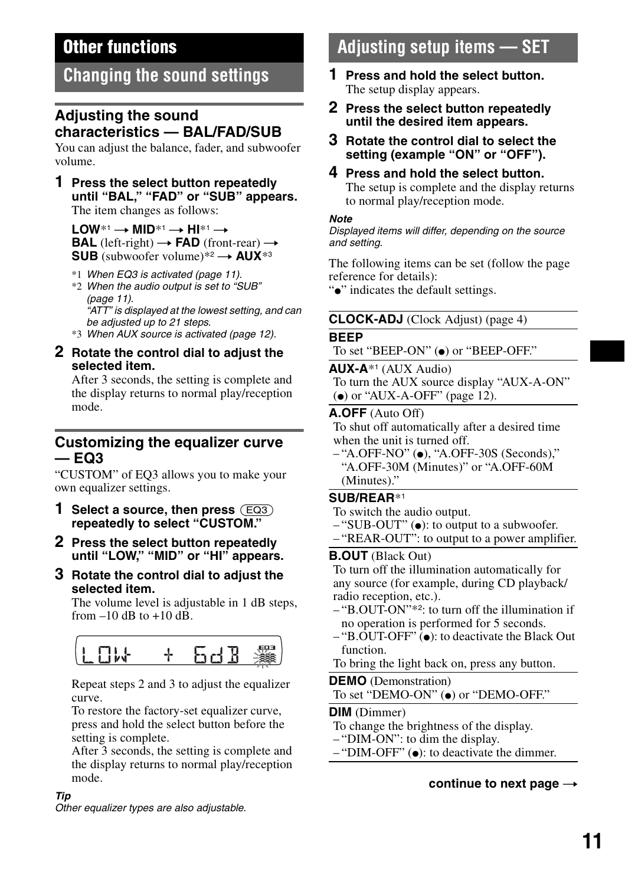# Other functions

## Changing the sound settings

### Adjusting the sound characteristics — BAL/FAD/SUB

You can adjust the balance, fader, and subwoofer volume.

**1 Press the select button repeatedly until "BAL," "FAD" or "SUB" appears.**

The item changes as follows:

**LOW**\*1 → **MID**\*1 → **HI**\*1 → **BAL** (left-right) → **FAD** (front-rear) → **SUB** (subwoofer volume)\*2 → **AUX**\*3

\*1 *When EQ3 is activated (page 11).*
\*2 *When the audio output is set to "SUB" (page 11).*
*"ATT" is displayed at the lowest setting, and can be adjusted up to 21 steps.*
\*3 *When AUX source is activated (page 12).*

**2 Rotate the control dial to adjust the selected item.**

After 3 seconds, the setting is complete and the display returns to normal play/reception mode.

### Customizing the equalizer curve — EQ3

"CUSTOM" of EQ3 allows you to make your own equalizer settings.

**1 Select a source, then press (EQ3) repeatedly to select "CUSTOM."**

**2 Press the select button repeatedly until "LOW," "MID" or "HI" appears.**

**3 Rotate the control dial to adjust the selected item.**

The volume level is adjustable in 1 dB steps, from –10 dB to +10 dB.

LOW + 6dB

Repeat steps 2 and 3 to adjust the equalizer curve.
To restore the factory-set equalizer curve, press and hold the select button before the setting is complete.
After 3 seconds, the setting is complete and the display returns to normal play/reception mode.

***Tip***
*Other equalizer types are also adjustable.*

## Adjusting setup items — SET

**1 Press and hold the select button.**

The setup display appears.

**2 Press the select button repeatedly until the desired item appears.**

**3 Rotate the control dial to select the setting (example "ON" or "OFF").**

**4 Press and hold the select button.**

The setup is complete and the display returns to normal play/reception mode.

***Note***
*Displayed items will differ, depending on the source and setting.*

The following items can be set (follow the page reference for details):
"●" indicates the default settings.

**CLOCK-ADJ** (Clock Adjust) (page 4)

**BEEP**
To set "BEEP-ON" (●) or "BEEP-OFF."

**AUX-A**\*1 (AUX Audio)
To turn the AUX source display "AUX-A-ON" (●) or "AUX-A-OFF" (page 12).

**A.OFF** (Auto Off)
To shut off automatically after a desired time when the unit is turned off.
– "A.OFF-NO" (●), "A.OFF-30S (Seconds)," "A.OFF-30M (Minutes)" or "A.OFF-60M (Minutes)."

**SUB/REAR**\*1
To switch the audio output.
– "SUB-OUT" (●): to output to a subwoofer.
– "REAR-OUT": to output to a power amplifier.

**B.OUT** (Black Out)
To turn off the illumination automatically for any source (for example, during CD playback/ radio reception, etc.).
– "B.OUT-ON"\*2: to turn off the illumination if no operation is performed for 5 seconds.
– "B.OUT-OFF" (●): to deactivate the Black Out function.
To bring the light back on, press any button.

**DEMO** (Demonstration)
To set "DEMO-ON" (●) or "DEMO-OFF."

**DIM** (Dimmer)
To change the brightness of the display.
– "DIM-ON": to dim the display.
– "DIM-OFF" (●): to deactivate the dimmer.

**continue to next page →**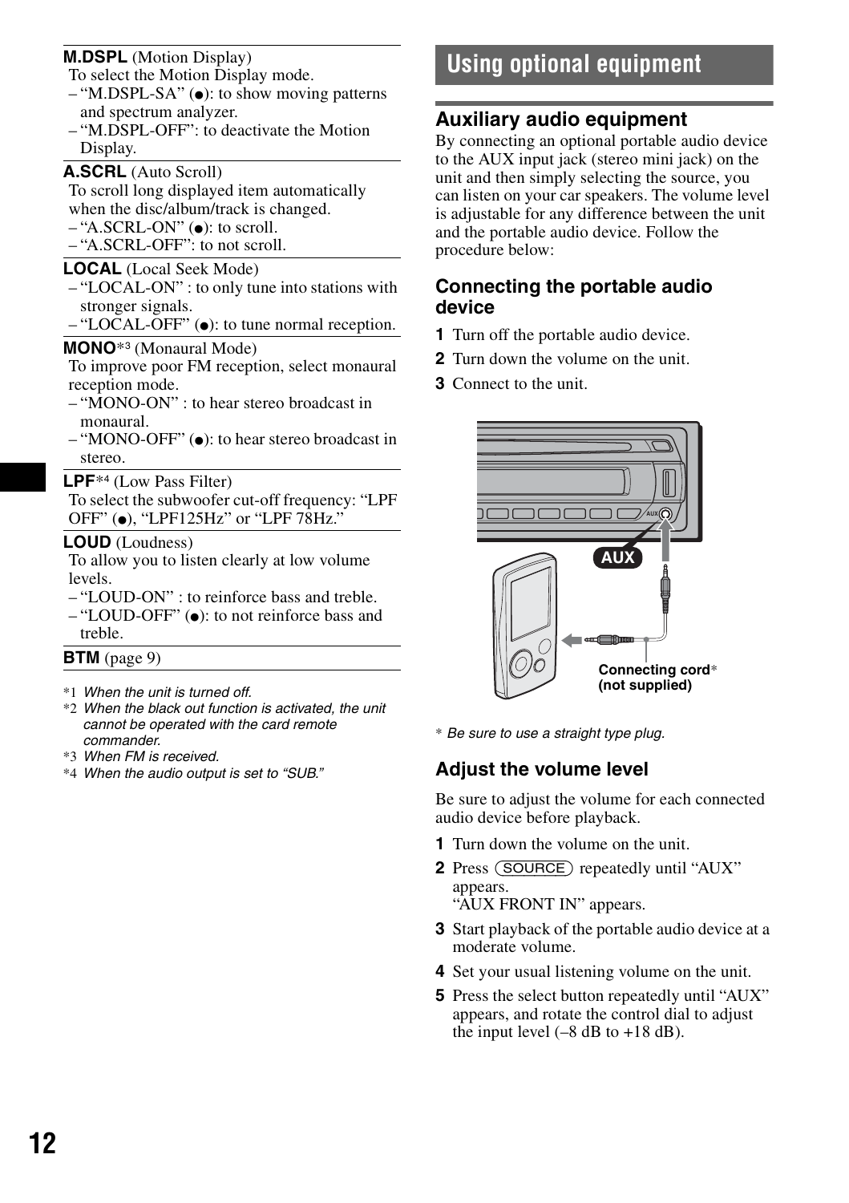**M.DSPL** (Motion Display)
To select the Motion Display mode.
– "M.DSPL-SA" (●): to show moving patterns and spectrum analyzer.
– "M.DSPL-OFF": to deactivate the Motion Display.

**A.SCRL** (Auto Scroll)
To scroll long displayed item automatically when the disc/album/track is changed.
– "A.SCRL-ON" (●): to scroll.
– "A.SCRL-OFF": to not scroll.

**LOCAL** (Local Seek Mode)
– "LOCAL-ON" : to only tune into stations with stronger signals.
– "LOCAL-OFF" (●): to tune normal reception.

**MONO**[*3] (Monaural Mode)
To improve poor FM reception, select monaural reception mode.
– "MONO-ON" : to hear stereo broadcast in monaural.
– "MONO-OFF" (●): to hear stereo broadcast in stereo.

**LPF**[*4] (Low Pass Filter)
To select the subwoofer cut-off frequency: "LPF OFF" (●), "LPF125Hz" or "LPF 78Hz."

**LOUD** (Loudness)
To allow you to listen clearly at low volume levels.
– "LOUD-ON" : to reinforce bass and treble.
– "LOUD-OFF" (●): to not reinforce bass and treble.

**BTM** (page 9)

*1 *When the unit is turned off.*
*2 *When the black out function is activated, the unit cannot be operated with the card remote commander.*
*3 *When FM is received.*
*4 *When the audio output is set to "SUB."*

# Using optional equipment

## Auxiliary audio equipment

By connecting an optional portable audio device to the AUX input jack (stereo mini jack) on the unit and then simply selecting the source, you can listen on your car speakers. The volume level is adjustable for any difference between the unit and the portable audio device. Follow the procedure below:

### Connecting the portable audio device

1 Turn off the portable audio device.
2 Turn down the volume on the unit.
3 Connect to the unit.

AUX

Connecting cord* (not supplied)

* *Be sure to use a straight type plug.*

### Adjust the volume level

Be sure to adjust the volume for each connected audio device before playback.

1 Turn down the volume on the unit.
2 Press (SOURCE) repeatedly until "AUX" appears.
"AUX FRONT IN" appears.
3 Start playback of the portable audio device at a moderate volume.
4 Set your usual listening volume on the unit.
5 Press the select button repeatedly until "AUX" appears, and rotate the control dial to adjust the input level (–8 dB to +18 dB).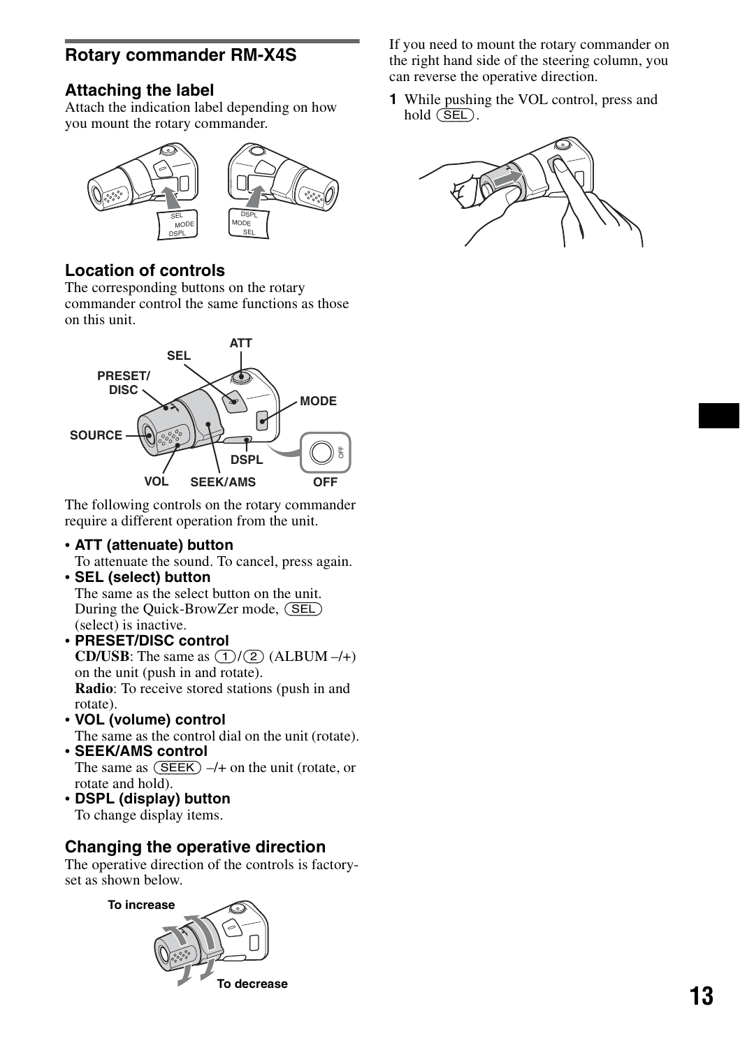## Rotary commander RM-X4S

### Attaching the label

Attach the indication label depending on how you mount the rotary commander.

### Location of controls

The corresponding buttons on the rotary commander control the same functions as those on this unit.

The following controls on the rotary commander require a different operation from the unit.

- **ATT (attenuate) button**
  To attenuate the sound. To cancel, press again.
- **SEL (select) button**
  The same as the select button on the unit. During the Quick-BrowZer mode, (SEL) (select) is inactive.
- **PRESET/DISC control**
  **CD/USB**: The same as (1)/(2) (ALBUM –/+) on the unit (push in and rotate).
  **Radio**: To receive stored stations (push in and rotate).
- **VOL (volume) control**
  The same as the control dial on the unit (rotate).
- **SEEK/AMS control**
  The same as (SEEK) –/+ on the unit (rotate, or rotate and hold).
- **DSPL (display) button**
  To change display items.

### Changing the operative direction

The operative direction of the controls is factory-set as shown below.

If you need to mount the rotary commander on the right hand side of the steering column, you can reverse the operative direction.

**1** While pushing the VOL control, press and hold (SEL).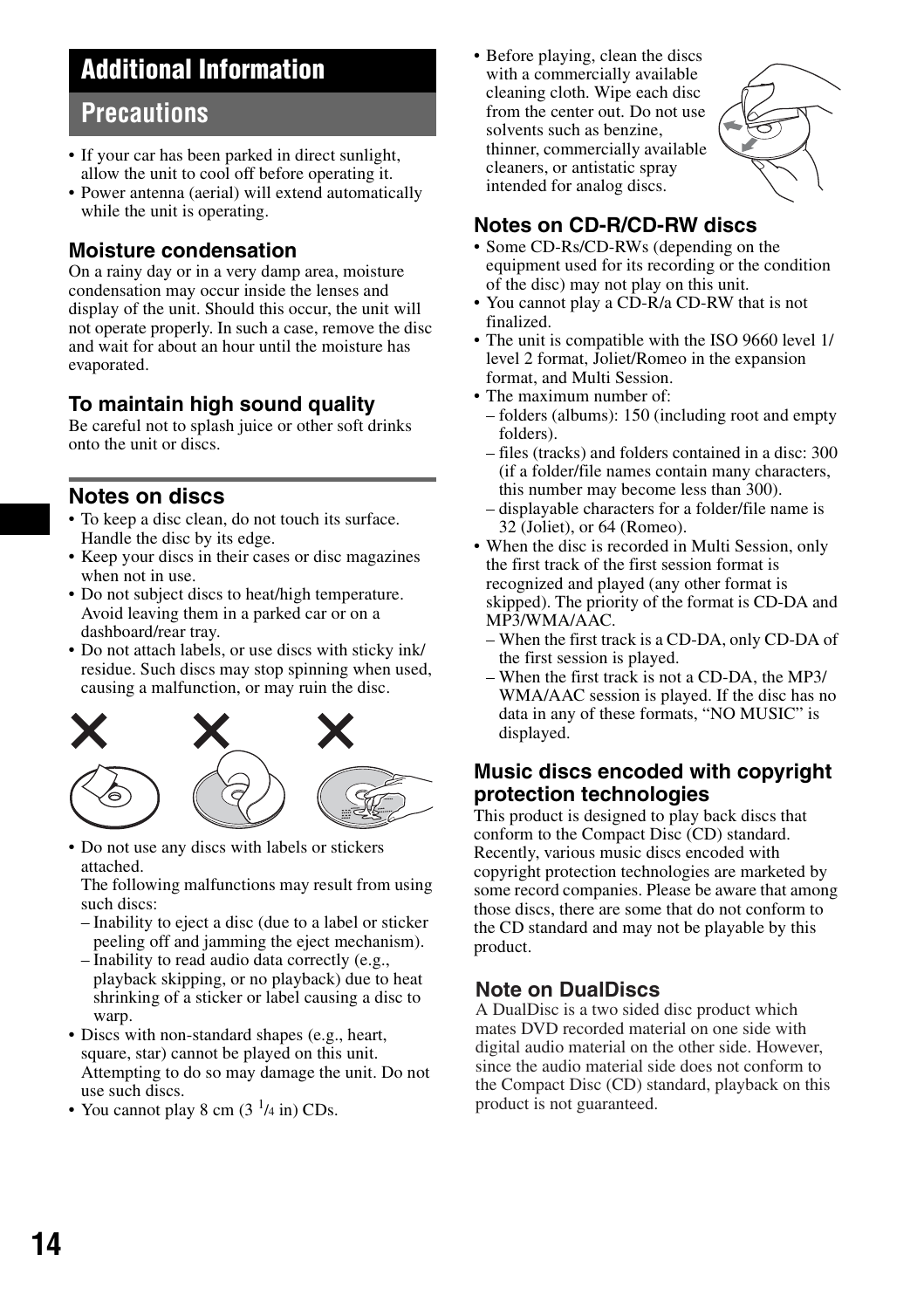# Additional Information

## Precautions

- If your car has been parked in direct sunlight, allow the unit to cool off before operating it.
- Power antenna (aerial) will extend automatically while the unit is operating.

### Moisture condensation

On a rainy day or in a very damp area, moisture condensation may occur inside the lenses and display of the unit. Should this occur, the unit will not operate properly. In such a case, remove the disc and wait for about an hour until the moisture has evaporated.

### To maintain high sound quality

Be careful not to splash juice or other soft drinks onto the unit or discs.

### Notes on discs

- To keep a disc clean, do not touch its surface. Handle the disc by its edge.
- Keep your discs in their cases or disc magazines when not in use.
- Do not subject discs to heat/high temperature. Avoid leaving them in a parked car or on a dashboard/rear tray.
- Do not attach labels, or use discs with sticky ink/residue. Such discs may stop spinning when used, causing a malfunction, or may ruin the disc.
- Do not use any discs with labels or stickers attached.
  The following malfunctions may result from using such discs:
  - Inability to eject a disc (due to a label or sticker peeling off and jamming the eject mechanism).
  - Inability to read audio data correctly (e.g., playback skipping, or no playback) due to heat shrinking of a sticker or label causing a disc to warp.
- Discs with non-standard shapes (e.g., heart, square, star) cannot be played on this unit. Attempting to do so may damage the unit. Do not use such discs.
- You cannot play 8 cm (3 1/4 in) CDs.
- Before playing, clean the discs with a commercially available cleaning cloth. Wipe each disc from the center out. Do not use solvents such as benzine, thinner, commercially available cleaners, or antistatic spray intended for analog discs.

### Notes on CD-R/CD-RW discs

- Some CD-Rs/CD-RWs (depending on the equipment used for its recording or the condition of the disc) may not play on this unit.
- You cannot play a CD-R/a CD-RW that is not finalized.
- The unit is compatible with the ISO 9660 level 1/ level 2 format, Joliet/Romeo in the expansion format, and Multi Session.
- The maximum number of:
  - folders (albums): 150 (including root and empty folders).
  - files (tracks) and folders contained in a disc: 300 (if a folder/file names contain many characters, this number may become less than 300).
  - displayable characters for a folder/file name is 32 (Joliet), or 64 (Romeo).
- When the disc is recorded in Multi Session, only the first track of the first session format is recognized and played (any other format is skipped). The priority of the format is CD-DA and MP3/WMA/AAC.
  - When the first track is a CD-DA, only CD-DA of the first session is played.
  - When the first track is not a CD-DA, the MP3/ WMA/AAC session is played. If the disc has no data in any of these formats, "NO MUSIC" is displayed.

### Music discs encoded with copyright protection technologies

This product is designed to play back discs that conform to the Compact Disc (CD) standard. Recently, various music discs encoded with copyright protection technologies are marketed by some record companies. Please be aware that among those discs, there are some that do not conform to the CD standard and may not be playable by this product.

### Note on DualDiscs

A DualDisc is a two sided disc product which mates DVD recorded material on one side with digital audio material on the other side. However, since the audio material side does not conform to the Compact Disc (CD) standard, playback on this product is not guaranteed.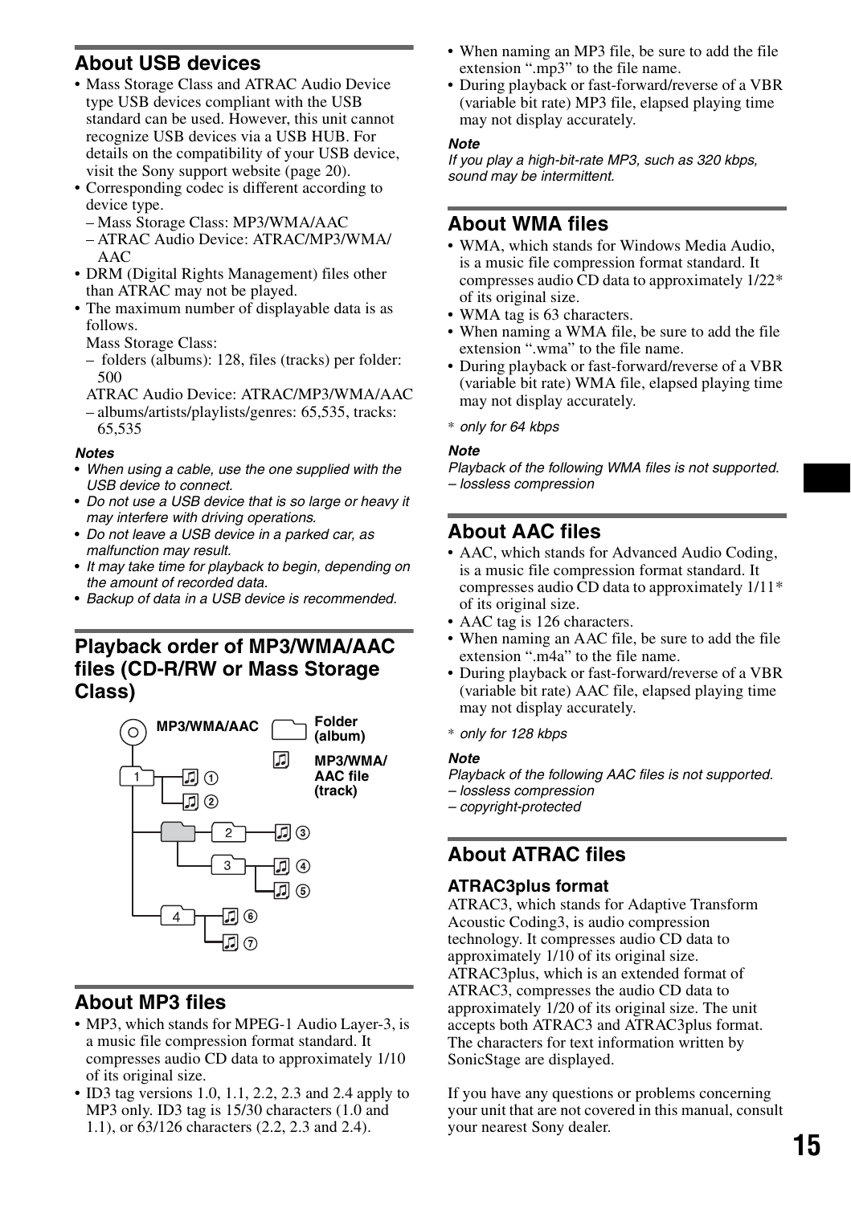## About USB devices

- Mass Storage Class and ATRAC Audio Device type USB devices compliant with the USB standard can be used. However, this unit cannot recognize USB devices via a USB HUB. For details on the compatibility of your USB device, visit the Sony support website (page 20).
- Corresponding codec is different according to device type.
  - Mass Storage Class: MP3/WMA/AAC
  - ATRAC Audio Device: ATRAC/MP3/WMA/AAC
- DRM (Digital Rights Management) files other than ATRAC may not be played.
- The maximum number of displayable data is as follows.

  Mass Storage Class:
  - folders (albums): 128, files (tracks) per folder: 500

  ATRAC Audio Device: ATRAC/MP3/WMA/AAC
  - albums/artists/playlists/genres: 65,535, tracks: 65,535

***Notes***

- *When using a cable, use the one supplied with the USB device to connect.*
- *Do not use a USB device that is so large or heavy it may interfere with driving operations.*
- *Do not leave a USB device in a parked car, as malfunction may result.*
- *It may take time for playback to begin, depending on the amount of recorded data.*
- *Backup of data in a USB device is recommended.*

## Playback order of MP3/WMA/AAC files (CD-R/RW or Mass Storage Class)

MP3/WMA/AAC

Folder (album)

MP3/WMA/AAC file (track)

## About MP3 files

- MP3, which stands for MPEG-1 Audio Layer-3, is a music file compression format standard. It compresses audio CD data to approximately 1/10 of its original size.
- ID3 tag versions 1.0, 1.1, 2.2, 2.3 and 2.4 apply to MP3 only. ID3 tag is 15/30 characters (1.0 and 1.1), or 63/126 characters (2.2, 2.3 and 2.4).
- When naming an MP3 file, be sure to add the file extension ".mp3" to the file name.
- During playback or fast-forward/reverse of a VBR (variable bit rate) MP3 file, elapsed playing time may not display accurately.

***Note***

*If you play a high-bit-rate MP3, such as 320 kbps, sound may be intermittent.*

## About WMA files

- WMA, which stands for Windows Media Audio, is a music file compression format standard. It compresses audio CD data to approximately 1/22* of its original size.
- WMA tag is 63 characters.
- When naming a WMA file, be sure to add the file extension ".wma" to the file name.
- During playback or fast-forward/reverse of a VBR (variable bit rate) WMA file, elapsed playing time may not display accurately.

\* *only for 64 kbps*

***Note***

*Playback of the following WMA files is not supported.*
*– lossless compression*

## About AAC files

- AAC, which stands for Advanced Audio Coding, is a music file compression format standard. It compresses audio CD data to approximately 1/11* of its original size.
- AAC tag is 126 characters.
- When naming an AAC file, be sure to add the file extension ".m4a" to the file name.
- During playback or fast-forward/reverse of a VBR (variable bit rate) AAC file, elapsed playing time may not display accurately.

\* *only for 128 kbps*

***Note***

*Playback of the following AAC files is not supported.*
*– lossless compression*
*– copyright-protected*

## About ATRAC files

### ATRAC3plus format

ATRAC3, which stands for Adaptive Transform Acoustic Coding3, is audio compression technology. It compresses audio CD data to approximately 1/10 of its original size. ATRAC3plus, which is an extended format of ATRAC3, compresses the audio CD data to approximately 1/20 of its original size. The unit accepts both ATRAC3 and ATRAC3plus format. The characters for text information written by SonicStage are displayed.

If you have any questions or problems concerning your unit that are not covered in this manual, consult your nearest Sony dealer.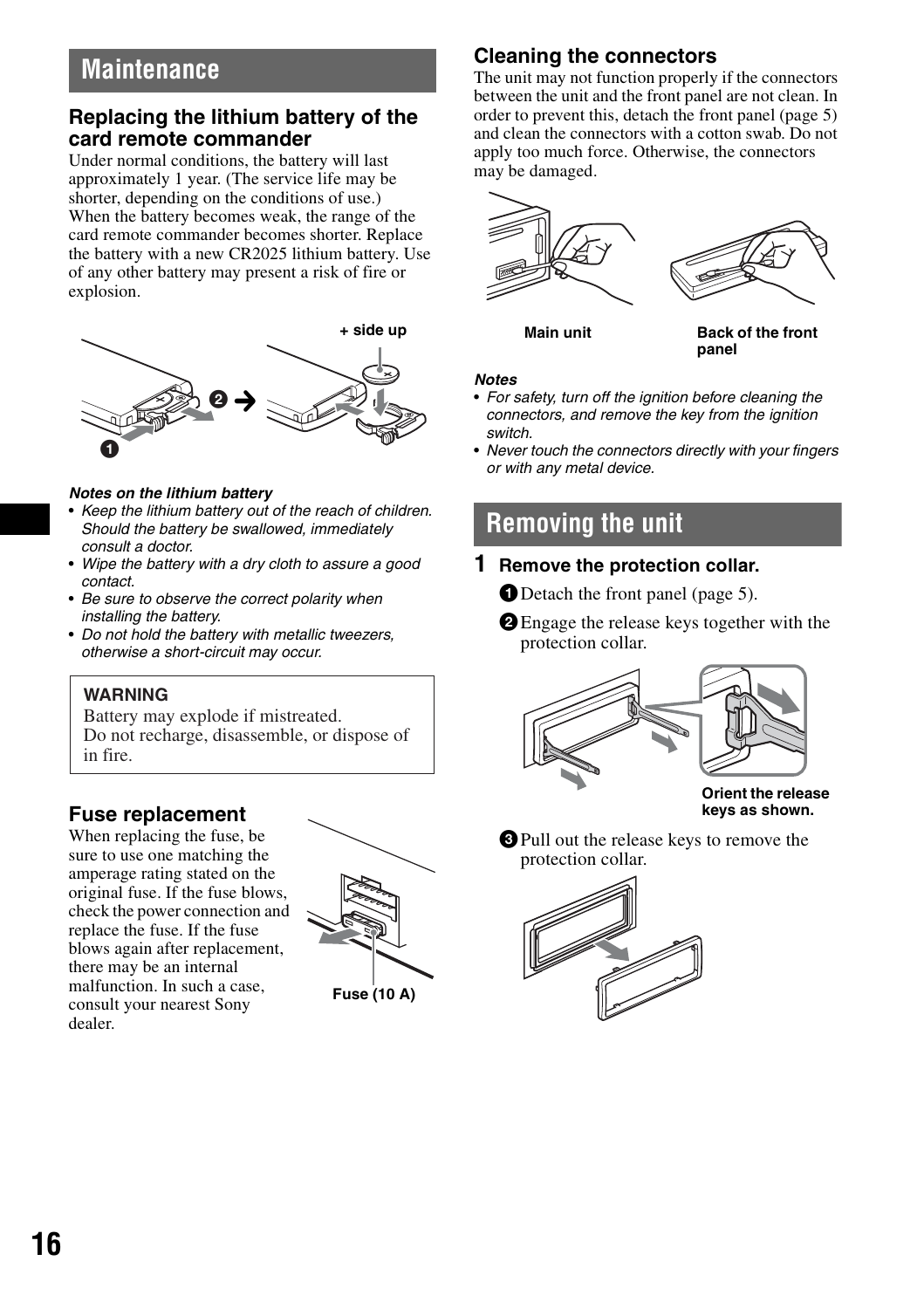## Maintenance

### Replacing the lithium battery of the card remote commander

Under normal conditions, the battery will last approximately 1 year. (The service life may be shorter, depending on the conditions of use.)
When the battery becomes weak, the range of the card remote commander becomes shorter. Replace the battery with a new CR2025 lithium battery. Use of any other battery may present a risk of fire or explosion.

+ side up

***Notes on the lithium battery***

- *Keep the lithium battery out of the reach of children. Should the battery be swallowed, immediately consult a doctor.*
- *Wipe the battery with a dry cloth to assure a good contact.*
- *Be sure to observe the correct polarity when installing the battery.*
- *Do not hold the battery with metallic tweezers, otherwise a short-circuit may occur.*

**WARNING**
Battery may explode if mistreated.
Do not recharge, disassemble, or dispose of in fire.

### Fuse replacement

When replacing the fuse, be sure to use one matching the amperage rating stated on the original fuse. If the fuse blows, check the power connection and replace the fuse. If the fuse blows again after replacement, there may be an internal malfunction. In such a case, consult your nearest Sony dealer.

Fuse (10 A)

### Cleaning the connectors

The unit may not function properly if the connectors between the unit and the front panel are not clean. In order to prevent this, detach the front panel (page 5) and clean the connectors with a cotton swab. Do not apply too much force. Otherwise, the connectors may be damaged.

Main unit

Back of the front panel

***Notes***

- *For safety, turn off the ignition before cleaning the connectors, and remove the key from the ignition switch.*
- *Never touch the connectors directly with your fingers or with any metal device.*

## Removing the unit

**1 Remove the protection collar.**

1. Detach the front panel (page 5).
2. Engage the release keys together with the protection collar.

Orient the release keys as shown.

3. Pull out the release keys to remove the protection collar.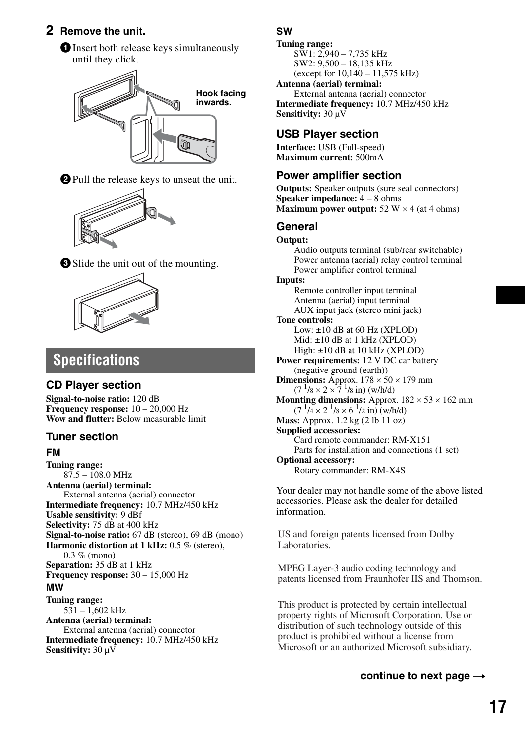## 2 Remove the unit.

❶ Insert both release keys simultaneously until they click.

Hook facing inwards.

❷ Pull the release keys to unseat the unit.

❸ Slide the unit out of the mounting.

# Specifications

### CD Player section

**Signal-to-noise ratio:** 120 dB
**Frequency response:** 10 – 20,000 Hz
**Wow and flutter:** Below measurable limit

### Tuner section

#### FM

**Tuning range:**
87.5 – 108.0 MHz
**Antenna (aerial) terminal:**
External antenna (aerial) connector
**Intermediate frequency:** 10.7 MHz/450 kHz
**Usable sensitivity:** 9 dBf
**Selectivity:** 75 dB at 400 kHz
**Signal-to-noise ratio:** 67 dB (stereo), 69 dB (mono)
**Harmonic distortion at 1 kHz:** 0.5 % (stereo), 0.3 % (mono)
**Separation:** 35 dB at 1 kHz
**Frequency response:** 30 – 15,000 Hz

#### MW

**Tuning range:**
531 – 1,602 kHz
**Antenna (aerial) terminal:**
External antenna (aerial) connector
**Intermediate frequency:** 10.7 MHz/450 kHz
**Sensitivity:** 30 µV

#### SW

**Tuning range:**
SW1: 2,940 – 7,735 kHz
SW2: 9,500 – 18,135 kHz
(except for 10,140 – 11,575 kHz)
**Antenna (aerial) terminal:**
External antenna (aerial) connector
**Intermediate frequency:** 10.7 MHz/450 kHz
**Sensitivity:** 30 µV

### USB Player section

**Interface:** USB (Full-speed)
**Maximum current:** 500mA

### Power amplifier section

**Outputs:** Speaker outputs (sure seal connectors)
**Speaker impedance:** 4 – 8 ohms
**Maximum power output:** 52 W × 4 (at 4 ohms)

### General

**Output:**
Audio outputs terminal (sub/rear switchable)
Power antenna (aerial) relay control terminal
Power amplifier control terminal
**Inputs:**
Remote controller input terminal
Antenna (aerial) input terminal
AUX input jack (stereo mini jack)
**Tone controls:**
Low: ±10 dB at 60 Hz (XPLOD)
Mid: ±10 dB at 1 kHz (XPLOD)
High: ±10 dB at 10 kHz (XPLOD)
**Power requirements:** 12 V DC car battery (negative ground (earth))
**Dimensions:** Approx. 178 × 50 × 179 mm (7 1/8 × 2 × 7 1/8 in) (w/h/d)
**Mounting dimensions:** Approx. 182 × 53 × 162 mm (7 1/4 × 2 1/8 × 6 1/2 in) (w/h/d)
**Mass:** Approx. 1.2 kg (2 lb 11 oz)
**Supplied accessories:**
Card remote commander: RM-X151
Parts for installation and connections (1 set)
**Optional accessory:**
Rotary commander: RM-X4S

Your dealer may not handle some of the above listed accessories. Please ask the dealer for detailed information.

US and foreign patents licensed from Dolby Laboratories.

MPEG Layer-3 audio coding technology and patents licensed from Fraunhofer IIS and Thomson.

This product is protected by certain intellectual property rights of Microsoft Corporation. Use or distribution of such technology outside of this product is prohibited without a license from Microsoft or an authorized Microsoft subsidiary.

**continue to next page →**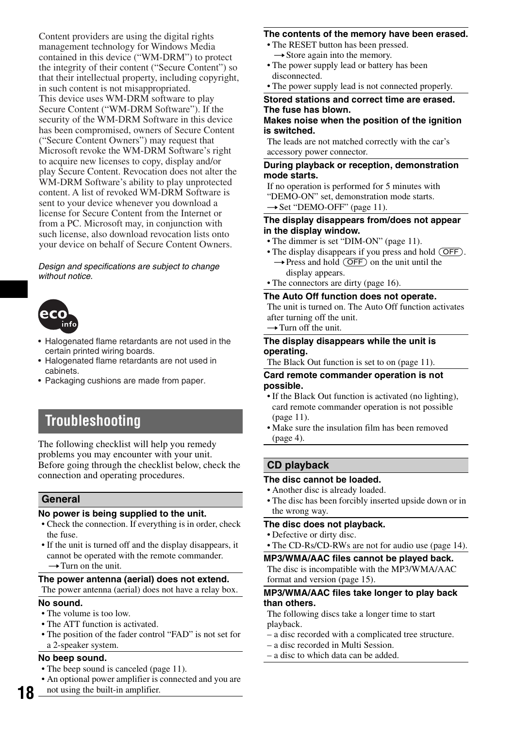Content providers are using the digital rights management technology for Windows Media contained in this device ("WM-DRM") to protect the integrity of their content ("Secure Content") so that their intellectual property, including copyright, in such content is not misappropriated.
This device uses WM-DRM software to play Secure Content ("WM-DRM Software"). If the security of the WM-DRM Software in this device has been compromised, owners of Secure Content ("Secure Content Owners") may request that Microsoft revoke the WM-DRM Software's right to acquire new licenses to copy, display and/or play Secure Content. Revocation does not alter the WM-DRM Software's ability to play unprotected content. A list of revoked WM-DRM Software is sent to your device whenever you download a license for Secure Content from the Internet or from a PC. Microsoft may, in conjunction with such license, also download revocation lists onto your device on behalf of Secure Content Owners.

*Design and specifications are subject to change without notice.*

eco info

- Halogenated flame retardants are not used in the certain printed wiring boards.
- Halogenated flame retardants are not used in cabinets.
- Packaging cushions are made from paper.

# Troubleshooting

The following checklist will help you remedy problems you may encounter with your unit.
Before going through the checklist below, check the connection and operating procedures.

## General

**No power is being supplied to the unit.**

- Check the connection. If everything is in order, check the fuse.
- If the unit is turned off and the display disappears, it cannot be operated with the remote commander.
  → Turn on the unit.

**The power antenna (aerial) does not extend.**

The power antenna (aerial) does not have a relay box.

**No sound.**

- The volume is too low.
- The ATT function is activated.
- The position of the fader control "FAD" is not set for a 2-speaker system.

**No beep sound.**

- The beep sound is canceled (page 11).
- An optional power amplifier is connected and you are not using the built-in amplifier.

**The contents of the memory have been erased.**

- The RESET button has been pressed.
  → Store again into the memory.
- The power supply lead or battery has been disconnected.
- The power supply lead is not connected properly.

**Stored stations and correct time are erased.**
**The fuse has blown.**
**Makes noise when the position of the ignition is switched.**

The leads are not matched correctly with the car's accessory power connector.

**During playback or reception, demonstration mode starts.**

If no operation is performed for 5 minutes with "DEMO-ON" set, demonstration mode starts.
→ Set "DEMO-OFF" (page 11).

**The display disappears from/does not appear in the display window.**

- The dimmer is set "DIM-ON" (page 11).
- The display disappears if you press and hold (OFF).
  → Press and hold (OFF) on the unit until the display appears.
- The connectors are dirty (page 16).

**The Auto Off function does not operate.**

The unit is turned on. The Auto Off function activates after turning off the unit.
→ Turn off the unit.

**The display disappears while the unit is operating.**

The Black Out function is set to on (page 11).

**Card remote commander operation is not possible.**

- If the Black Out function is activated (no lighting), card remote commander operation is not possible (page 11).
- Make sure the insulation film has been removed (page 4).

## CD playback

**The disc cannot be loaded.**

- Another disc is already loaded.
- The disc has been forcibly inserted upside down or in the wrong way.

**The disc does not playback.**

- Defective or dirty disc.
- The CD-Rs/CD-RWs are not for audio use (page 14).

**MP3/WMA/AAC files cannot be played back.**

The disc is incompatible with the MP3/WMA/AAC format and version (page 15).

**MP3/WMA/AAC files take longer to play back than others.**

The following discs take a longer time to start playback.

- a disc recorded with a complicated tree structure.
- a disc recorded in Multi Session.
- a disc to which data can be added.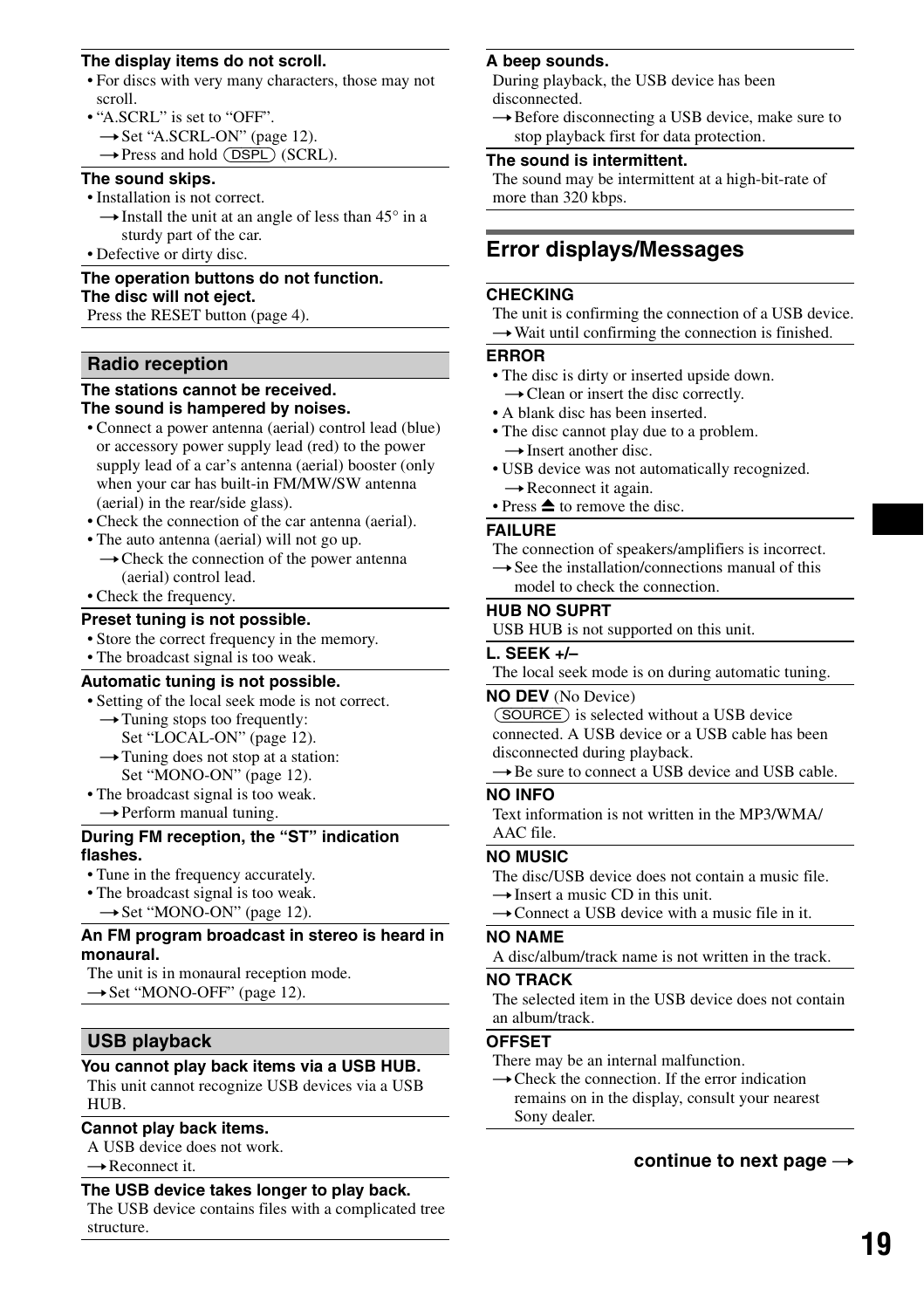**The display items do not scroll.**

- For discs with very many characters, those may not scroll.
- "A.SCRL" is set to "OFF".
  - → Set "A.SCRL-ON" (page 12).
  - → Press and hold (DSPL) (SCRL).

**The sound skips.**

- Installation is not correct.
  - → Install the unit at an angle of less than 45° in a sturdy part of the car.
- Defective or dirty disc.

**The operation buttons do not function.**
**The disc will not eject.**

Press the RESET button (page 4).

### Radio reception

**The stations cannot be received.**
**The sound is hampered by noises.**

- Connect a power antenna (aerial) control lead (blue) or accessory power supply lead (red) to the power supply lead of a car's antenna (aerial) booster (only when your car has built-in FM/MW/SW antenna (aerial) in the rear/side glass).
- Check the connection of the car antenna (aerial).
- The auto antenna (aerial) will not go up.
  - → Check the connection of the power antenna (aerial) control lead.
- Check the frequency.

**Preset tuning is not possible.**

- Store the correct frequency in the memory.
- The broadcast signal is too weak.

**Automatic tuning is not possible.**

- Setting of the local seek mode is not correct.
  - → Tuning stops too frequently: Set "LOCAL-ON" (page 12).
  - → Tuning does not stop at a station: Set "MONO-ON" (page 12).
- The broadcast signal is too weak.
  - → Perform manual tuning.

**During FM reception, the "ST" indication flashes.**

- Tune in the frequency accurately.
- The broadcast signal is too weak.
  - → Set "MONO-ON" (page 12).

**An FM program broadcast in stereo is heard in monaural.**

The unit is in monaural reception mode.
→ Set "MONO-OFF" (page 12).

### USB playback

**You cannot play back items via a USB HUB.**

This unit cannot recognize USB devices via a USB HUB.

**Cannot play back items.**

A USB device does not work.
→ Reconnect it.

**The USB device takes longer to play back.**

The USB device contains files with a complicated tree structure.

**A beep sounds.**

During playback, the USB device has been disconnected.
→ Before disconnecting a USB device, make sure to stop playback first for data protection.

**The sound is intermittent.**

The sound may be intermittent at a high-bit-rate of more than 320 kbps.

## Error displays/Messages

**CHECKING**

The unit is confirming the connection of a USB device.
→ Wait until confirming the connection is finished.

**ERROR**

- The disc is dirty or inserted upside down.
  - → Clean or insert the disc correctly.
- A blank disc has been inserted.
- The disc cannot play due to a problem.
  - → Insert another disc.
- USB device was not automatically recognized.
  - → Reconnect it again.
- Press ⏏ to remove the disc.

**FAILURE**

The connection of speakers/amplifiers is incorrect.
→ See the installation/connections manual of this model to check the connection.

**HUB NO SUPRT**

USB HUB is not supported on this unit.

**L. SEEK +/–**

The local seek mode is on during automatic tuning.

**NO DEV** (No Device)

(SOURCE) is selected without a USB device connected. A USB device or a USB cable has been disconnected during playback.
→ Be sure to connect a USB device and USB cable.

**NO INFO**

Text information is not written in the MP3/WMA/AAC file.

**NO MUSIC**

The disc/USB device does not contain a music file.
→ Insert a music CD in this unit.
→ Connect a USB device with a music file in it.

**NO NAME**

A disc/album/track name is not written in the track.

**NO TRACK**

The selected item in the USB device does not contain an album/track.

**OFFSET**

There may be an internal malfunction.
→ Check the connection. If the error indication remains on in the display, consult your nearest Sony dealer.

**continue to next page →**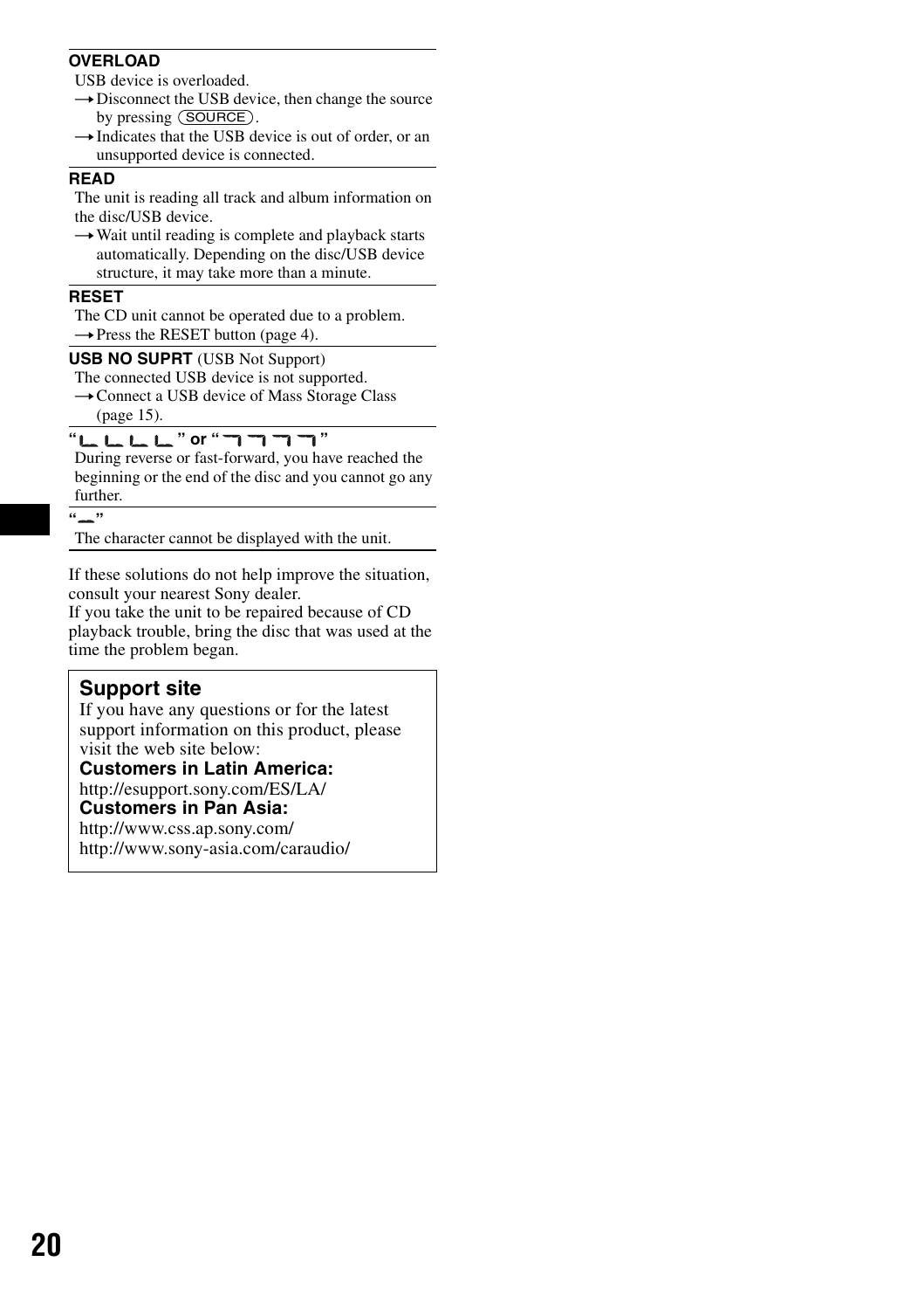**OVERLOAD**

USB device is overloaded.

→ Disconnect the USB device, then change the source by pressing (SOURCE).

→ Indicates that the USB device is out of order, or an unsupported device is connected.

**READ**

The unit is reading all track and album information on the disc/USB device.

→ Wait until reading is complete and playback starts automatically. Depending on the disc/USB device structure, it may take more than a minute.

**RESET**

The CD unit cannot be operated due to a problem.

→ Press the RESET button (page 4).

**USB NO SUPRT** (USB Not Support)

The connected USB device is not supported.

→ Connect a USB device of Mass Storage Class (page 15).

**"⌊⌊⌊⌊" or "⌉⌉⌉⌉"**

During reverse or fast-forward, you have reached the beginning or the end of the disc and you cannot go any further.

**"_"**

The character cannot be displayed with the unit.

If these solutions do not help improve the situation, consult your nearest Sony dealer.
If you take the unit to be repaired because of CD playback trouble, bring the disc that was used at the time the problem began.

## Support site

If you have any questions or for the latest support information on this product, please visit the web site below:

**Customers in Latin America:**
http://esupport.sony.com/ES/LA/

**Customers in Pan Asia:**
http://www.css.ap.sony.com/
http://www.sony-asia.com/caraudio/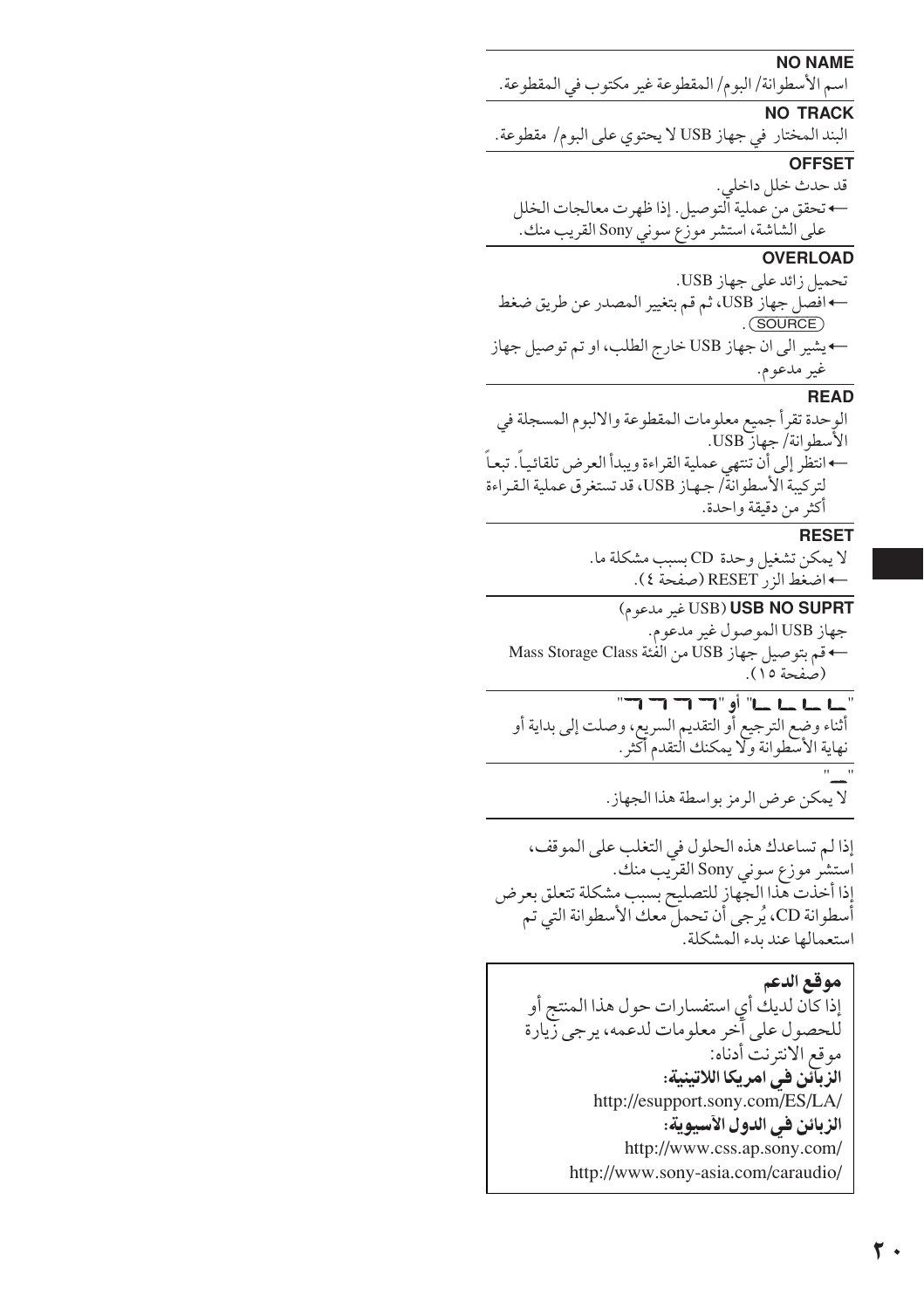**NO NAME**

اسم الأسطوانة/ البوم/ المقطوعة غير مكتوب في المقطوعة.

**NO TRACK**

البند المختار في جهاز USB لا يحتوي على البوم/ مقطوعة.

**OFFSET**

قد حدث خلل داخلي.

← تحقق من عملية التوصيل. إذا ظهرت معالجات الخلل على الشاشة، استشر موزع سوني Sony القريب منك.

**OVERLOAD**

تحميل زائد على جهاز USB.

← افصل جهاز USB، ثم قم بتغيير المصدر عن طريق ضغط (SOURCE).

← يشير الى ان جهاز USB خارج الطلب، او تم توصيل جهاز غير مدعوم.

**READ**

الوحدة تقرأ جميع معلومات المقطوعة والالبوم المسجلة في الأسطوانة/ جهاز USB.

← انتظر إلى أن تنتهي عملية القراءة ويبدأ العرض تلقائياً. تبعاً لتركيبة الأسطوانة/ جهاز USB، قد تستغرق عملية القراءة أكثر من دقيقة واحدة.

**RESET**

لا يمكن تشغيل وحدة CD بسبب مشكلة ما.

← اضغط الزر RESET (صفحة ٤).

**USB NO SUPRT** (USB غير مدعوم)

جهاز USB الموصول غير مدعوم.

← قم بتوصيل جهاز USB من الفئة Mass Storage Class (صفحة ١٥).

"⌊⌊⌊⌊" أو "⌉⌉⌉⌉"

أثناء وضع الترجيع أو التقديم السريع، وصلت إلى بداية أو نهاية الأسطوانة ولا يمكنك التقدم أكثر.

"_"

لا يمكن عرض الرمز بواسطة هذا الجهاز.

إذا لم تساعدك هذه الحلول في التغلب على الموقف، استشر موزع سوني Sony القريب منك.

إذا أخذت هذا الجهاز للتصليح بسبب مشكلة تتعلق بعرض أسطوانة CD، يُرجى أن تحمل معك الأسطوانة التي تم استعمالها عند بدء المشكلة.

**موقع الدعم**

إذا كان لديك أي استفسارات حول هذا المنتج أو للحصول على آخر معلومات لدعمه، يرجى زيارة موقع الانترنت أدناه:

**الزبائن في امريكا اللاتينية:**

http://esupport.sony.com/ES/LA/

**الزبائن في الدول الآسيوية:**

http://www.css.ap.sony.com/

http://www.sony-asia.com/caraudio/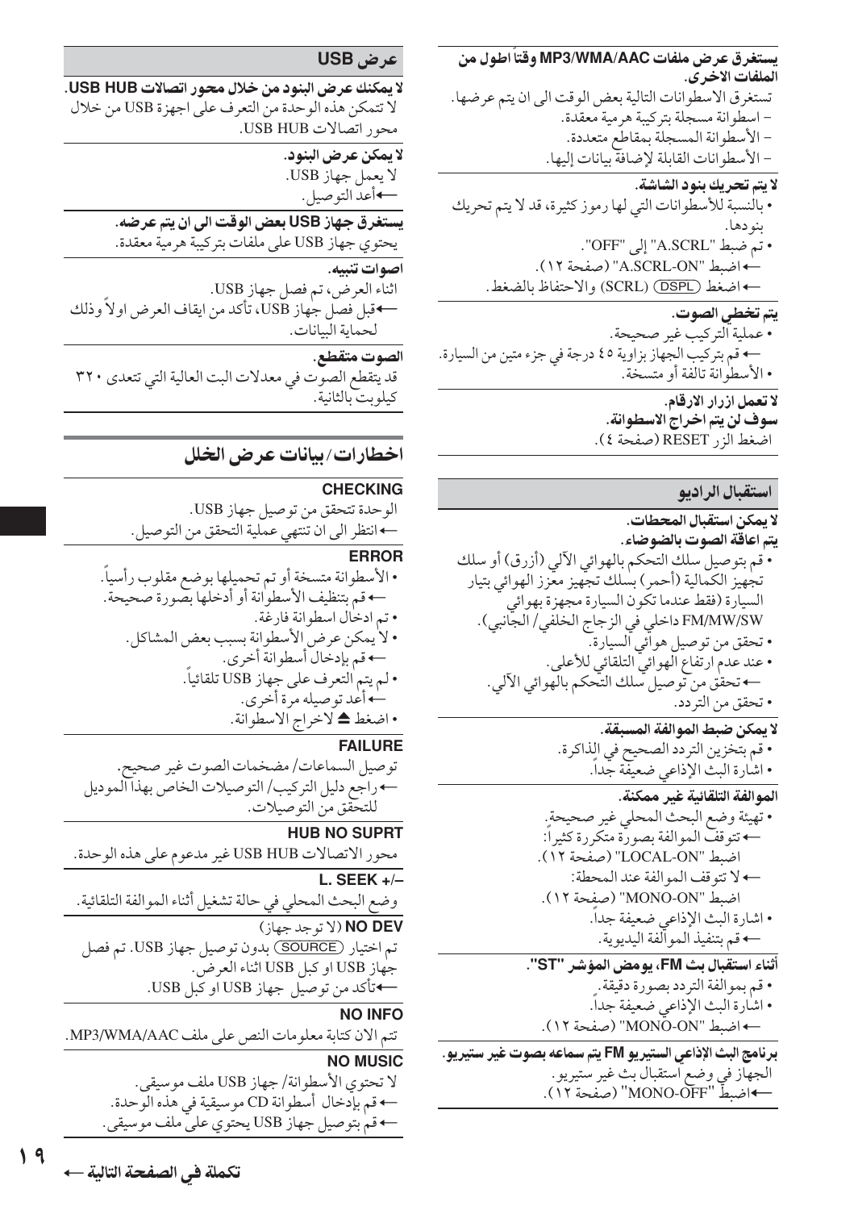**يستغرق عرض ملفات MP3/WMA/AAC وقتاً اطول من الملفات الاخرى.**

تستغرق الاسطوانات التالية بعض الوقت الى ان يتم عرضها.
– اسطوانة مسجلة بتركيبة هرمية معقدة.
– الأسطوانة المسجلة بمقاطع متعددة.
– الأسطوانات القابلة لإضافة بيانات إليها.

**لا يتم تحريك بنود الشاشة.**

• بالنسبة للأسطوانات التي لها رموز كثيرة، قد لا يتم تحريك بنودها.
• تم ضبط "A.SCRL" إلى "OFF".
← اضبط "A.SCRL-ON" (صفحة ١٢).
← اضغط (DSPL) (SCRL) والاحتفاظ بالضغط.

**يتم تخطي الصوت.**

• عملية التركيب غير صحيحة.
← قم بتركيب الجهاز بزاوية ٤٥ درجة في جزء متين من السيارة.
• الأسطوانة تالفة أو متسخة.

**لا تعمل ازرار الارقام.**
**سوف لن يتم اخراج الاسطوانة.**

اضغط الزر RESET (صفحة ٤).

## استقبال الراديو

**لا يمكن استقبال المحطات.**
**يتم اعاقة الصوت بالضوضاء.**

• قم بتوصيل سلك التحكم بالهوائي الآلي (أزرق) أو سلك تجهيز الكمالية (أحمر) بسلك تجهيز معزز الهوائي بتيار السيارة (فقط عندما تكون السيارة مجهزة بهوائي FM/MW/SW داخلي في الزجاج الخلفي/ الجانبي).
• تحقق من توصيل هوائي السيارة.
• عند عدم ارتفاع الهوائي التلقائي للأعلى.
← تحقق من توصيل سلك التحكم بالهوائي الآلي.
• تحقق من التردد.

**لا يمكن ضبط الموالفة المسبقة.**

• قم بتخزين التردد الصحيح في الذاكرة.
• اشارة البث الإذاعي ضعيفة جداً.

**الموالفة التلقائية غير ممكنة.**

• تهيئة وضع البحث المحلي غير صحيحة.
← تتوقف الموالفة بصورة متكررة كثيراً:
اضبط "LOCAL-ON" (صفحة ١٢).
← لا تتوقف الموالفة عند المحطة:
اضبط "MONO-ON" (صفحة ١٢).
• اشارة البث الإذاعي ضعيفة جداً.
← قم بتنفيذ الموالفة اليديوية.

**أثناء استقبال بث FM، يومض المؤشر "ST".**

• قم بموالفة التردد بصورة دقيقة.
• اشارة البث الإذاعي ضعيفة جداً.
← اضبط "MONO-ON" (صفحة ١٢).

**برنامج البث الإذاعي الستيريو FM يتم سماعه بصوت غير ستيريو.**

الجهاز في وضع استقبال بث غير ستيريو.
←اضبط "MONO-OFF" (صفحة ١٢).

## عرض USB

**لا يمكنك عرض البنود من خلال محور اتصالات USB HUB.**

لا تتمكن هذه الوحدة من التعرف على اجهزة USB من خلال محور اتصالات USB HUB.

**لا يمكن عرض البنود.**

لا يعمل جهاز USB.
←أعد التوصيل.

**يستغرق جهاز USB بعض الوقت الى ان يتم عرضه.**

يحتوي جهاز USB على ملفات بتركيبة هرمية معقدة.

**اصوات تنبيه.**

اثناء العرض، تم فصل جهاز USB.
←قبل فصل جهاز USB، تأكد من ايقاف العرض اولاً وذلك لحماية البيانات.

**الصوت متقطع.**

قد يتقطع الصوت في معدلات البت العالية التي تتعدى ٣٢٠ كيلوبت بالثانية.

## اخطارات/ بيانات عرض الخلل

**CHECKING**

الوحدة تتحقق من توصيل جهاز USB.
← انتظر الى ان تنتهي عملية التحقق من التوصيل.

**ERROR**

• الأسطوانة متسخة أو تم تحميلها بوضع مقلوب رأسياً.
← قم بتنظيف الأسطوانة أو أدخلها بصورة صحيحة.
• تم ادخال اسطوانة فارغة.
• لا يمكن عرض الأسطوانة بسبب بعض المشاكل.
← قم بإدخال أسطوانة أخرى.
• لم يتم التعرف على جهاز USB تلقائياً.
← أعد توصيله مرة أخرى.
• اضغط ≜ لاخراج الاسطوانة.

**FAILURE**

توصيل السماعات/ مضخمات الصوت غير صحيح.
← راجع دليل التركيب/ التوصيلات الخاص بهذا الموديل للتحقق من التوصيلات.

**HUB NO SUPRT**

محور الاتصالات USB HUB غير مدعوم على هذه الوحدة.

**L. SEEK +/–**

وضع البحث المحلي في حالة تشغيل أثناء الموالفة التلقائية.

**NO DEV** (لا توجد جهاز)

تم اختيار (SOURCE) بدون توصيل جهاز USB. تم فصل جهاز USB او كبل USB اثناء العرض.
←تأكد من توصيل جهاز USB او كبل USB.

**NO INFO**

تم الان كتابة معلومات النص على ملف MP3/WMA/AAC.

**NO MUSIC**

لا تحتوي الأسطوانة/ جهاز USB ملف موسيقى.
← قم بإدخال أسطوانة CD موسيقية في هذه الوحدة.
← قم بتوصيل جهاز USB يحتوي على ملف موسيقى.

**تكملة في الصفحة التالية ←**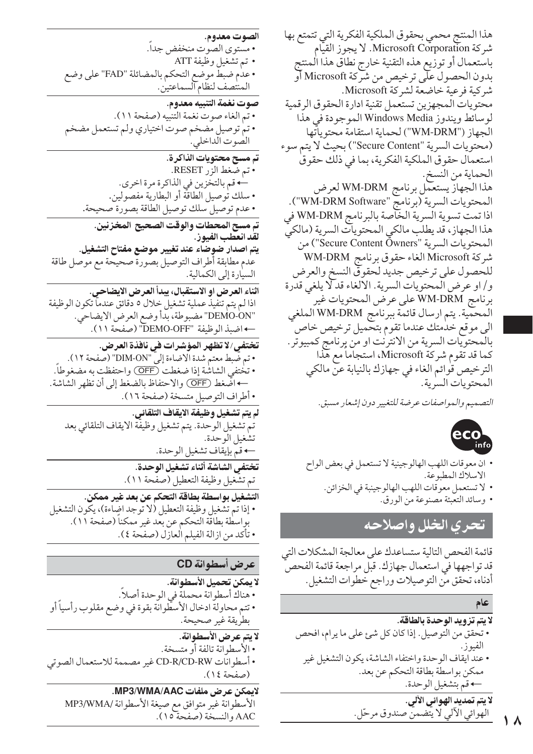هذا المنتج محمي بحقوق الملكية الفكرية التي تتمتع بها شركة Microsoft Corporation. لا يجوز القيام باستعمال أو توزيع هذه التقنية خارج نطاق هذا المنتج بدون الحصول على ترخيص من شركة Microsoft أو شركة فرعية خاضعة لشركة Microsoft.

محتويات المجهزين تستعمل تقنية ادارة الحقوق الرقمية لوسائط ويندوز Windows Media الموجودة في هذا الجهاز ("WM-DRM") لحماية استقامة محتوياتها (محتويات السرية "Secure Content") بحيث لا يتم سوء استعمال حقوق الملكية الفكرية، بما في ذلك حقوق الحماية من النسخ.

هذا الجهاز يستعمل برنامج WM-DRM لعرض المحتويات السرية (برنامج "WM-DRM Software"). اذا تمت تسوية السرية الخاصة بالبرنامج WM-DRM في هذا الجهاز، قد يطلب مالكي المحتويات السرية (مالكي المحتويات السرية "Secure Content Owners") من شركة Microsoft الغاء حقوق برنامج WM-DRM للحصول على ترخيص جديد لحقوق النسخ والعرض و/ او عرض المحتويات السرية. الالغاء قد لا يلغي قدرة برنامج WM-DRM على عرض المحتويات غير المحمية. يتم ارسال قائمة ببرنامج WM-DRM الملغي الى موقع خدمتك عندما تقوم بتحميل ترخيص خاص بالمحتويات السرية من الانترنت او من برنامج كمبيوتر. كما قد تقوم شركة Microsoft، استجاما مع هذا الترخيص قوائم الغاء في جهازك بالنيابة عن مالكي المحتويات السرية.

*التصميم والمواصفات عرضة للتغيير دون إشعار مسبق.*

- ان معوقات اللهب الهالوجينية لا تستعمل في بعض الواح الاسلاك المطبوعة.
- لا تستعمل معوقات اللهب الهالوجينية في الخزائن.
- وسائد التعبئة مصنوعة من الورق.

# تحري الخلل واصلاحه

قائمة الفحص التالية ستساعدك على معالجة المشكلات التي قد تواجهها في استعمال جهازك. قبل مراجعة قائمة الفحص أدناه، تحقق من التوصيلات وراجع خطوات التشغيل.

## عام

**لا يتم تزويد الوحدة بالطاقة.**
- تحقق من التوصيل. إذا كان كل شيء على ما يرام، افحص الفيوز.
- عند ايقاف الوحدة واختفاء الشاشة، يكون التشغيل غير ممكن بواسطة بطاقة التحكم عن بعد.
  → قم بتشغيل الوحدة.

**لا يتم تمديد الهوائي الآلي.**
الهوائي الآلي لا يتضمن صندوق مرحّل.

**الصوت معدوم.**
- مستوى الصوت منخفض جداً.
- تم تشغيل وظيفة ATT
- عدم ضبط موضع التحكم بالمضائلة "FAD" على وضع المنتصف لنظام السماعتين.

**صوت نغمة التنبيه معدوم.**
- تم الغاء صوت نغمة التنبيه (صفحة ١١).
- تم توصيل مضخم صوت اختياري ولم تستعمل مضخم الصوت الداخلي.

**تم مسح محتويات الذاكرة.**
- تم ضغط الزر RESET.
  → قم بالتخزين في الذاكرة مرة اخرى.
- سلك توصيل الطاقة أو البطارية مفصولين.
- عدم توصيل سلك توصيل الطاقة بصورة صحيحة.

**تم مسح المحطات والوقت الصحيح المخزنين.**
**لقد انعطب الفيوز.**
**يتم اصدار ضوضاء عند تغيير موضع مفتاح التشغيل.**
عدم مطابقة أطراف التوصيل بصورة صحيحة مع موصل طاقة السيارة إلى الكمالية.

**اثناء العرض او الاستقبال، يبدأ العرض الايضاحي.**
اذا لم يتم تنفيذ عملية تشغيل خلال ٥ دقائق عندما تكون الوظيفة "DEMO-ON" مضبوطة، يبدأ وضع العرض الايضاحي.
→ اضبط الوظيفة "DEMO-OFF" (صفحة ١١).

**تختفي/لا تظهر المؤشرات في نافذة العرض.**
- تم ضبط معتم شدة الاضاءة إلى "DIM-ON" (صفحة ١٢).
- تختفي الشاشة إذا ضغطت (OFF) واحتفظت به مضغوطاً.
  → اضغط (OFF) والاحتفاظ بالضغط إلى أن تظهر الشاشة.
- أطراف التوصيل متسخة (صفحة ١٦).

**لم يتم تشغيل وظيفة الايقاف التلقائي.**
تم تشغيل الوحدة. يتم تشغيل وظيفة الايقاف التلقائي بعد تشغيل الوحدة.
→ قم بإيقاف تشغيل الوحدة.

**تختفي الشاشة أثناء تشغيل الوحدة.**
تم تشغيل وظيفة التعطيل (صفحة ١١).

**التشغيل بواسطة بطاقة التحكم عن بعد غير ممكن.**
- إذا تم تشغيل وظيفة التعطيل (لا توجد اضاءة)، يكون التشغيل بواسطة بطاقة التحكم عن بعد غير ممكناً (صفحة ١١).
- تأكد من ازالة الفيلم العازل (صفحة ٤).

## عرض أسطوانة CD

**لا يمكن تحميل الأسطوانة.**
- هناك أسطوانة محملة في الوحدة أصلاً.
- تمت محاولة ادخال الأسطوانة بقوة في وضع مقلوب رأسياً أو بطريقة غير صحيحة.

**لا يتم عرض الأسطوانة.**
- الأسطوانة تالفة أو متسخة.
- أسطوانات CD-R/CD-RW غير مصممة للاستعمال الصوتي (صفحة ١٤).

**لايمكن عرض ملفات MP3/WMA/AAC.**
الأسطوانة غير متوافق مع صيغة الأسطوانة MP3/WMA/AAC والنسخة (صفحة ١٥).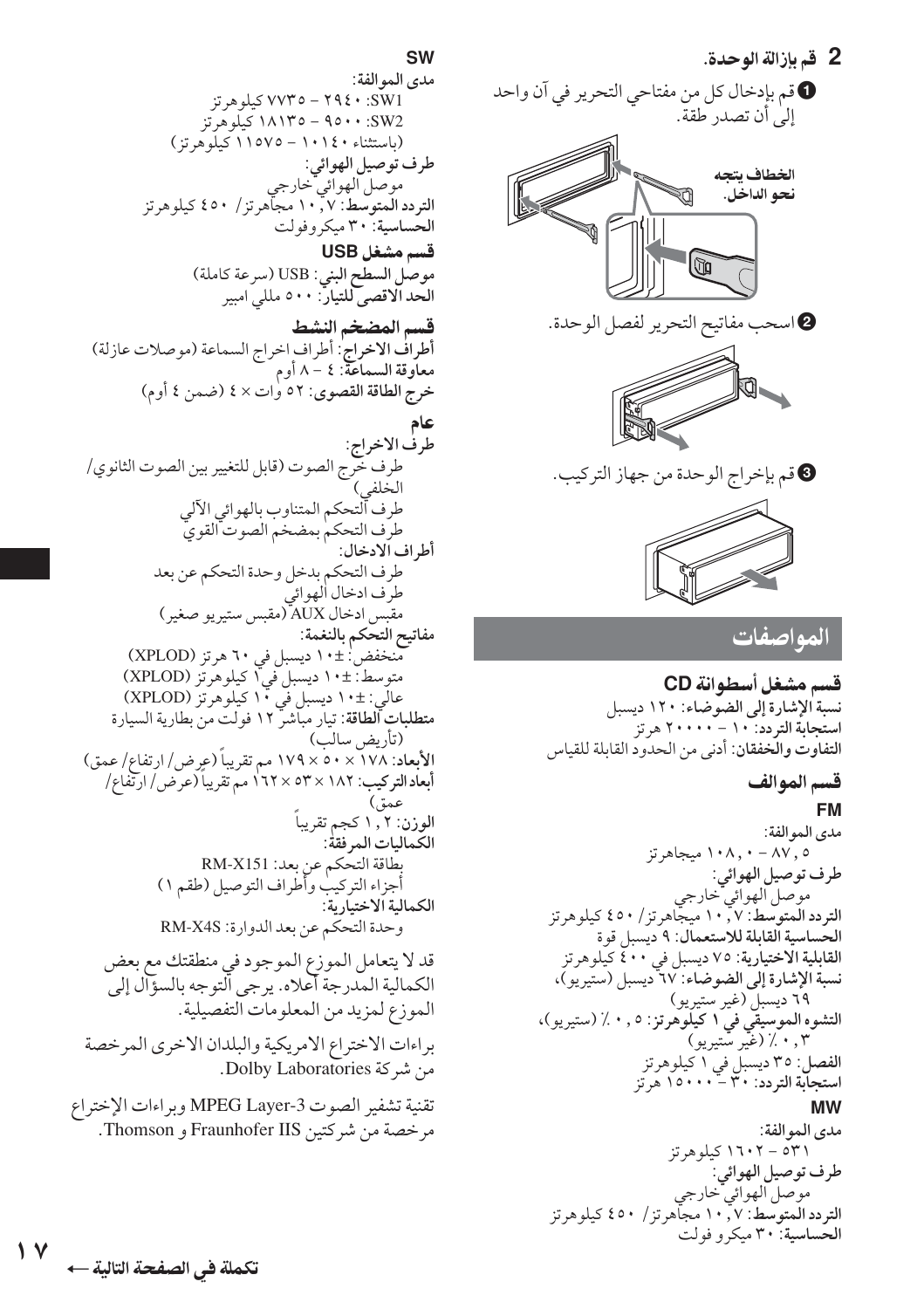## 2 قم بإزالة الوحدة.

❶ قم بإدخال كل من مفتاحي التحرير في آن واحد إلى أن تصدر طقة.

الخطاف يتجه نحو الداخل.

❷ اسحب مفاتيح التحرير لفصل الوحدة.

❸ قم بإخراج الوحدة من جهاز التركيب.

# المواصفات

### قسم مشغل أسطوانة CD

**نسبة الإشارة إلى الضوضاء:** ١٢٠ ديسبل
**استجابة التردد:** ١٠ – ٢٠٠٠٠ هرتز
**التفاوت والخفقان:** أدنى من الحدود القابلة للقياس

### قسم الموالف

**FM**

مدى الموالفة:
٨٧,٥ – ١٠٨,٠ ميجاهرتز
**طرف توصيل الهوائي:**
موصل الهوائي خارجي
**التردد المتوسط:** ١٠,٧ ميجاهرتز/ ٤٥٠ كيلوهرتز
**الحساسية القابلة للاستعمال:** ٩ ديسبل قوة
**القابلية الاختيارية:** ٧٥ ديسبل في ٤٠٠ كيلوهرتز
**نسبة الإشارة إلى الضوضاء:** ٦٧ ديسبل (ستيريو)، ٦٩ ديسبل (غير ستيريو)
**التشوه الموسيقي في ١ كيلوهرتز:** ٠,٥ ٪ (ستيريو)، ٠,٣ ٪ (غير ستيريو)
**الفصل:** ٣٥ ديسبل في ١ كيلوهرتز
**استجابة التردد:** ٣٠ – ١٥٠٠٠ هرتز

**MW**

مدى الموالفة:
٥٣١ – ١٦٠٢ كيلوهرتز
**طرف توصيل الهوائي:**
موصل الهوائي خارجي
**التردد المتوسط:** ١٠,٧ ميجاهرتز/ ٤٥٠ كيلوهرتز
**الحساسية:** ٣٠ ميكرو فولت

**SW**

مدى الموالفة:
SW1: ٢٩٤٠ – ٧٧٣٥ كيلوهرتز
SW2: ٩٥٠٠ – ١٨١٣٥ كيلوهرتز
(باستثناء ١٠١٤٠ – ١١٥٧٥ كيلوهرتز)
**طرف توصيل الهوائي:**
موصل الهوائي خارجي
**التردد المتوسط:** ١٠,٧ ميجاهرتز/ ٤٥٠ كيلوهرتز
**الحساسية:** ٣٠ ميكروفولت

### قسم مشغل USB

**موصل السطح البني:** USB (سرعة كاملة)
**الحد الاقصى للتيار:** ٥٠٠ مللي امبير

### قسم المضخم النشط

**أطراف الاخراج:** أطراف اخراج السماعة (موصلات عازلة)
**معاوقة السماعة:** ٤ – ٨ أوم
**خرج الطاقة القصوى:** ٥٢ وات × ٤ (ضمن ٤ أوم)

### عام

**طرف الاخراج:**
طرف خرج الصوت (قابل للتغيير بين الصوت الثانوي/الخلفي)
طرف التحكم المتناوب بالهوائي الآلي
طرف التحكم بمضخم الصوت القوي
**أطراف الادخال:**
طرف التحكم بدخل وحدة التحكم عن بعد
طرف ادخال الهوائي
مقبس ادخال AUX (مقبس ستيريو صغير)
**مفاتيح التحكم بالنغمة:**
منخفض: ±١٠ ديسبل في ٦٠ هرتز (XPLOD)
متوسط: ±١٠ ديسبل في ١ كيلوهرتز (XPLOD)
عالي: ±١٠ ديسبل في ١٠ كيلوهرتز (XPLOD)
**متطلبات الطاقة:** تيار مباشر ١٢ فولت من بطارية السيارة (تأريض سالب)
**الأبعاد:** ١٧٨ × ٥٠ × ١٧٩ مم تقريباً (عرض/ ارتفاع/ عمق)
**أبعاد التركيب:** ١٨٢ × ٥٣ × ١٦٢ مم تقريباً (عرض/ ارتفاع/ عمق)
**الوزن:** ١,٢ كجم تقريباً
**الكماليات المرفقة:**
بطاقة التحكم عن بعد: RM-X151
أجزاء التركيب وأطراف التوصيل (طقم ١)
**الكمالية الاختيارية:**
وحدة التحكم عن بعد الدوارة: RM-X4S

قد لا يتعامل الموزع الموجود في منطقتك مع بعض الكمالية المدرجة أعلاه. يرجى التوجه بالسؤال إلى الموزع لمزيد من المعلومات التفصيلية.

براءات الاختراع الامريكية والبلدان الاخرى المرخصة من شركة Dolby Laboratories.

تقنية تشفير الصوت MPEG Layer-3 وبراءات الإختراع مرخصة من شركتين Fraunhofer IIS و Thomson.

تكملة في الصفحة التالية ←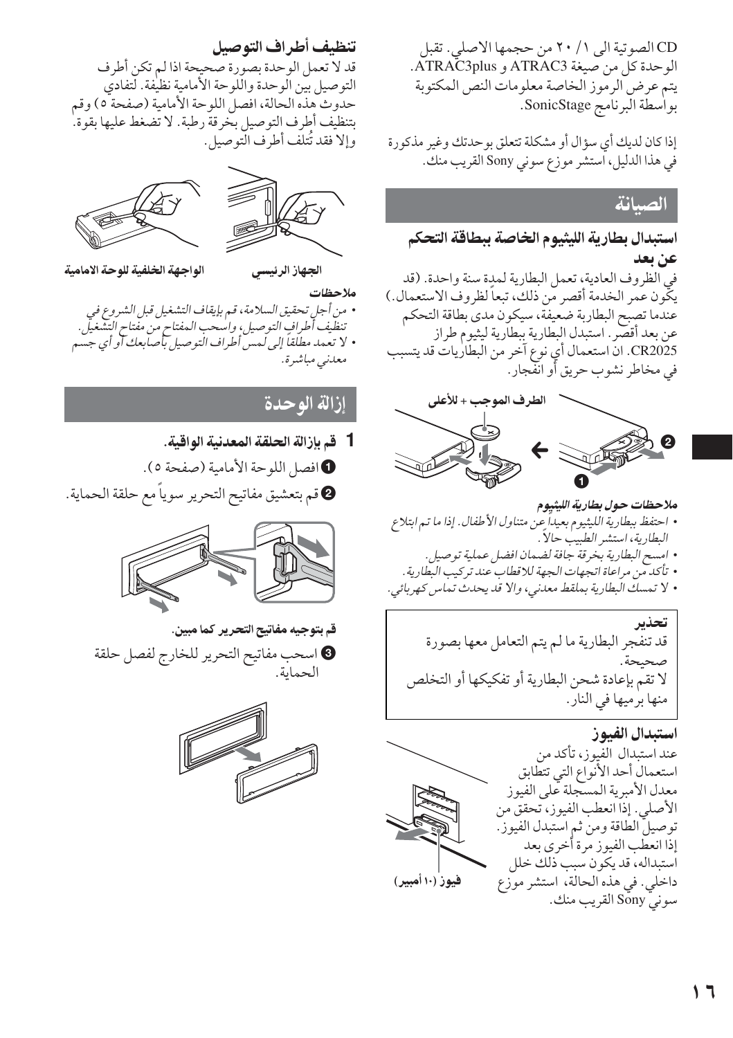CD الصوتية الى ١ / ٢٠ من حجمها الاصلي. تقبل الوحدة كل من صيغة ATRAC3 و ATRAC3plus. يتم عرض الرموز الخاصة معلومات النص المكتوبة بواسطة البرنامج SonicStage.

إذا كان لديك أي سؤال أو مشكلة تتعلق بوحدتك وغير مذكورة في هذا الدليل، استشر موزع سوني Sony القريب منك.

## الصيانة

### استبدال بطارية الليثيوم الخاصة ببطاقة التحكم عن بعد

في الظروف العادية، تعمل البطارية لمدة سنة واحدة. (قد يكون عمر الخدمة أقصر من ذلك، تبعاً لظروف الاستعمال.) عندما تصبح البطارية ضعيفة، سيكون مدى بطاقة التحكم عن بعد أقصر. استبدل البطارية ببطارية ليثيوم طراز CR2025. ان استعمال أي نوع آخر من البطاريات قد يتسبب في مخاطر نشوب حريق أو انفجار.

الطرف الموجب + للأعلى

**ملاحظات حول بطارية الليثيوم**

- *احتفظ ببطارية الليثيوم بعيداً عن متناول الأطفال. إذا ما تم ابتلاع البطارية، استشر الطبيب حالاً.*
- *امسح البطارية بخرقة جافة لضمان افضل عملية توصيل.*
- *تأكد من مراعاة اتجاهات الجهة للاقطاب عند تركيب البطارية.*
- *لا تمسك البطارية بملقط معدني، والا قد يحدث تماس كهربائي.*

**تحذير**

قد تنفجر البطارية ما لم يتم التعامل معها بصورة صحيحة.

لا تقم بإعادة شحن البطارية أو تفكيكها أو التخلص منها برميها في النار.

### استبدال الفيوز

عند استبدال الفيوز، تأكد من استعمال أحد الأنواع التي تتطابق معدل الأمبيرية المسجلة على الفيوز الأصلي. إذا انعطب الفيوز، تحقق من توصيل الطاقة ومن ثم استبدل الفيوز. إذا انعطب الفيوز مرة أخرى بعد استبداله، قد يكون سبب ذلك خلل داخلي. في هذه الحالة، استشر موزع سوني Sony القريب منك.

فيوز (١٠ أمبير)

### تنظيف أطراف التوصيل

قد لا تعمل الوحدة بصورة صحيحة اذا لم تكن أطراف التوصيل بين الوحدة واللوحة الأمامية نظيفة. لتفادي حدوث هذه الحالة، افصل اللوحة الأمامية (صفحة ٥) وقم بتنظيف أطرف التوصيل بخرقة رطبة. لا تضغط عليها بقوة. وإلا فقد تُتلف أطراف التوصيل.

الجهاز الرئيسي — الواجهة الخلفية للوحة الامامية

**ملاحظات**

- *من أجل تحقيق السلامة، قم بإيقاف التشغيل قبل الشروع في تنظيف أطراف التوصيل، واسحب المفتاح من مفتاح التشغيل.*
- *لا تعمد مطلقاً إلى لمس أطراف التوصيل بأصابعك أو أي جسم معدني مباشرة.*

## إزالة الوحدة

1 **قم بإزالة الحلقة المعدنية الواقية.**

❶ افصل اللوحة الأمامية (صفحة ٥).

❷ قم بتعشيق مفاتيح التحرير سوياً مع حلقة الحماية.

**قم بتوجيه مفاتيح التحرير كما مبين.**

❸ اسحب مفاتيح التحرير للخارج لفصل حلقة الحماية.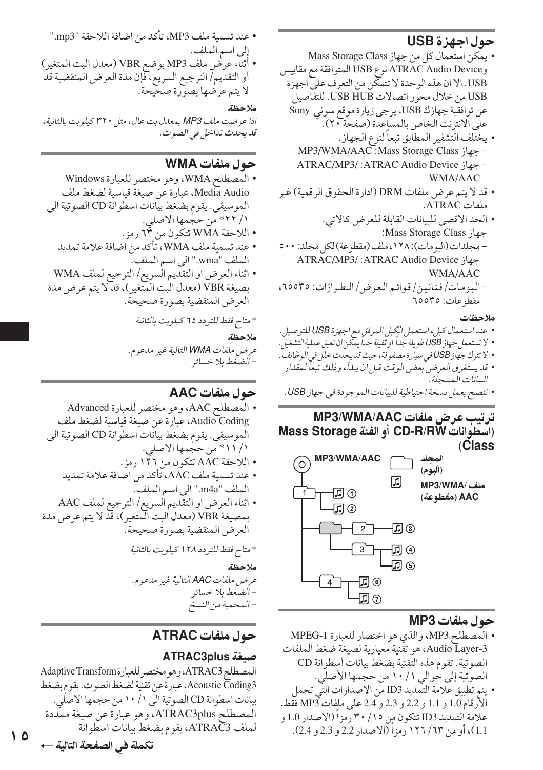## حول اجهزة USB

- يمكن استعمال كل من جهاز Mass Storage Class وATRAC Audio Device نوع USB المتوافقة مع مقاييس USB. الا ان هذه الوحدة لا تتمكن من التعرف على اجهزة USB من خلال محور اتصالات USB HUB. للتفاصيل عن توافقية جهازك USB، يرجى زيارة موقع سوني Sony على الانترنت الخاص بالمساعدة (صفحة ٢٠).
- يختلف التشفير المطابق تبعاً لنوع الجهاز.
  - جهاز Mass Storage Class: MP3/WMA/AAC
  - جهاز ATRAC Audio Device: ATRAC/MP3/ WMA/AAC
- قد لا يتم عرض ملفات DRM (ادارة الحقوق الرقمية) غير ملفات ATRAC.
- الحد الاقصى للبيانات القابلة للعرض كالاتي.
  جهاز Mass Storage Class:
  - مجلدات (البومات): ١٢٨، ملف (مقطوعة) لكل مجلد: ٥٠٠
  جهاز ATRAC Audio Device: ATRAC/MP3/ WMA/AAC
  - البومات/ فنانين/ قوائم العرض/ الطرازات: ٦٥٥٣٥، مقطوعات: ٦٥٥٣٥

**ملاحظات**

- *عند استعمال كبل، استعمل الكبل المرفق مع اجهزة USB للتوصيل.*
- *لا تستعمل جهاز USB طويلة جداً او ثقيلة جداً يمكن ان تعيق عملية التشغيل.*
- *لا تترك جهاز USB في سيارة مصفوفة، حيث قد يحدث خلل في الوظائف.*
- *قد يستغرق العرض بعض الوقت قبل ان يبدأ، وذلك تبعاً لمقدار البيانات المسجلة.*
- *ننصح بعمل نسخة احتياطية للبيانات الموجودة في جهاز USB.*

## ترتيب عرض ملفات MP3/WMA/AAC (اسطوانات CD-R/RW أو الفئة Mass Storage Class)

MP3/WMA/AAC

المجلد (ألبوم)

ملف MP3/WMA/ AAC (مقطوعة)

## حول ملفات MP3

- المصطلح MP3، والذي هو اختصار للعبارة MPEG-1 Audio Layer-3، هو تقنية معيارية لصيغة ضغط الملفات الصوتية. تقوم هذه التقنية بضغط بيانات أسطوانة CD الصوتية إلى حوالي ١/ ١٠ من حجمها الأصلي.
- يتم تطبيق علامة التمديد ID3 من الاصدارات التي تحمل الأرقام 1.0 و 1.1 و 2.2 و 2.3 و 2.4 على ملفات MP3 فقط. علامة التمديد ID3 تتكون من ١٥/ ٣٠ رمزاً (الاصدار 1.0 و 1.1)، أو من ٦٣/ ١٢٦ رمزاً (الاصدار 2.2 و 2.3 و 2.4).
- عند تسمية ملف MP3، تأكد من اضافة اللاحقة "mp3." إلى اسم الملف.
- أثناء عرض ملف MP3 بوضع VBR (معدل البت المتغير) أو التقديم/ الترجيع السريع، فإن مدة العرض المنقضية قد لا يتم عرضها بصورة صحيحة.

**ملاحظة**

*اذا عرضت ملف MP3 بمعدل بت عال، مثل ٣٢٠ كيلوبت بالثانية، قد يحدث تداخل في الصوت.*

## حول ملفات WMA

- المصطلح WMA، وهو مختصر للعبارة Windows Media Audio، عبارة عن صيغة قياسية لضغط ملف الموسيقى. يقوم بضغط بيانات اسطوانة CD الصوتية الى ١/ ٢٢* من حجمها الاصلي.
- اللاحقة WMA تتكون من ٦٣ رمز.
- عند تسمية ملف WMA، تأكد من اضافة علامة تمديد الملف "wma." الى اسم الملف.
- اثناء العرض او التقديم السريع/ الترجيع لملف WMA بصيغة VBR (معدل البت المتغير)، قد لا يتم عرض مدة العرض المنقضية بصورة صحيحة.

*\* متاح فقط للتردد ٦٤ كيلوبت بالثانية*

**ملاحظة**

*عرض ملفات WMA التالية غير مدعوم.*
*– الضغط بلا خسائر*

## حول ملفات AAC

- المصطلح AAC، وهو مختصر للعبارة Advanced Audio Coding، عبارة عن صيغة قياسية لضغط ملف الموسيقى. يقوم بضغط بيانات اسطوانة CD الصوتية الى ١/ ١١* من حجمها الاصلي.
- اللاحقة AAC تتكون من ١٢٦ رمز.
- عند تسمية ملف AAC، تأكد من اضافة علامة تمديد الملف "m4a." الى اسم الملف.
- اثناء العرض او التقديم السريع/ الترجيع لملف AAC بمصيغة VBR (معدل البت المتغير)، قد لا يتم عرض مدة العرض المنقضية بصورة صحيحة.

*\* متاح فقط للتردد ١٢٨ كيلوبت بالثانية*

**ملاحظة**

*عرض ملفات AAC التالية غير مدعوم.*
*– الضغط بلا خسائر*
*– المحمية من النسخ*

## حول ملفات ATRAC

### صيغة ATRAC3plus

المصطلح ATRAC3، وهو مختصر للعبارة Adaptive Transform Acoustic Coding3، عبارة عن تقنية لضغط الصوت. يقوم بضغط بيانات اسطوانة CD الصوتية الى ١/ ١٠ من حجمها الاصلي.
المصطلح ATRAC3plus، وهو عبارة عن صيغة ممددة لملف ATRAC3، يقوم بضغط بيانات اسطوانة

**تكملة في الصفحة التالية ←**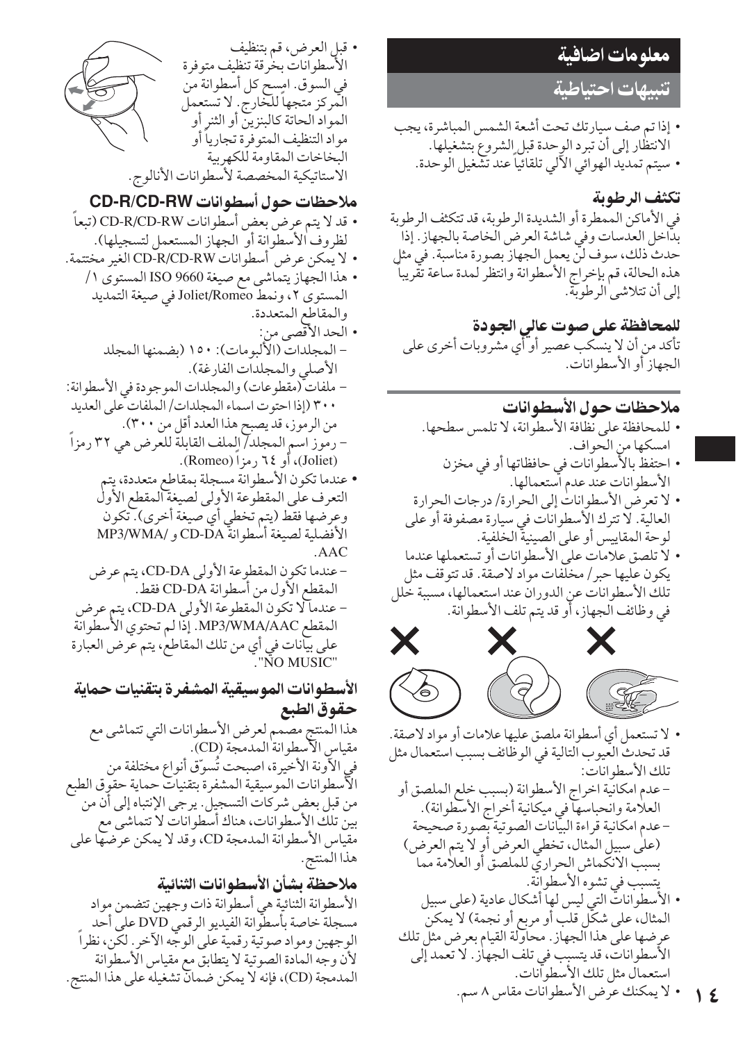# معلومات اضافية

## تنبيهات احتياطية

- إذا تم صف سيارتك تحت أشعة الشمس المباشرة، يجب الانتظار إلى أن تبرد الوحدة قبل الشروع بتشغيلها.
- سيتم تمديد الهوائي الآلي تلقائياً عند تشغيل الوحدة.

### تكثف الرطوبة

في الأماكن الممطرة أو الشديدة الرطوبة، قد تتكثف الرطوبة بداخل العدسات وفي شاشة العرض الخاصة بالجهاز. إذا حدث ذلك، سوف لن يعمل الجهاز بصورة مناسبة. في مثل هذه الحالة، قم بإخراج الأسطوانة وانتظر لمدة ساعة تقريباً إلى أن تتلاشى الرطوبة.

### للمحافظة على صوت عالي الجودة

تأكد من أن لا ينسكب عصير أو أي مشروبات أخرى على الجهاز أو الأسطوانات.

## ملاحظات حول الأسطوانات

- للمحافظة على نظافة الأسطوانة، لا تلمس سطحها. امسكها من الحواف.
- احتفظ بالأسطوانات في حافظاتها أو في مخزن الأسطوانات عند عدم استعمالها.
- لا تعرض الأسطوانات إلى الحرارة/ درجات الحرارة العالية. لا تترك الأسطوانات في سيارة مصفوفة أو على لوحة المقاييس أو على الصينية الخلفية.
- لا تلصق علامات على الأسطوانات أو تستعملها عندما يكون عليها حبر/ مخلفات مواد لاصقة. قد تتوقف مثل تلك الأسطوانات عن الدوران عند استعمالها، مسببة خلل في وظائف الجهاز، أو قد يتم تلف الأسطوانة.

- لا تستعمل أي أسطوانة ملصق عليها علامات أو مواد لاصقة. قد تحدث العيوب التالية في الوظائف بسبب استعمال مثل تلك الأسطوانات:
  - عدم امكانية اخراج الأسطوانة (بسبب خلع الملصق أو العلامة وانحباسها في ميكانية أخراج الأسطوانة).
  - عدم امكانية قراءة البيانات الصوتية بصورة صحيحة (على سبيل المثال، تخطي العرض أو لا يتم العرض) بسبب الانكماش الحراري للملصق أو العلامة مما يتسبب في تشوه الأسطوانة.
- الأسطوانات التي ليس لها أشكال عادية (على سبيل المثال، على شكل قلب أو مربع أو نجمة) لا يمكن عرضها على هذا الجهاز. محاولة القيام بعرض مثل تلك الأسطوانات، قد يتسبب في تلف الجهاز. لا تعمد إلى استعمال مثل تلك الأسطوانات.
- لا يمكنك عرض الأسطوانات مقاس ٨ سم.

- قبل العرض، قم بتنظيف الأسطوانات بخرقة تنظيف متوفرة في السوق. امسح كل أسطوانة من المركز متجهاً للخارج. لا تستعمل المواد الحاتة كالبنزين أو الثنر أو مواد التنظيف المتوفرة تجارياً أو البخاخات المقاومة للكهربية الاستاتيكية المخصصة لأسطوانات الأنالوج.

## ملاحظات حول أسطوانات CD-R/CD-RW

- قد لا يتم عرض بعض أسطوانات CD-R/CD-RW (تبعاً لظروف الأسطوانة أو الجهاز المستعمل لتسجيلها).
- لا يمكن عرض أسطوانات CD-R/CD-RW الغير مختتمة.
- هذا الجهاز يتماشى مع صيغة ISO 9660 المستوى ١/ المستوى ٢، ونمط Joliet/Romeo في صيغة التمديد والمقاطع المتعددة.
- الحد الأقصى من:
  - المجلدات (الألبومات): ١٥٠ (بضمنها المجلد الأصلي والمجلدات الفارغة).
  - ملفات (مقطوعات) والمجلدات الموجودة في الأسطوانة: ٣٠٠ (إذا احتوت اسماء المجلدات/ الملفات على العديد من الرموز، قد يصبح هذا العدد أقل من ٣٠٠).
  - رموز اسم المجلد/ الملف القابلة للعرض هي ٣٢ رمزاً (Joliet)، أو ٦٤ رمزاً (Romeo).
- عندما تكون الأسطوانة مسجلة بمقاطع متعددة، يتم التعرف على المقطوعة الأولى لصيغة المقطع الأول وعرضها فقط (يتم تخطي أي صيغة أخرى). تكون الأفضلية لصيغة أسطوانة CD-DA و MP3/WMA/AAC.
  - عندما تكون المقطوعة الأولى CD-DA، يتم عرض المقطع الأول من أسطوانة CD-DA فقط.
  - عندما لا تكون المقطوعة الأولى CD-DA، يتم عرض المقطع MP3/WMA/AAC. إذا لم تحتوي الأسطوانة على بيانات في أي من تلك المقاطع، يتم عرض العبارة "NO MUSIC".

## الأسطوانات الموسيقية المشفرة بتقنيات حماية حقوق الطبع

هذا المنتج مصمم لعرض الأسطوانات التي تتماشى مع مقياس الأسطوانة المدمجة (CD).
في الآونة الأخيرة، اصبحت تُسوّق أنواع مختلفة من الأسطوانات الموسيقية المشفرة بتقنيات حماية حقوق الطبع من قبل بعض شركات التسجيل. يرجى الإنتباه إلى أن من بين تلك الأسطوانات، هناك أسطوانات لا تتماشى مع مقياس الأسطوانة المدمجة CD، وقد لا يمكن عرضها على هذا المنتج.

## ملاحظة بشأن الأسطوانات الثنائية

الأسطوانة الثنائية هي أسطوانة ذات وجهين تتضمن مواد مسجلة خاصة بأسطوانة الفيديو الرقمي DVD على أحد الوجهين ومواد صوتية رقمية على الوجه الآخر. لكن، نظراً لأن وجه المادة الصوتية لا يتطابق مع مقياس الأسطوانة المدمجة (CD)، فإنه لا يمكن ضمان تشغيله على هذا المنتج.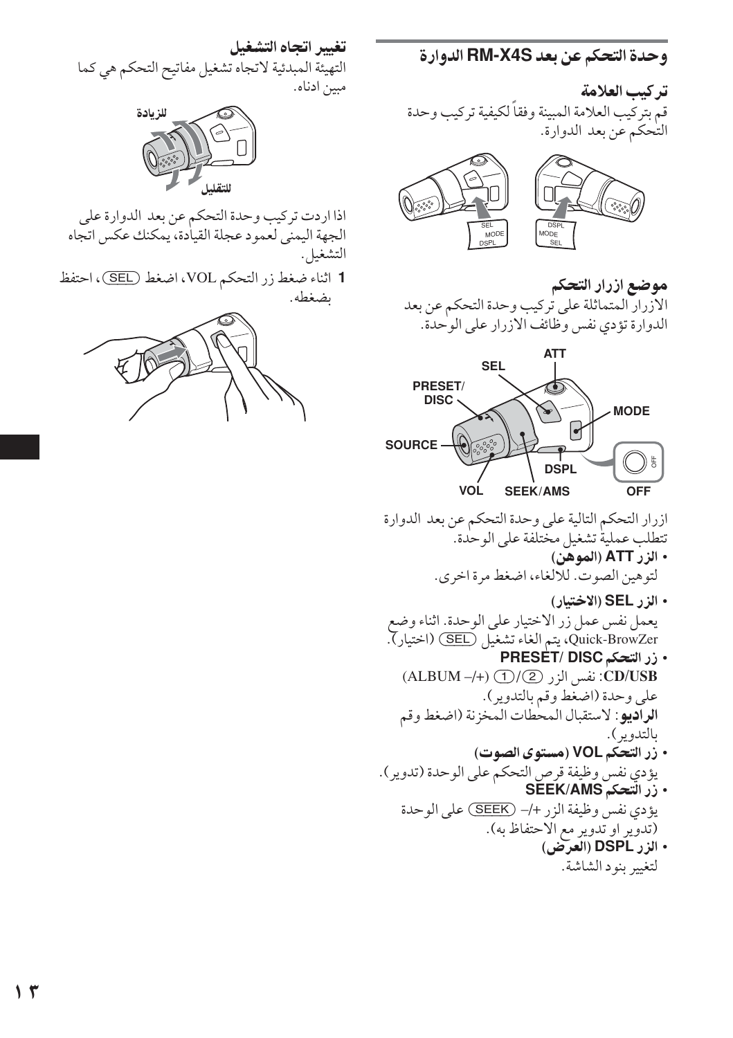## وحدة التحكم عن بعد RM-X4S الدوارة

### تركيب العلامة

قم بتركيب العلامة المبينة وفقاً لكيفية تركيب وحدة التحكم عن بعد الدوارة.

### موضع ازرار التحكم

الازرار المتماثلة على تركيب وحدة التحكم عن بعد الدوارة تؤدي نفس وظائف الازرار على الوحدة.

ازرار التحكم التالية على وحدة التحكم عن بعد الدوارة تتطلب عملية تشغيل مختلفة على الوحدة.

- **الزر ATT (الموهن)**
  لتوهين الصوت. للالغاء، اضغط مرة اخرى.
- **الزر SEL (الاختيار)**
  يعمل نفس عمل زر الاختيار على الوحدة. اثناء وضع Quick-BrowZer، يتم الغاء تشغيل (SEL) (اختيار).
- **زر التحكم PRESET/ DISC**
  **CD/USB**: نفس الزر (1)/(2) (+/–) (ALBUM –/+) على وحدة (اضغط وقم بالتدوير).
  **الراديو**: لاستقبال المحطات المخزنة (اضغط وقم بالتدوير).
- **زر التحكم VOL (مستوى الصوت)**
  يؤدي نفس وظيفة قرص التحكم على الوحدة (تدوير).
- **زر التحكم SEEK/AMS**
  يؤدي نفس وظيفة الزر +/– (SEEK) على الوحدة (تدوير او تدوير مع الاحتفاظ به).
- **الزر DSPL (العرض)**
  لتغيير بنود الشاشة.

### تغيير اتجاه التشغيل

التهيئة المبدئية لاتجاه تشغيل مفاتيح التحكم هي كما مبين ادناه.

للزيادة

للتقليل

اذا اردت تركيب وحدة التحكم عن بعد الدوارة على الجهة اليمنى لعمود عجلة القيادة، يمكنك عكس اتجاه التشغيل.

1 اثناء ضغط زر التحكم VOL، اضغط (SEL)، احتفظ بضغطه.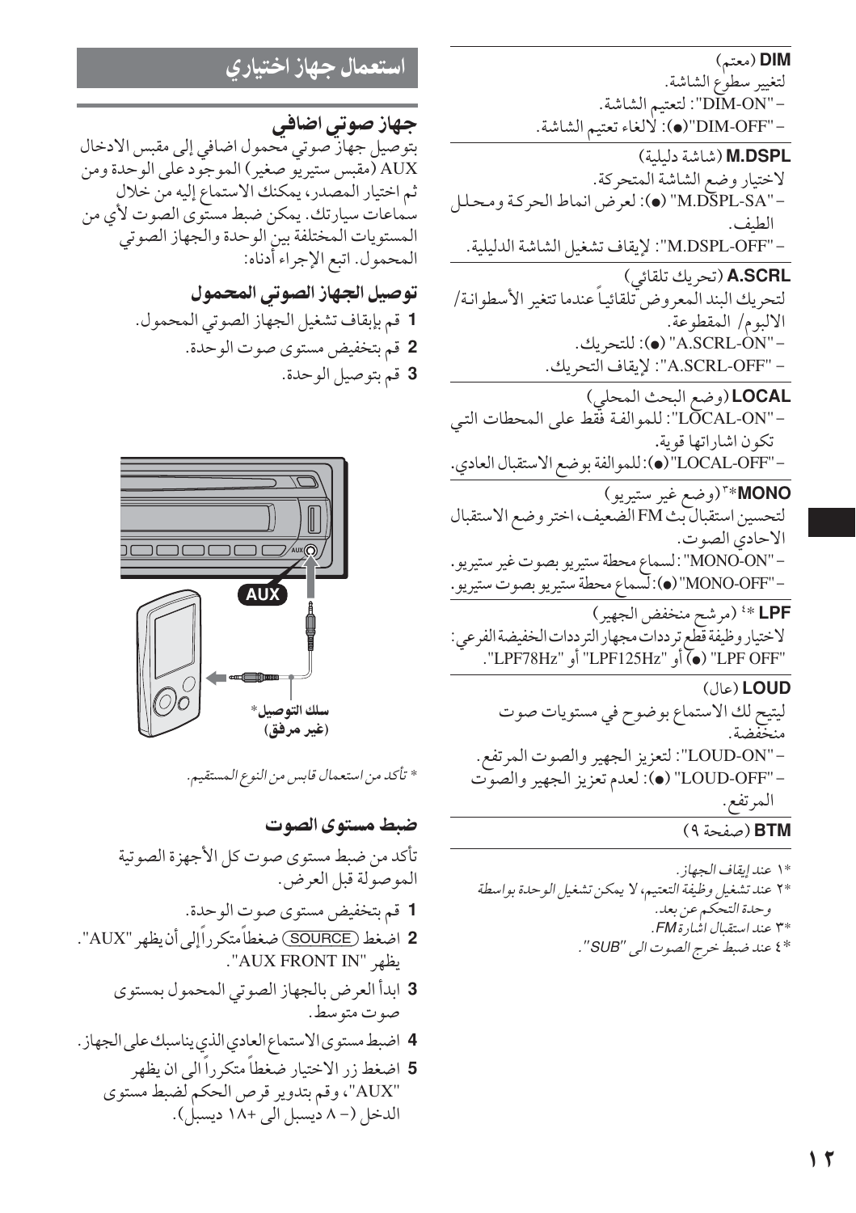**DIM** (معتم)

لتغيير سطوع الشاشة.

– "DIM-ON": لتعتيم الشاشة.

– "DIM-OFF"(●): لالغاء تعتيم الشاشة.

**M.DSPL** (شاشة دليلية)

لاختيار وضع الشاشة المتحركة.

– "M.DSPL-SA" (●): لعرض انماط الحركة ومحلل الطيف.

– "M.DSPL-OFF": لإيقاف تشغيل الشاشة الدليلية.

**A.SCRL** (تحريك تلقائي)

لتحريك البند المعروض تلقائياً عندما تتغير الأسطوانة/ الالبوم/ المقطوعة.

– "A.SCRL-ON" (●): للتحريك.

– "A.SCRL-OFF": لإيقاف التحريك.

**LOCAL** (وضع البحث المحلي)

– "LOCAL-ON": للموالفة فقط على المحطات التي تكون اشاراتها قوية.

– "LOCAL-OFF"(●): للموالفة بوضع الاستقبال العادي.

**MONO**\*٣ (وضع غير ستيريو)

لتحسين استقبال بث FM الضعيف، اختر وضع الاستقبال الاحادي الصوت.

– "MONO-ON": لسماع محطة ستيريو بصوت غير ستيريو.

– "MONO-OFF"(●): لسماع محطة ستيريو بصوت ستيريو.

**LPF** \*٤ (مرشح منخفض الجهير)

لاختيار وظيفة قطع ترددات مجهار الترددات الخفيضة الفرعي: "LPF78Hz" أو "LPF125Hz" أو (●) "LPF OFF".

**LOUD** (عال)

ليتيح لك الاستماع بوضوح في مستويات صوت منخفضة.

– "LOUD-ON": لتعزيز الجهير والصوت المرتفع.

– "LOUD-OFF" (●): لعدم تعزيز الجهير والصوت المرتفع.

**BTM** (صفحة ٩)

*\*١ عند إيقاف الجهاز.*

*\*٢ عند تشغيل وظيفة التعتيم، لا يمكن تشغيل الوحدة بواسطة وحدة التحكم عن بعد.*

*\*٣ عند استقبال اشارة FM.*

*\*٤ عند ضبط خرج الصوت الى "SUB".*

## استعمال جهاز اختياري

### جهاز صوتي اضافي

بتوصيل جهاز صوتي محمول اضافي إلى مقبس الادخال AUX (مقبس ستيريو صغير) الموجود على الوحدة ومن ثم اختيار المصدر، يمكنك الاستماع إليه من خلال سماعات سيارتك. يمكن ضبط مستوى الصوت لأي من المستويات المختلفة بين الوحدة والجهاز الصوتي المحمول. اتبع الإجراء أدناه:

#### توصيل الجهاز الصوتي المحمول

1. قم بإيقاف تشغيل الجهاز الصوتي المحمول.
2. قم بتخفيض مستوى صوت الوحدة.
3. قم بتوصيل الوحدة.

AUX

سلك التوصيل\* (غير مرفق)

*\* تأكد من استعمال قابس من النوع المستقيم.*

#### ضبط مستوى الصوت

تأكد من ضبط مستوى صوت كل الأجهزة الصوتية الموصولة قبل العرض.

1. قم بتخفيض مستوى صوت الوحدة.
2. اضغط (SOURCE) ضغطاً متكرراً إلى أن يظهر "AUX". يظهر "AUX FRONT IN".
3. ابدأ العرض بالجهاز الصوتي المحمول بمستوى صوت متوسط.
4. اضبط مستوى الاستماع العادي الذي يناسبك على الجهاز.
5. اضغط زر الاختيار ضغطاً متكرراً الى ان يظهر "AUX"، وقم بتدوير قرص الحكم لضبط مستوى الدخل (– ٨ ديسبل الى +١٨ ديسبل).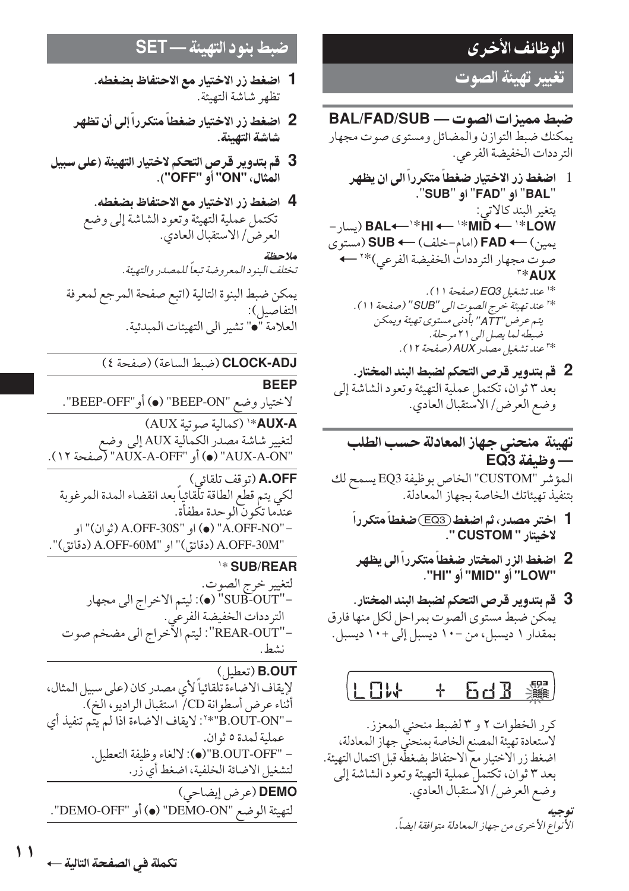# الوظائف الأخرى

## تغيير تهيئة الصوت

### ضبط مميزات الصوت — BAL/FAD/SUB

يمكنك ضبط التوازن والمضائل ومستوى صوت مجهار الترددات الخفيضة الفرعي.

1 **اضغط زر الاختيار ضغطاً متكرراً الى ان يظهر "BAL" او "FAD" او "SUB".**

يتغير البند كالاتي:

**LOW**\*[1] ← **MID**\*[1] ← **HI**\*[1] ← **BAL** (يسار-يمين) ← **FAD** (امام-خلف) ← **SUB** (مستوى صوت مجهار الترددات الخفيضة الفرعي)\*[2] ← **AUX**\*[3]

*\*[1] عند تشغيل EQ3 (صفحة ١١).*
*\*[2] عند تهيئة خرج الصوت الى "SUB" (صفحة ١١). يتم عرض "ATT" بأدنى مستوى تهيئة ويمكن ضبطه لما يصل الى ٢١ مرحلة.*
*\*[3] عند تشغيل مصدر AUX (صفحة ١٢).*

2 **قم بتدوير قرص التحكم لضبط البند المختار.**
بعد ٣ ثوان، تكتمل عملية التهيئة وتعود الشاشة إلى وضع العرض/الاستقبال العادي.

### تهيئة منحني جهاز المعادلة حسب الطلب — وظيفة EQ3

المؤشر "CUSTOM" الخاص بوظيفة EQ3 يسمح لك بتنفيذ تهيئاتك الخاصة بجهاز المعادلة.

1 **اختر مصدر، ثم اضغط (EQ3) ضغطاً متكرراً لاختيار " CUSTOM ".**

2 **اضغط الزر المختار ضغطاً متكرراً الى يظهر "LOW" أو "MID" أو "HI".**

3 **قم بتدوير قرص التحكم لضبط البند المختار.**
يمكن ضبط مستوى الصوت بمراحل لكل منها فارق بمقدار ١ ديسبل، من −١٠ ديسبل إلى +١٠ ديسبل.

LOW + 6dB

كرر الخطوات ٢ و ٣ لضبط منحني المعزز.

لاستعادة تهيئة المصنع الخاصة بمنحني جهاز المعادلة، اضغط زر الاختيار مع الاحتفاظ بضغطه قبل اكتمال التهيئة.

بعد ٣ ثوان، تكتمل عملية التهيئة وتعود الشاشة إلى وضع العرض/الاستقبال العادي.

**توجيه**
*الأنواع الأخرى من جهاز المعادلة متوافقة ايضاً.*

## ضبط بنود التهيئة — SET

1 **اضغط زر الاختيار مع الاحتفاظ بضغطه.**
تظهر شاشة التهيئة.

2 **اضغط زر الاختيار ضغطاً متكرراً إلى أن تظهر شاشة التهيئة.**

3 **قم بتدوير قرص التحكم لاختيار التهيئة (على سبيل المثال، "ON" أو "OFF").**

4 **اضغط زر الاختيار مع الاحتفاظ بضغطه.**
تكتمل عملية التهيئة وتعود الشاشة إلى وضع العرض/الاستقبال العادي.

**ملاحظة**
*تختلف البنود المعروضة تبعاً للمصدر والتهيئة.*

يمكن ضبط البنود التالية (اتبع صفحة المرجع لمعرفة التفاصيل):
العلامة "●" تشير الى التهيئات المبدئية.

**CLOCK-ADJ** (ضبط الساعة) (صفحة ٤)

**BEEP**
لاختيار وضع "BEEP-ON" (●) أو"BEEP-OFF".

**AUX-A**\*[1] (كمالية صوتية AUX)
لتغيير شاشة مصدر الكمالية AUX إلى وضع "AUX-A-ON" (●) أو "AUX-A-OFF" (صفحة ١٢).

**A.OFF** (توقف تلقائي)
لكي يتم قطع الطاقة تلقائياً بعد انقضاء المدة المرغوبة عندما تكون الوحدة مطفأة.
– "A.OFF-NO" (●) او "A.OFF-30S" (ثوان)" او "A.OFF-30M" (دقائق)" او "A.OFF-60M" (دقائق)".

**SUB/REAR**\*[1]
لتغيير خرج الصوت.
– "SUB-OUT" (●): ليتم الاخراج الى مجهار الترددات الخفيضة الفرعي.
– "REAR-OUT": ليتم الاخراج الى مضخم صوت نشط.

**B.OUT** (تعطيل)
لإيقاف الاضاءة تلقائياً لأي مصدر كان (على سبيل المثال، أثناء عرض أسطوانة CD/ استقبال الراديو، الخ).
– "B.OUT-ON"\*[2]: لايقاف الاضاءة اذا لم يتم تنفيذ أي عملية لمدة ٥ ثوان.
– "B.OUT-OFF"(●): لالغاء وظيفة التعطيل.
لتشغيل الاضاءة الخلفية، اضغط أي زر.

**DEMO** (عرض إيضاحي)
لتهيئة الوضع "DEMO-ON" (●) أو "DEMO-OFF".

تكملة في الصفحة التالية ←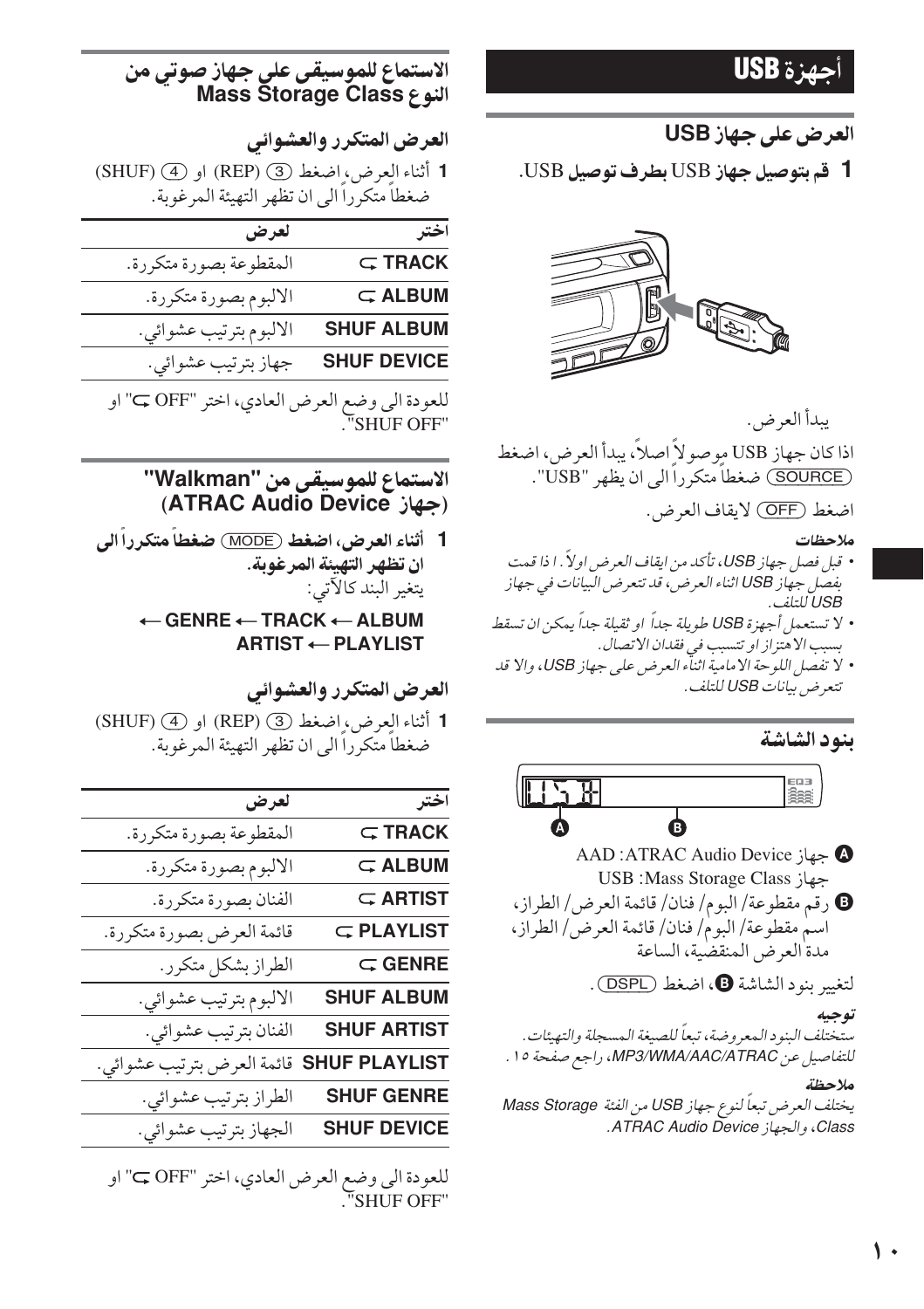# أجهزة USB

## العرض على جهاز USB

**1 قم بتوصيل جهاز** USB **بطرف توصيل** USB.

يبدأ العرض.

اذا كان جهاز USB موصولاً اصلاً، يبدأ العرض، اضغط (SOURCE) ضغطاً متكرراً الى ان يظهر "USB".

اضغط (OFF) لايقاف العرض.

**ملاحظات**

- *قبل فصل جهاز USB، تأكد من ايقاف العرض اولاً. اذا قمت بفصل جهاز USB اثناء العرض، قد تتعرض البيانات في جهاز USB للتلف.*
- *لا تستعمل أجهزة USB طويلة جداً او ثقيلة جداً يمكن ان تسقط بسبب الاهتزاز او تتسبب في فقدان الاتصال.*
- *لا تفصل اللوحة الامامية اثناء العرض على جهاز USB، والا قد تتعرض بيانات USB للتلف.*

## بنود الشاشة

A جهاز ATRAC Audio Device: AAD
جهاز Mass Storage Class: USB

B رقم مقطوعة/ البوم/ فنان/ قائمة العرض/ الطراز، اسم مقطوعة/ البوم/ فنان/ قائمة العرض/ الطراز، مدة العرض المنقضية، الساعة

لتغيير بنود الشاشة B، اضغط (DSPL).

**توجيه**

*ستختلف البنود المعروضة، تبعاً للصيغة المسجلة والتهيئات. للتفاصيل عن MP3/WMA/AAC/ATRAC، راجع صفحة ١٥.*

**ملاحظة**

*يختلف العرض تبعاً لنوع جهاز USB من الفئة Mass Storage Class، والجهاز ATRAC Audio Device.*

## الاستماع للموسيقى على جهاز صوتي من النوع Mass Storage Class

### العرض المتكرر والعشوائي

**1** أثناء العرض، اضغط (3) (REP) او (4) (SHUF) ضغطاً متكرراً الى ان تظهر التهيئة المرغوبة.

| اختر | لعرض |
|---|---|
| **TRACK** | المقطوعة بصورة متكررة. |
| **ALBUM** | الالبوم بصورة متكررة. |
| **SHUF ALBUM** | الالبوم بترتيب عشوائي. |
| **SHUF DEVICE** | جهاز بترتيب عشوائي. |

للعودة الى وضع العرض العادي، اختر " OFF" او "SHUF OFF".

## الاستماع للموسيقى من "Walkman" (جهاز ATRAC Audio Device)

**1 أثناء العرض، اضغط (MODE) ضغطاً متكرراً الى ان تظهر التهيئة المرغوبة.**

يتغير البند كالآتي:

**ALBUM → TRACK → GENRE → PLAYLIST → ARTIST**

### العرض المتكرر والعشوائي

**1** أثناء العرض، اضغط (3) (REP) او (4) (SHUF) ضغطاً متكرراً الى ان تظهر التهيئة المرغوبة.

| اختر | لعرض |
|---|---|
| **TRACK** | المقطوعة بصورة متكررة. |
| **ALBUM** | الالبوم بصورة متكررة. |
| **ARTIST** | الفنان بصورة متكررة. |
| **PLAYLIST** | قائمة العرض بصورة متكررة. |
| **GENRE** | الطراز بشكل متكرر. |
| **SHUF ALBUM** | الالبوم بترتيب عشوائي. |
| **SHUF ARTIST** | الفنان بترتيب عشوائي. |
| **SHUF PLAYLIST** | قائمة العرض بترتيب عشوائي. |
| **SHUF GENRE** | الطراز بترتيب عشوائي. |
| **SHUF DEVICE** | الجهاز بترتيب عشوائي. |

للعودة الى وضع العرض العادي، اختر " OFF" او "SHUF OFF".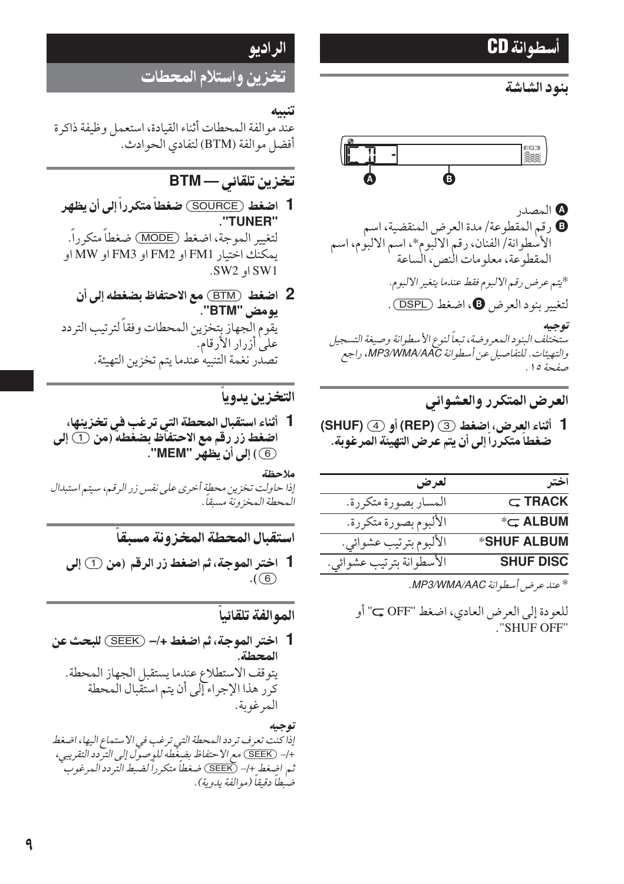# أسطوانة CD

## بنود الشاشة

A المصدر

B رقم المقطوعة/ مدة العرض المنقضية، اسم الأسطوانة/ الفنان، رقم الالبوم*، اسم الالبوم، اسم المقطوعة، معلومات النص، الساعة

*يتم عرض رقم الالبوم فقط عندما يتغير الالبوم.

لتغيير بنود العرض B، اضغط (DSPL).

**توجيه**

*ستختلف البنود المعروضة، تبعاً لنوع الأسطوانة وصيغة التسجيل والتهيئات. للتفاصيل عن أسطوانة MP3/WMA/AAC، راجع صفحة ١٥.*

## العرض المتكرر والعشوائي

**1 أثناء العرض، اضغط (3) (REP) أو (4) (SHUF) ضغطاً متكرراً إلى أن يتم عرض التهيئة المرغوبة.**

| اختر | لعرض |
|---|---|
| TRACK ⊂ | المسار بصورة متكررة. |
| ALBUM ⊂* | الألبوم بصورة متكررة. |
| SHUF ALBUM* | الألبوم بترتيب عشوائي. |
| SHUF DISC | الأسطوانة بترتيب عشوائي. |

*عند عرض أسطوانة MP3/WMA/AAC.

للعودة إلى العرض العادي، اضغط "OFF ⊂" أو "SHUF OFF".

# الراديو

## تخزين واستلام المحطات

**تنبيه**

عند موالفة المحطات أثناء القيادة، استعمل وظيفة ذاكرة أفضل موالفة (BTM) لتفادي الحوادث.

## تخزين تلقائي — BTM

**1 اضغط (SOURCE) ضغطاً متكرراً إلى أن يظهر "TUNER".**

لتغيير الموجة، اضغط (MODE) ضغطاً متكرراً. يمكنك اختيار FM1 او FM2 او FM3 او MW او SW1 او SW2.

**2 اضغط (BTM) مع الاحتفاظ بضغطه إلى أن يومض "BTM".**

يقوم الجهاز بتخزين المحطات وفقاً لترتيب التردد على أزرار الأرقام.

تصدر نغمة التنبيه عندما يتم تخزين التهيئة.

## التخزين يدوياً

**1 أثناء استقبال المحطة التي ترغب في تخزينها، اضغط زر رقم مع الاحتفاظ بضغطه (من (1) إلى (6)) إلى أن يظهر "MEM".**

**ملاحظة**

*إذا حاولت تخزين محطة أخرى على نفس زر الرقم، سيتم استبدال المحطة المخزونة مسبقاً.*

## استقبال المحطة المخزونة مسبقاً

**1 اختر الموجة، ثم اضغط زر الرقم (من (1) إلى (6)).**

## الموالفة تلقائياً

**1 اختر الموجة، ثم اضغط +/– (SEEK) للبحث عن المحطة.**

يتوقف الاستطلاع عندما يستقبل الجهاز المحطة. كرر هذا الإجراء إلى أن يتم استقبال المحطة المرغوبة.

**توجيه**

*إذا كنت تعرف تردد المحطة التي ترغب في الاستماع اليها، اضغط +/– (SEEK) مع الاحتفاظ بضغطه للوصول إلى التردد التقريبي، ثم اضغط +/– (SEEK) ضغطاً متكرراً لضبط التردد المرغوب ضبطاً دقيقاً (موالفة يدوية).*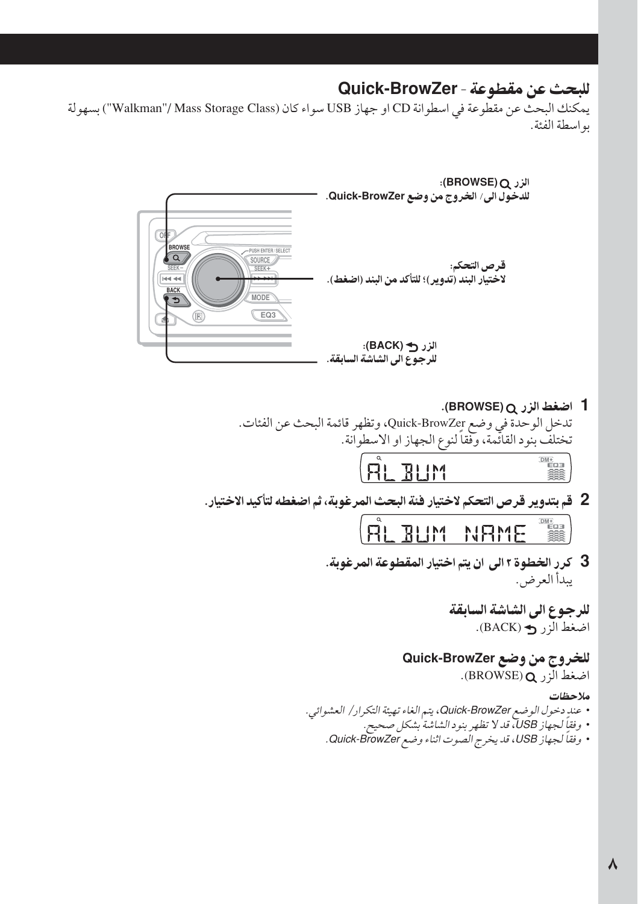## للبحث عن مقطوعة - Quick-BrowZer

يمكنك البحث عن مقطوعة في اسطوانة CD او جهاز USB سواء كان (Mass Storage Class /"Walkman") بسهولة بواسطة الفئة.

الزر Q (BROWSE):
للدخول الى / الخروج من وضع Quick-BrowZer.

قرص التحكم:
لاختيار البند (تدوير)؛ للتأكد من البند (اضغط).

الزر ↶ (BACK):
للرجوع الى الشاشة السابقة.

**1 اضغط الزر Q (BROWSE).**

تدخل الوحدة في وضع Quick-BrowZer، وتظهر قائمة البحث عن الفئات.
تختلف بنود القائمة، وفقاً لنوع الجهاز او الاسطوانة.

ALBUM

**2 قم بتدوير قرص التحكم لاختيار فئة البحث المرغوبة، ثم اضغطه لتأكيد الاختيار.**

ALBUM NAME

**3 كرر الخطوة ٢ الى ان يتم اختيار المقطوعة المرغوبة.**

يبدأ العرض.

### للرجوع الى الشاشة السابقة

اضغط الزر ↶ (BACK).

### للخروج من وضع Quick-BrowZer

اضغط الزر Q (BROWSE).

**ملاحظات**

- *عند دخول الوضع Quick-BrowZer، يتم الغاء تهيئة التكرار/ العشوائي.*
- *وفقاً لجهاز USB، قد لا تظهر بنود الشاشة بشكل صحيح.*
- *وفقاً لجهاز USB، قد يخرج الصوت اثناء وضع Quick-BrowZer.*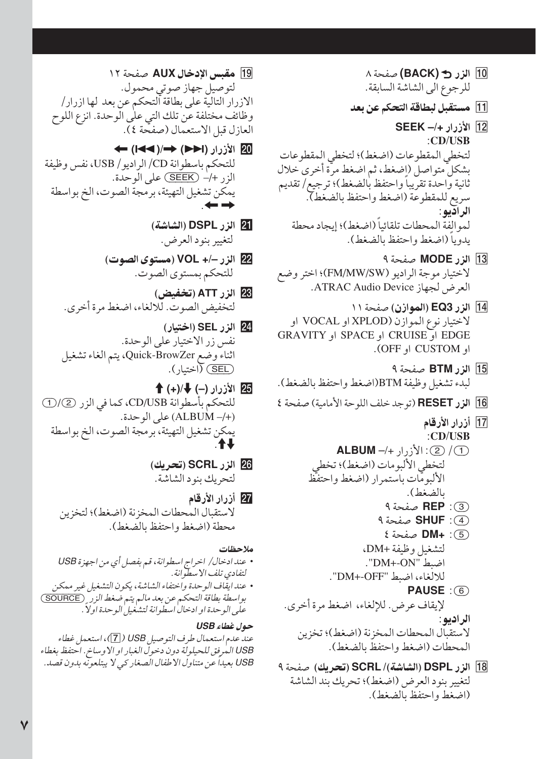10 **الزر ↶ (BACK)** صفحة ٨
للرجوع الى الشاشة السابقة.

11 **مستقبل لبطاقة التحكم عن بعد**

12 **الأزرار +/– SEEK**
:CD/USB
لتخطي المقطوعات (اضغط)؛ لتخطي المقطوعات بشكل متواصل (اضغط، ثم اضغط مرة أخرى خلال ثانية واحدة تقريباً واحتفظ بالضغط)؛ ترجيع/ تقديم سريع للمقطوعة (اضغط واحتفظ بالضغط).
**الراديو:**
لموالفة المحطات تلقائياً (اضغط)؛ إيجاد محطة يدوياً (اضغط واحتفظ بالضغط).

13 **الزر MODE** صفحة ٩
لاختيار موجة الراديو (FM/MW/SW)؛ اختر وضع العرض لجهاز ATRAC Audio Device.

14 **الزر EQ3 (الموازن)** صفحة ١١
لاختيار نوع الموازن (XPLOD او VOCAL او EDGE او CRUISE او SPACE او GRAVITY او CUSTOM او OFF).

15 **الزر BTM** صفحة ٩
لبدء تشغيل وظيفة BTM(اضغط واحتفظ بالضغط).

16 **الزر RESET** (توجد خلف اللوحة الأمامية) صفحة ٤

17 **أزرار الأرقام**
:CD/USB
(1)/(2): الأزرار +/– **ALBUM**
لتخطي الألبومات (اضغط)؛ تخطي الألبومات باستمرار (اضغط واحتفظ بالضغط).
(3): **REP** صفحة ٩
(4): **SHUF** صفحة ٩
(5): **+DM** صفحة ٤
لتشغيل وظيفة +DM،
اضبط "DM+-ON".
للالغاء، اضبط "DM+-OFF".
(6): **PAUSE**
لإيقاف عرض. للإلغاء، اضغط مرة أخرى.
**الراديو:**
لاستقبال المحطات المخزنة (اضغط)؛ تخزين المحطات (اضغط واحتفظ بالضغط).

18 **الزر DSPL (الشاشة)/ SCRL (تحريك)** صفحة ٩
لتغيير بنود العرض (اضغط)؛ تحريك بند الشاشة (اضغط واحتفظ بالضغط).

19 **مقبس الإدخال AUX** صفحة ١٢
لتوصيل جهاز صوتي محمول.
الازرار التالية على بطاقة التحكم عن بعد لها ازرار/ وظائف مختلفة عن تلك التي على الوحدة. انزع اللوح العازل قبل الاستعمال (صفحة ٤).

20 **الأزرار (◀◀|) ← /(|▶▶) →**
للتحكم باسطوانة CD/ الراديو/ USB، نفس وظيفة الزر +/– (SEEK) على الوحدة.
يمكن تشغيل التهيئة، برمجة الصوت، الخ بواسطة ← →.

21 **الزر DSPL (الشاشة)**
لتغيير بنود العرض.

22 **الزر –/+ VOL (مستوى الصوت)**
للتحكم بمستوى الصوت.

23 **الزر ATT (تخفيض)**
لتخفيض الصوت. للالغاء، اضغط مرة أخرى.

24 **الزر SEL (اختيار)**
نفس زر الاختيار على الوحدة.
اثناء وضع Quick-BrowZer، يتم الغاء تشغيل (SEL) (اختيار).

25 **الأزرار (–) ↓/(+) ↑**
للتحكم بأسطوانة CD/USB، كما في الزر (2)/(1) (+/– ALBUM) على الوحدة.
يمكن تشغيل التهيئة، برمجة الصوت، الخ بواسطة ↑↓.

26 **الزر SCRL (تحريك)**
لتحريك بنود الشاشة.

27 **أزرار الأرقام**
لاستقبال المحطات المخزنة (اضغط)؛ لتخزين محطة (اضغط واحتفظ بالضغط).

**ملاحظات**
- *عند ادخال/ اخراج اسطوانة، قم بفصل أي من اجهزة USB لتفادي تلف الاسطوانة.*
- *عند ايقاف الوحدة واختفاء الشاشة، يكون التشغيل غير ممكن بواسطة بطاقة التحكم عن بعد مالم يتم ضغط الزر (SOURCE) على الوحدة او ادخال اسطوانة لتشغيل الوحدة اولاً.*

**حول غطاء USB**
*عند عدم استعمال طرف التوصيل USB (7)، استعمل غطاء USB المرفق للحيلولة دون دخول الغبار او الاوساخ. احتفظ بغطاء USB بعيداً عن متناول الاطفال الصغار كي لا يبتلعونه بدون قصد.*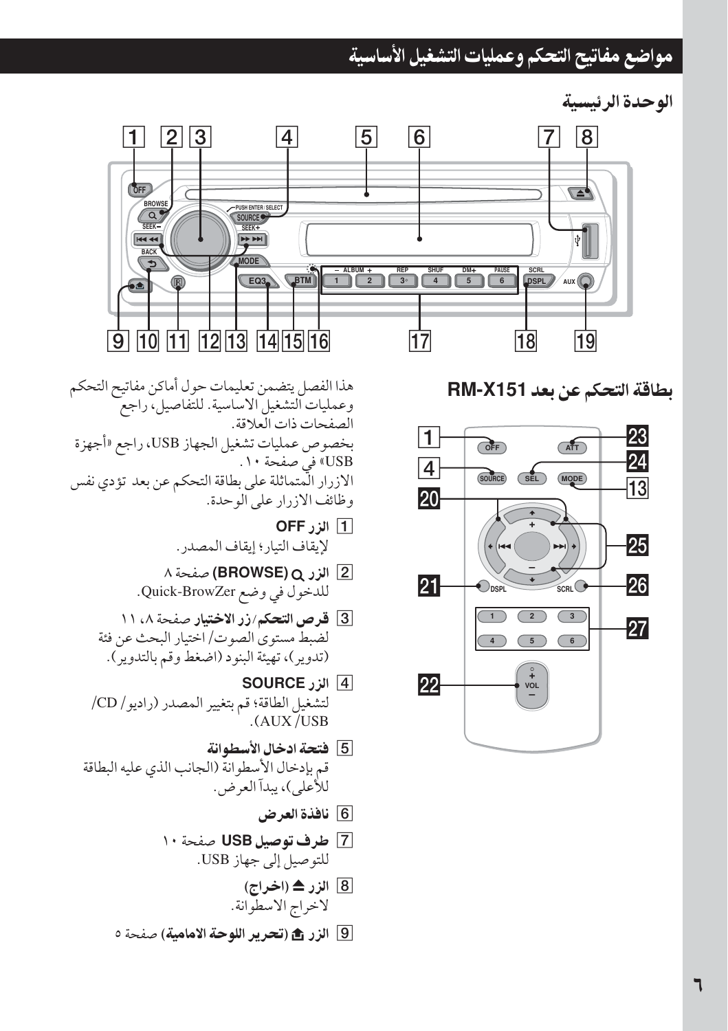## مواضع مفاتيح التحكم وعمليات التشغيل الأساسية

### الوحدة الرئيسية

### بطاقة التحكم عن بعد RM-X151

هذا الفصل يتضمن تعليمات حول أماكن مفاتيح التحكم وعمليات التشغيل الاساسية. للتفاصيل، راجع الصفحات ذات العلاقة.

بخصوص عمليات تشغيل الجهاز USB، راجع «أجهزة USB» في صفحة ١٠.

الازرار المتماثلة على بطاقة التحكم عن بعد تؤدي نفس وظائف الازرار على الوحدة.

1 **الزر OFF**
لإيقاف التيار؛ إيقاف المصدر.

2 **الزر (BROWSE)** صفحة ٨
للدخول في وضع Quick-BrowZer.

3 **قرص التحكم/زر الاختيار** صفحة ٨، ١١
لضبط مستوى الصوت/ اختيار البحث عن فئة (تدوير)، تهيئة البنود (اضغط وقم بالتدوير).

4 **الزر SOURCE**
لتشغيل الطاقة؛ قم بتغيير المصدر (راديو/ CD/ USB/ AUX).

5 **فتحة ادخال الأسطوانة**
قم بإدخال الأسطوانة (الجانب الذي عليه البطاقة للأعلى)، يبدأ العرض.

6 **نافذة العرض**

7 **طرف توصيل USB** صفحة ١٠
للتوصيل إلى جهاز USB.

8 **الزر ⏏ (اخراج)**
لاخراج الاسطوانة.

9 **الزر (تحرير اللوحة الامامية)** صفحة ٥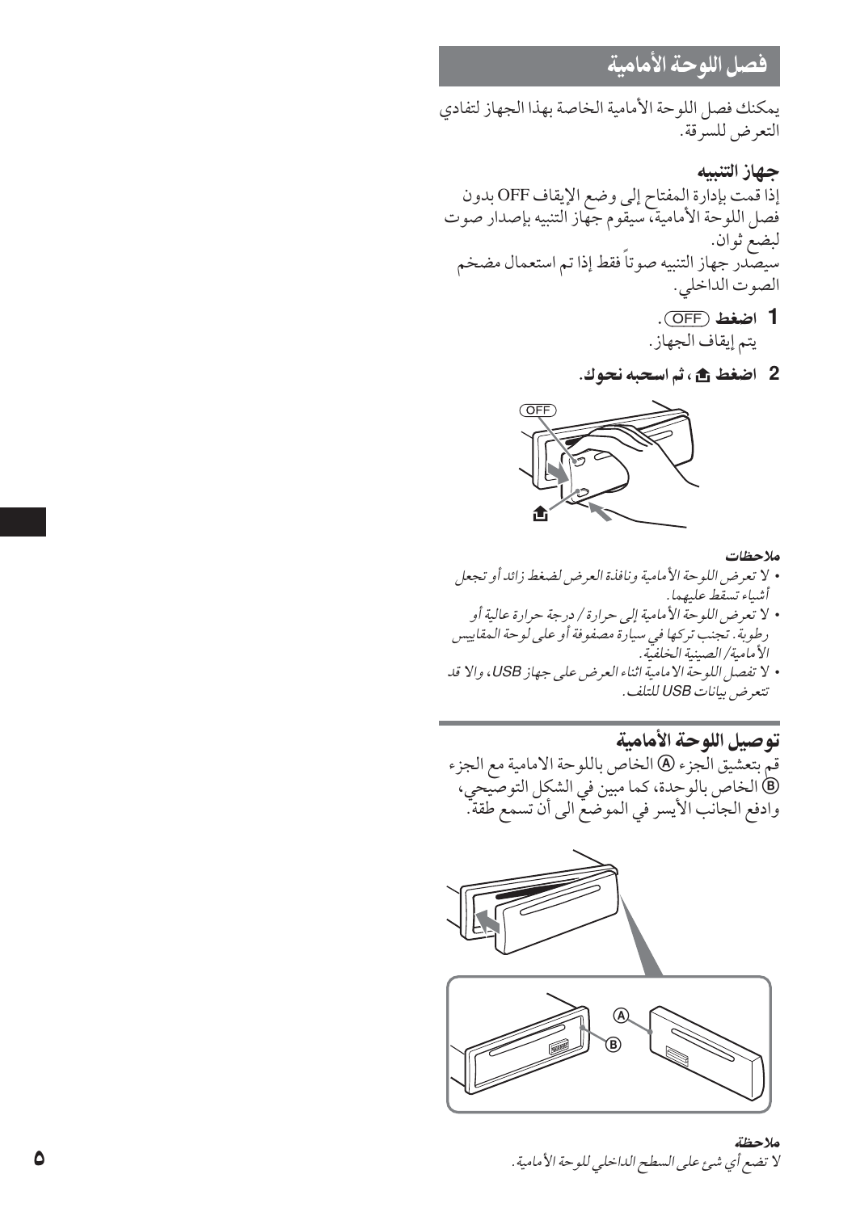## فصل اللوحة الأمامية

يمكنك فصل اللوحة الأمامية الخاصة بهذا الجهاز لتفادي التعرض للسرقة.

### جهاز التنبيه

إذا قمت بإدارة المفتاح إلى وضع الإيقاف OFF بدون فصل اللوحة الأمامية، سيقوم جهاز التنبيه بإصدار صوت لبضع ثوان.
سيصدر جهاز التنبيه صوتاً فقط إذا تم استعمال مضخم الصوت الداخلي.

**1 اضغط (OFF).**
يتم إيقاف الجهاز.

**2 اضغط ⏏، ثم اسحبه نحوك.**

**ملاحظات**

- *لا تعرض اللوحة الأمامية ونافذة العرض لضغط زائد أو تجعل أشياء تسقط عليهما.*
- *لا تعرض اللوحة الأمامية إلى حرارة / درجة حرارة عالية أو رطوبة. تجنب تركها في سيارة مصفوفة أو على لوحة المقاييس الأمامية/ الصينية الخلفية.*
- *لا تفصل اللوحة الامامية اثناء العرض على جهاز USB، والا قد تتعرض بيانات USB للتلف.*

## توصيل اللوحة الأمامية

قم بتعشيق الجزء Ⓐ الخاص باللوحة الامامية مع الجزء Ⓑ الخاص بالوحدة، كما مبين في الشكل التوصيحي، وادفع الجانب الأيسر في الموضع الى أن تسمع طقة.

**ملاحظة**

*لا تضع أي شئ على السطح الداخلي للوحة الأمامية.*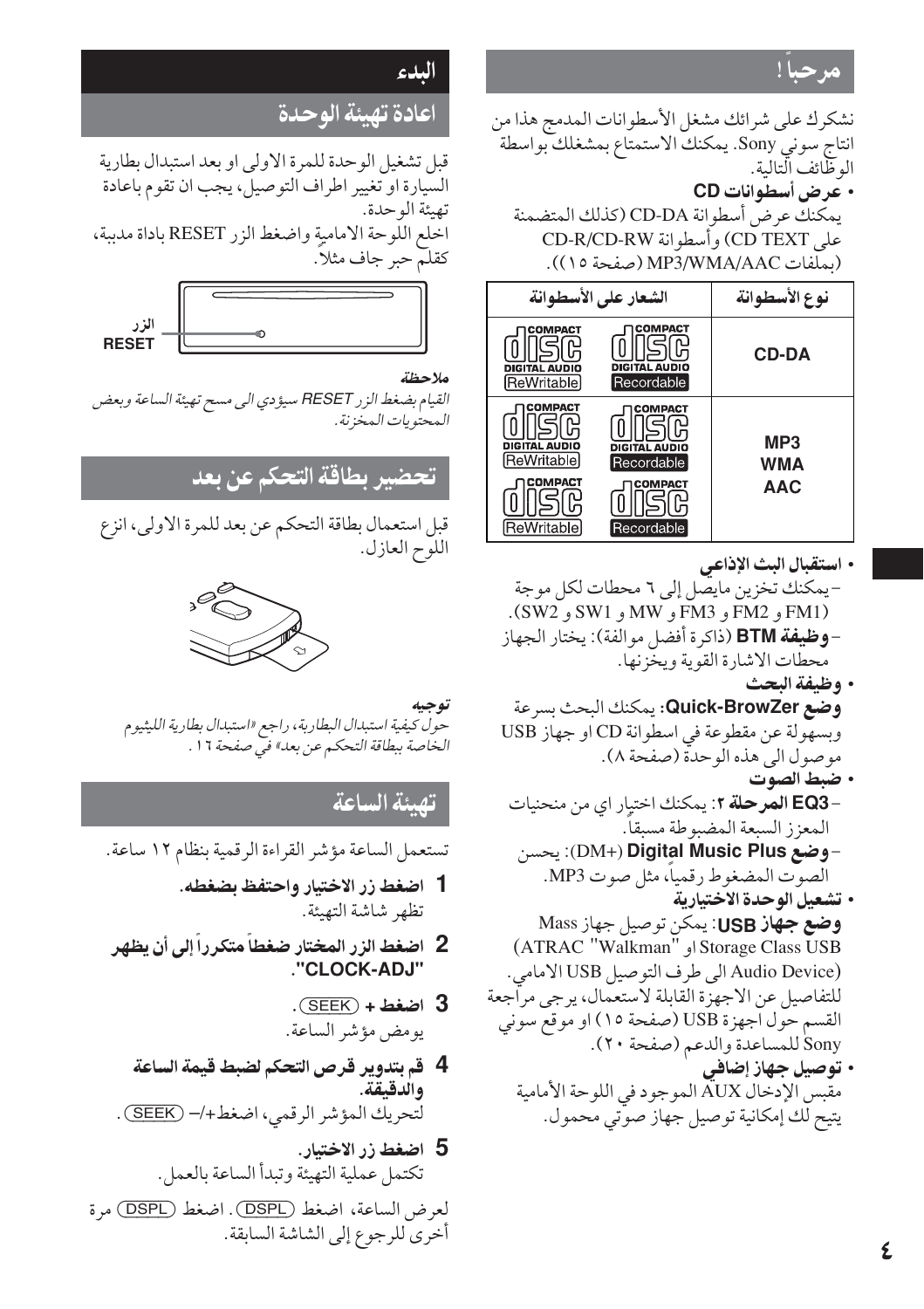## مرحباً !

نشكرك على شرائك مشغل الأسطوانات المدمج هذا من انتاج سوني Sony. يمكنك الاستمتاع بمشغلك بواسطة الوظائف التالية.

- **عرض أسطوانات CD**
  يمكنك عرض أسطوانة CD-DA (كذلك المتضمنة على CD TEXT) وأسطوانة CD-R/CD-RW (بملفات MP3/WMA/AAC (صفحة ١٥)).

| نوع الأسطوانة | الشعار على الأسطوانة |
|---|---|
| CD-DA | COMPACT disc DIGITAL AUDIO Recordable / COMPACT disc DIGITAL AUDIO ReWritable |
| MP3 WMA AAC | COMPACT disc DIGITAL AUDIO Recordable / COMPACT disc DIGITAL AUDIO ReWritable / COMPACT disc Recordable / COMPACT disc ReWritable |

- **استقبال البث الإذاعي**
  - يمكنك تخزين مايصل إلى ٦ محطات لكل موجة (FM1 و FM2 و FM3 و MW و SW1 و SW2).
  - **وظيفة BTM** (ذاكرة أفضل موالفة): يختار الجهاز محطات الاشارة القوية ويخزنها.
- **وظيفة البحث**
  **وضع Quick-BrowZer**: يمكنك البحث بسرعة وبسهولة عن مقطوعة في اسطوانة CD او جهاز USB موصول الى هذه الوحدة (صفحة ٨).
- **ضبط الصوت**
  - **EQ3 المرحلة ٢**: يمكنك اختيار اي من منحنيات المعزز السبعة المضبوطة مسبقاً.
  - **وضع Digital Music Plus** (DM+): يحسن الصوت المضغوط رقمياً، مثل صوت MP3.
- **تشغيل الوحدة الاختيارية**
  **وضع جهاز USB**: يمكن توصيل جهاز Mass Storage Class USB (ATRAC "Walkman" او Audio Device) الى طرف التوصيل USB الامامي. للتفاصيل عن الاجهزة القابلة لاستعمال، يرجى مراجعة القسم حول اجهزة USB (صفحة ١٥) او موقع سوني Sony للمساعدة والدعم (صفحة ٢٠).
- **توصيل جهاز إضافي**
  مقبس الإدخال AUX الموجود في اللوحة الأمامية يتيح لك إمكانية توصيل جهاز صوتي محمول.

# البدء

## اعادة تهيئة الوحدة

قبل تشغيل الوحدة للمرة الاولى او بعد استبدال بطارية السيارة او تغيير اطراف التوصيل، يجب ان تقوم باعادة تهيئة الوحدة.

اخلع اللوحة الامامية واضغط الزر RESET باداة مدببة، كقلم حبر جاف مثلاً.

الزر RESET

**ملاحظة**

*القيام بضغط الزر RESET سيؤدي الى مسح تهيئة الساعة وبعض المحتويات المخزنة.*

## تحضير بطاقة التحكم عن بعد

قبل استعمال بطاقة التحكم عن بعد للمرة الاولى، انزع اللوح العازل.

**توجيه**

*حول كيفية استبدال البطارية، راجع «استبدال بطارية الليثيوم الخاصة ببطاقة التحكم عن بعد» في صفحة ١٦.*

## تهيئة الساعة

تستعمل الساعة مؤشر القراءة الرقمية بنظام ١٢ ساعة.

1. **اضغط زر الاختيار واحتفظ بضغطه.**
   تظهر شاشة التهيئة.
2. **اضغط الزر المختار ضغطاً متكرراً إلى أن يظهر "CLOCK-ADJ".**
3. **اضغط + (SEEK).**
   يومض مؤشر الساعة.
4. **قم بتدوير قرص التحكم لضبط قيمة الساعة والدقيقة.**
   لتحريك المؤشر الرقمي، اضغط+/– (SEEK).
5. **اضغط زر الاختيار.**
   تكتمل عملية التهيئة وتبدأ الساعة بالعمل.

لعرض الساعة، اضغط (DSPL). اضغط (DSPL) مرة أخرى للرجوع إلى الشاشة السابقة.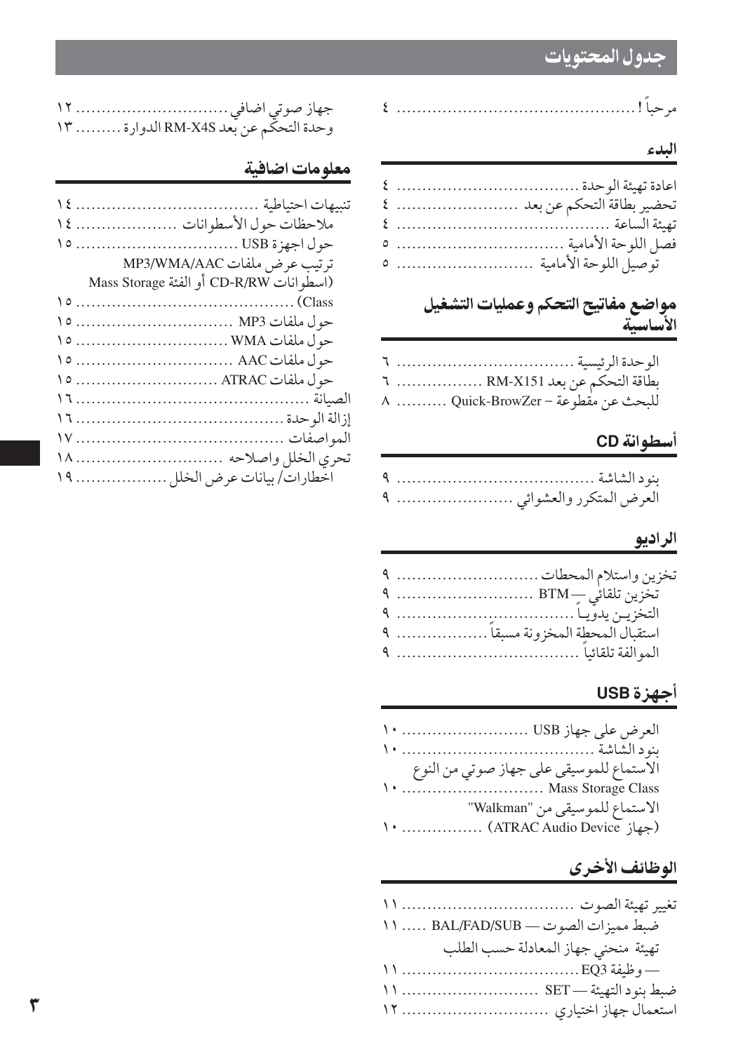# جدول المحتويات

مرحباً ! ............................................... ٤

## البدء

اعادة تهيئة الوحدة ................................... ٤
تحضير بطاقة التحكم عن بعد ......................... ٤
تهيئة الساعة ......................................... ٤
فصل اللوحة الأمامية ................................. ٥
توصيل اللوحة الأمامية ........................... ٥

## مواضع مفاتيح التحكم وعمليات التشغيل الأساسية

الوحدة الرئيسية ..................................... ٦
بطاقة التحكم عن بعد RM-X151 ................. ٦
للبحث عن مقطوعة – Quick-BrowZer .......... ٨

## أسطوانة CD

بنود الشاشة ....................................... ٩
العرض المتكرر والعشوائي ........................ ٩

## الراديو

تخزين واستلام المحطات ............................ ٩
تخزين تلقائي — BTM ........................... ٩
التخزيـن يدويـاً ................................... ٩
استقبال المحطة المخزونة مسبقاً ................. ٩
الموالفة تلقائياً ................................... ٩

## أجهزة USB

العرض على جهاز USB ......................... ١٠
بنود الشاشة ..................................... ١٠
الاستماع للموسيقى على جهاز صوتي من النوع Mass Storage Class ............................ ١٠
الاستماع للموسيقى من "Walkman" (جهاز ATRAC Audio Device) ................ ١٠

## الوظائف الأخرى

تغيير تهيئة الصوت ................................. ١١
ضبط مميزات الصوت — BAL/FAD/SUB ..... ١١
تهيئة منحني جهاز المعادلة حسب الطلب — وظيفة EQ3 .................................. ١١
ضبط بنود التهيئة — SET ........................ ١١
استعمال جهاز اختياري ............................ ١٢
جهاز صوتي اضافي ................................ ١٢
وحدة التحكم عن بعد RM-X4S الدوارة ......... ١٣

## معلومات اضافية

تنبيهات احتياطية ................................... ١٤
ملاحظات حول الأسطوانات ..................... ١٤
حول اجهزة USB ................................. ١٥
ترتيب عرض ملفات MP3/WMA/AAC (اسطوانات CD-R/RW أو الفئة Mass Storage Class) .......................................... ١٥
حول ملفات MP3 ................................ ١٥
حول ملفات WMA ............................... ١٥
حول ملفات AAC ................................ ١٥
حول ملفات ATRAC ............................ ١٥
الصيانة ............................................... ١٦
إزالة الوحدة ........................................ ١٦
المواصفات ........................................ ١٧
تحري الخلل واصلاحه ............................ ١٨
اخطارات/ بيانات عرض الخلل .................. ١٩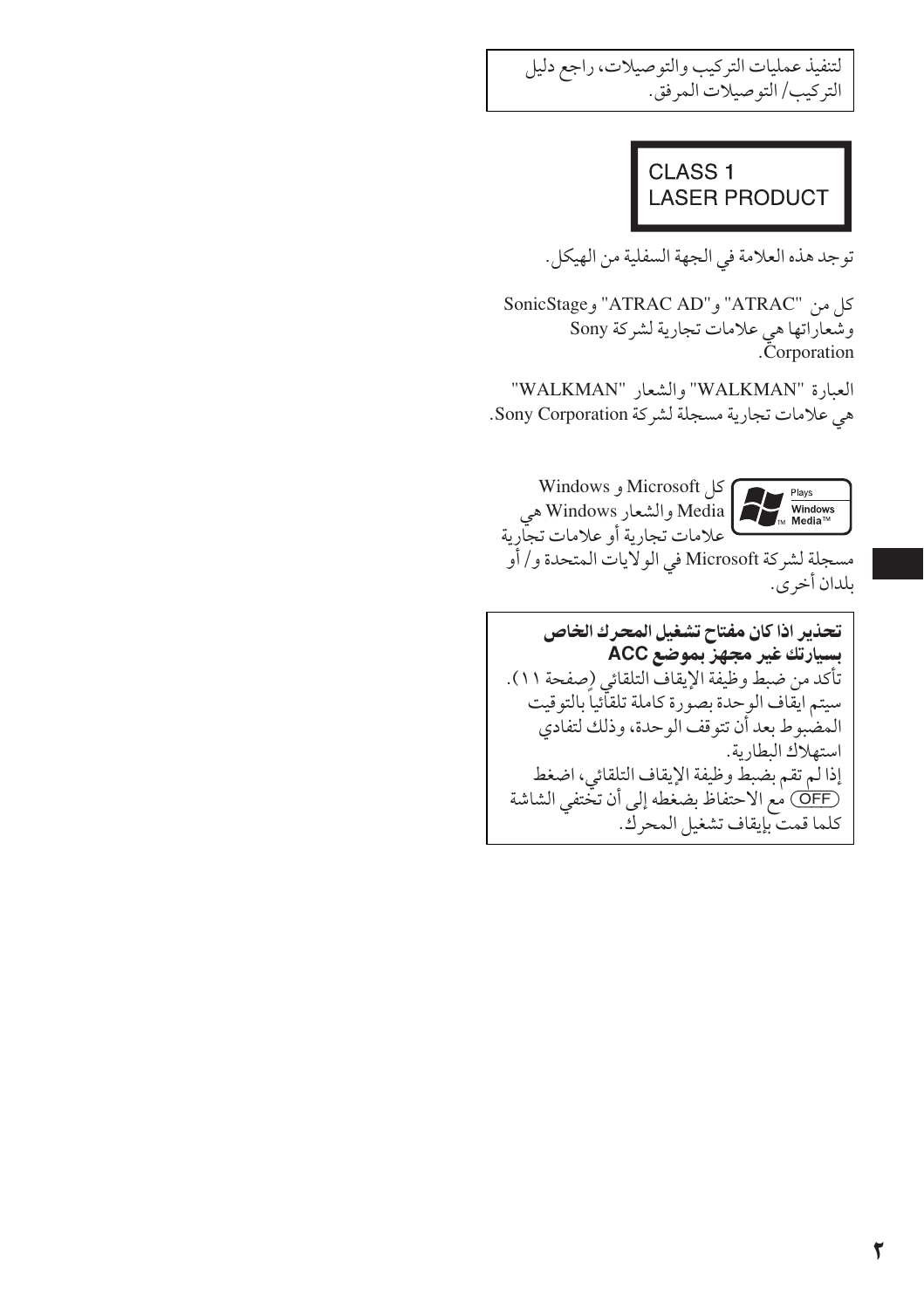لتنفيذ عمليات التركيب والتوصيلات، راجع دليل التركيب/ التوصيلات المرفق.

CLASS 1
LASER PRODUCT

توجد هذه العلامة في الجهة السفلية من الهيكل.

كل من "ATRAC" و"ATRAC AD" وSonicStage وشعاراتها هي علامات تجارية لشركة Sony Corporation.

العبارة "WALKMAN" والشعار "WALKMAN" هي علامات تجارية مسجلة لشركة Sony Corporation.

Plays Windows Media™

كل Microsoft و Windows Media والشعار Windows هي علامات تجارية أو علامات تجارية مسجلة لشركة Microsoft في الولايات المتحدة و/ أو بلدان أخرى.

**تحذير اذا كان مفتاح تشغيل المحرك الخاص بسيارتك غير مجهز بموضع ACC**

تأكد من ضبط وظيفة الإيقاف التلقائي (صفحة ١١). سيتم ايقاف الوحدة بصورة كاملة تلقائياً بالتوقيت المضبوط بعد أن تتوقف الوحدة، وذلك لتفادي استهلاك البطارية.

إذا لم تقم بضبط وظيفة الإيقاف التلقائي، اضغط (OFF) مع الاحتفاظ بضغطه إلى أن تختفي الشاشة كلما قمت بإيقاف تشغيل المحرك.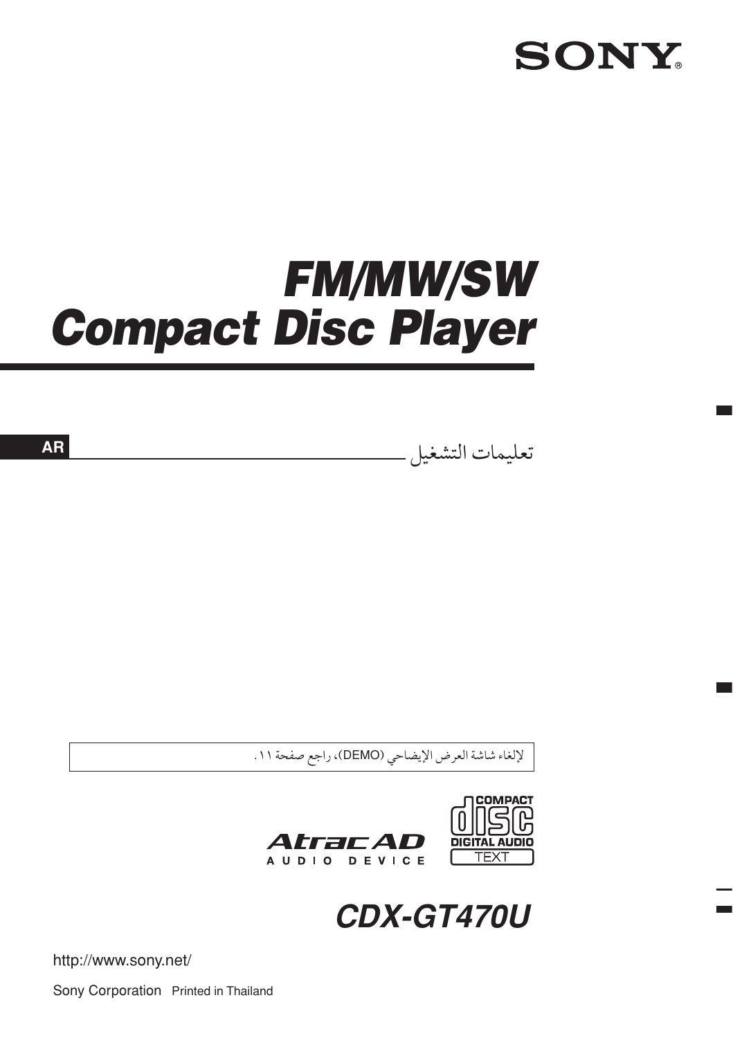SONY

# FM/MW/SW Compact Disc Player

**AR** تعليمات التشغيل

لإلغاء شاشة العرض الإيضاحي (DEMO)، راجع صفحة ١١.

COMPACT disc DIGITAL AUDIO TEXT

AtracAD AUDIO DEVICE

## CDX-GT470U

http://www.sony.net/

Sony Corporation Printed in Thailand